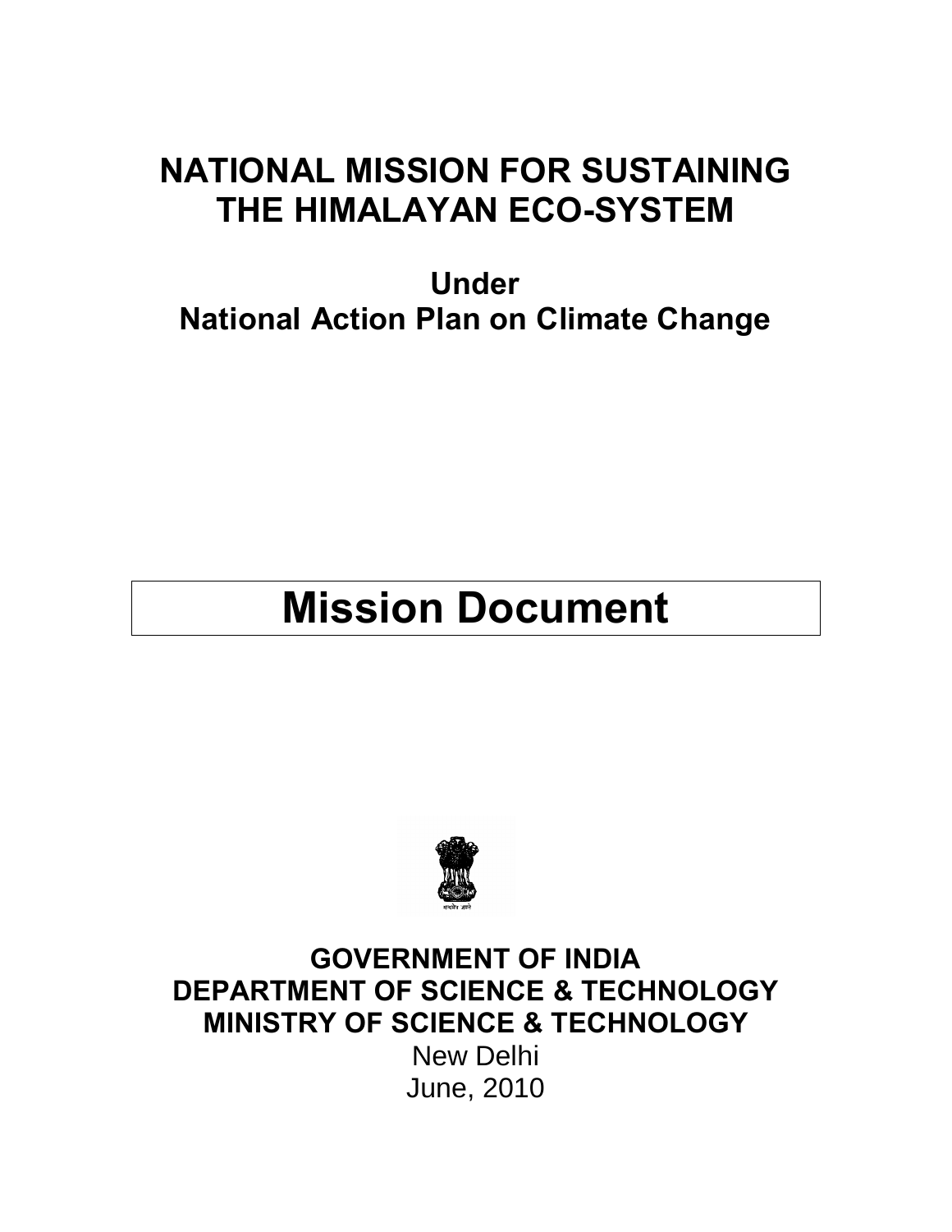# NATIONAL MISSION FOR SUSTAINING THE HIMALAYAN ECO-SYSTEM

## Under
## National Action Plan on Climate Change

# Mission Document

**GOVERNMENT OF INDIA**
**DEPARTMENT OF SCIENCE & TECHNOLOGY**
**MINISTRY OF SCIENCE & TECHNOLOGY**

New Delhi

June, 2010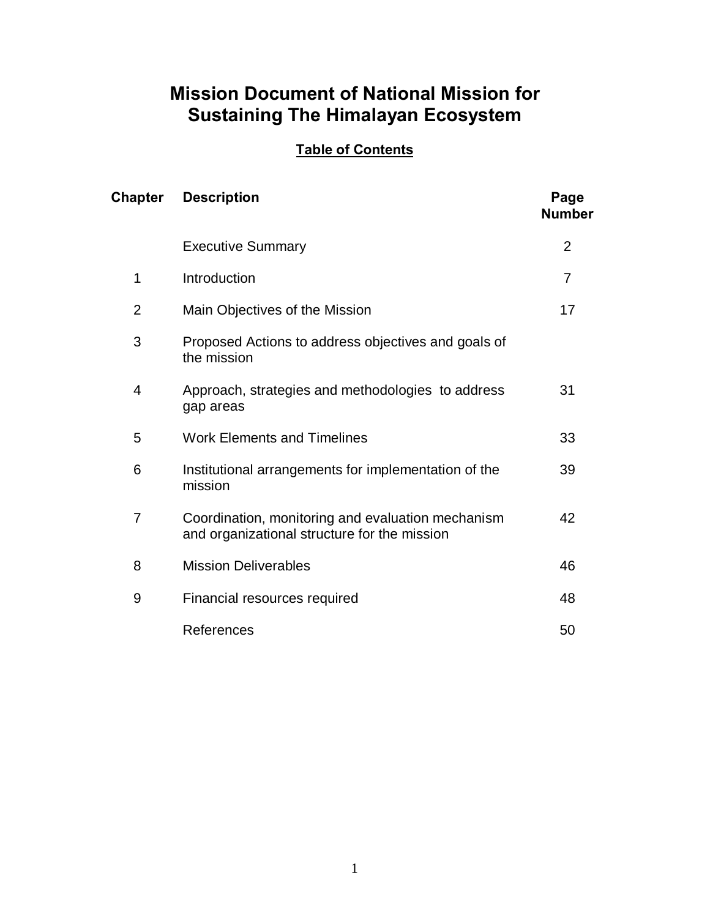# Mission Document of National Mission for Sustaining The Himalayan Ecosystem

## Table of Contents

| Chapter | Description | Page Number |
|---|---|---|
| | Executive Summary | 2 |
| 1 | Introduction | 7 |
| 2 | Main Objectives of the Mission | 17 |
| 3 | Proposed Actions to address objectives and goals of the mission | |
| 4 | Approach, strategies and methodologies to address gap areas | 31 |
| 5 | Work Elements and Timelines | 33 |
| 6 | Institutional arrangements for implementation of the mission | 39 |
| 7 | Coordination, monitoring and evaluation mechanism and organizational structure for the mission | 42 |
| 8 | Mission Deliverables | 46 |
| 9 | Financial resources required | 48 |
| | References | 50 |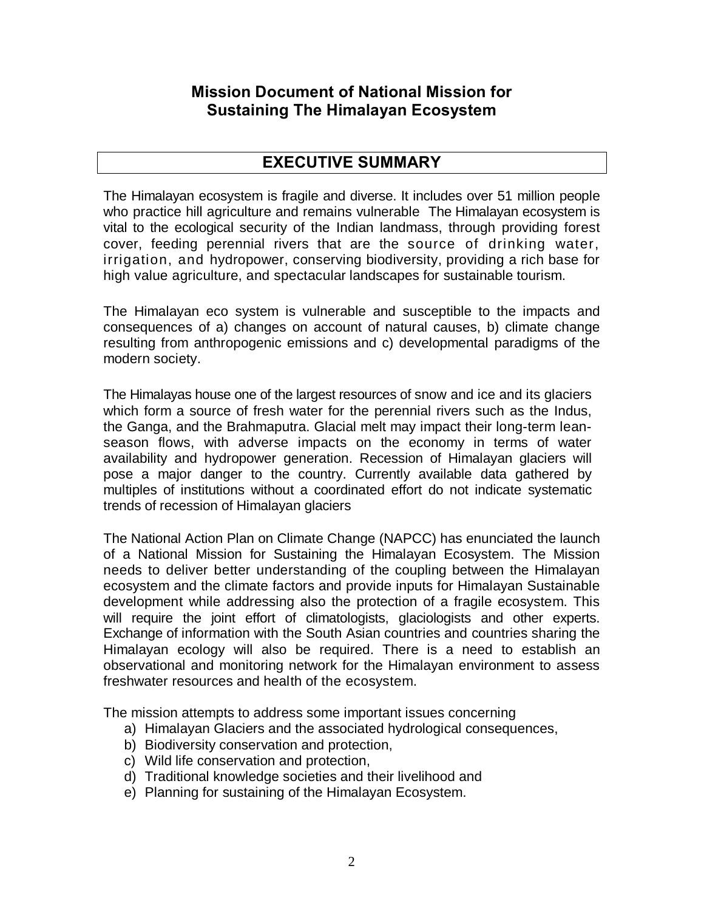# Mission Document of National Mission for Sustaining The Himalayan Ecosystem

## EXECUTIVE SUMMARY

The Himalayan ecosystem is fragile and diverse. It includes over 51 million people who practice hill agriculture and remains vulnerable The Himalayan ecosystem is vital to the ecological security of the Indian landmass, through providing forest cover, feeding perennial rivers that are the source of drinking water, irrigation, and hydropower, conserving biodiversity, providing a rich base for high value agriculture, and spectacular landscapes for sustainable tourism.

The Himalayan eco system is vulnerable and susceptible to the impacts and consequences of a) changes on account of natural causes, b) climate change resulting from anthropogenic emissions and c) developmental paradigms of the modern society.

The Himalayas house one of the largest resources of snow and ice and its glaciers which form a source of fresh water for the perennial rivers such as the Indus, the Ganga, and the Brahmaputra. Glacial melt may impact their long-term lean-season flows, with adverse impacts on the economy in terms of water availability and hydropower generation. Recession of Himalayan glaciers will pose a major danger to the country. Currently available data gathered by multiples of institutions without a coordinated effort do not indicate systematic trends of recession of Himalayan glaciers

The National Action Plan on Climate Change (NAPCC) has enunciated the launch of a National Mission for Sustaining the Himalayan Ecosystem. The Mission needs to deliver better understanding of the coupling between the Himalayan ecosystem and the climate factors and provide inputs for Himalayan Sustainable development while addressing also the protection of a fragile ecosystem. This will require the joint effort of climatologists, glaciologists and other experts. Exchange of information with the South Asian countries and countries sharing the Himalayan ecology will also be required. There is a need to establish an observational and monitoring network for the Himalayan environment to assess freshwater resources and health of the ecosystem.

The mission attempts to address some important issues concerning

a) Himalayan Glaciers and the associated hydrological consequences,
b) Biodiversity conservation and protection,
c) Wild life conservation and protection,
d) Traditional knowledge societies and their livelihood and
e) Planning for sustaining of the Himalayan Ecosystem.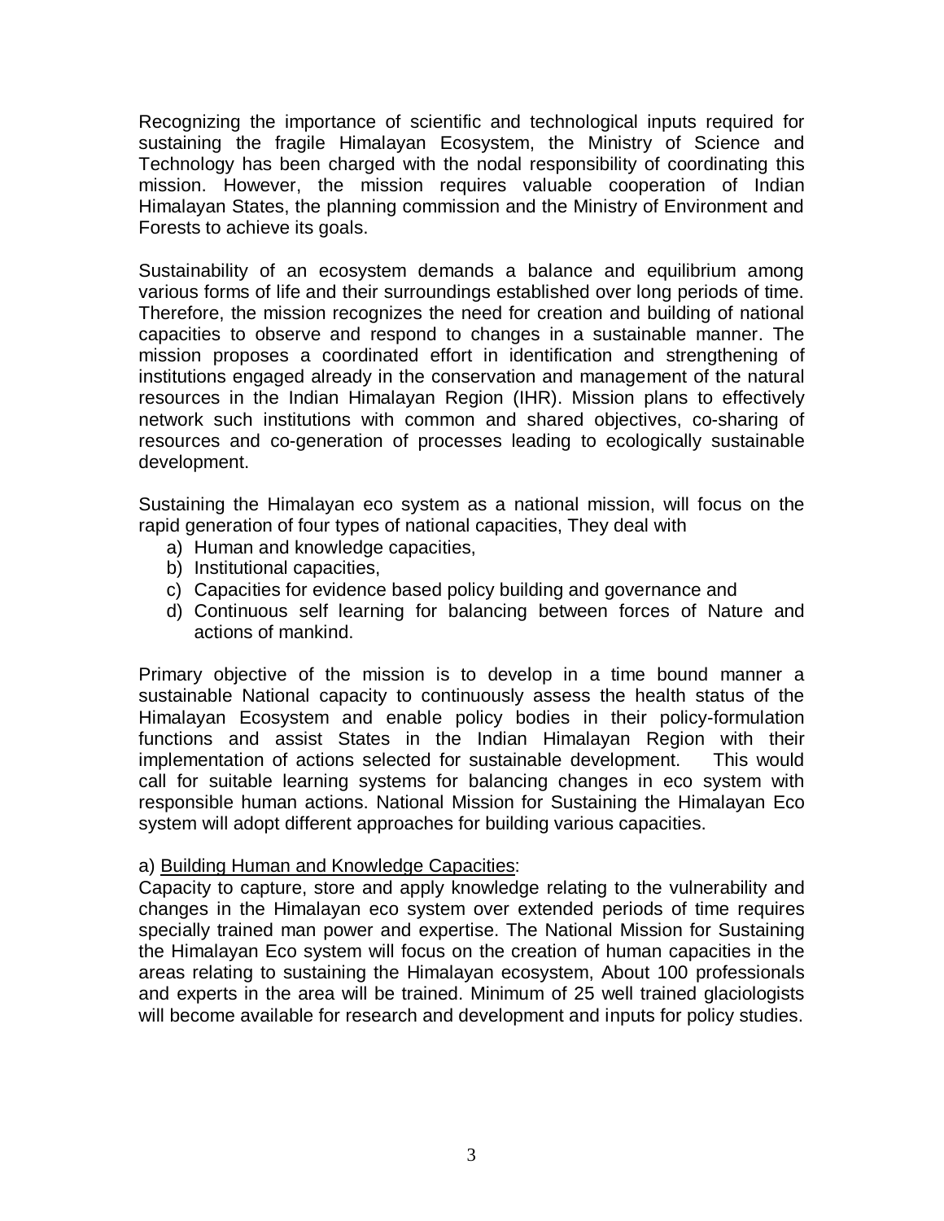Recognizing the importance of scientific and technological inputs required for sustaining the fragile Himalayan Ecosystem, the Ministry of Science and Technology has been charged with the nodal responsibility of coordinating this mission. However, the mission requires valuable cooperation of Indian Himalayan States, the planning commission and the Ministry of Environment and Forests to achieve its goals.

Sustainability of an ecosystem demands a balance and equilibrium among various forms of life and their surroundings established over long periods of time. Therefore, the mission recognizes the need for creation and building of national capacities to observe and respond to changes in a sustainable manner. The mission proposes a coordinated effort in identification and strengthening of institutions engaged already in the conservation and management of the natural resources in the Indian Himalayan Region (IHR). Mission plans to effectively network such institutions with common and shared objectives, co-sharing of resources and co-generation of processes leading to ecologically sustainable development.

Sustaining the Himalayan eco system as a national mission, will focus on the rapid generation of four types of national capacities, They deal with

a) Human and knowledge capacities,
b) Institutional capacities,
c) Capacities for evidence based policy building and governance and
d) Continuous self learning for balancing between forces of Nature and actions of mankind.

Primary objective of the mission is to develop in a time bound manner a sustainable National capacity to continuously assess the health status of the Himalayan Ecosystem and enable policy bodies in their policy-formulation functions and assist States in the Indian Himalayan Region with their implementation of actions selected for sustainable development. This would call for suitable learning systems for balancing changes in eco system with responsible human actions. National Mission for Sustaining the Himalayan Eco system will adopt different approaches for building various capacities.

a) <u>Building Human and Knowledge Capacities</u>:

Capacity to capture, store and apply knowledge relating to the vulnerability and changes in the Himalayan eco system over extended periods of time requires specially trained man power and expertise. The National Mission for Sustaining the Himalayan Eco system will focus on the creation of human capacities in the areas relating to sustaining the Himalayan ecosystem, About 100 professionals and experts in the area will be trained. Minimum of 25 well trained glaciologists will become available for research and development and inputs for policy studies.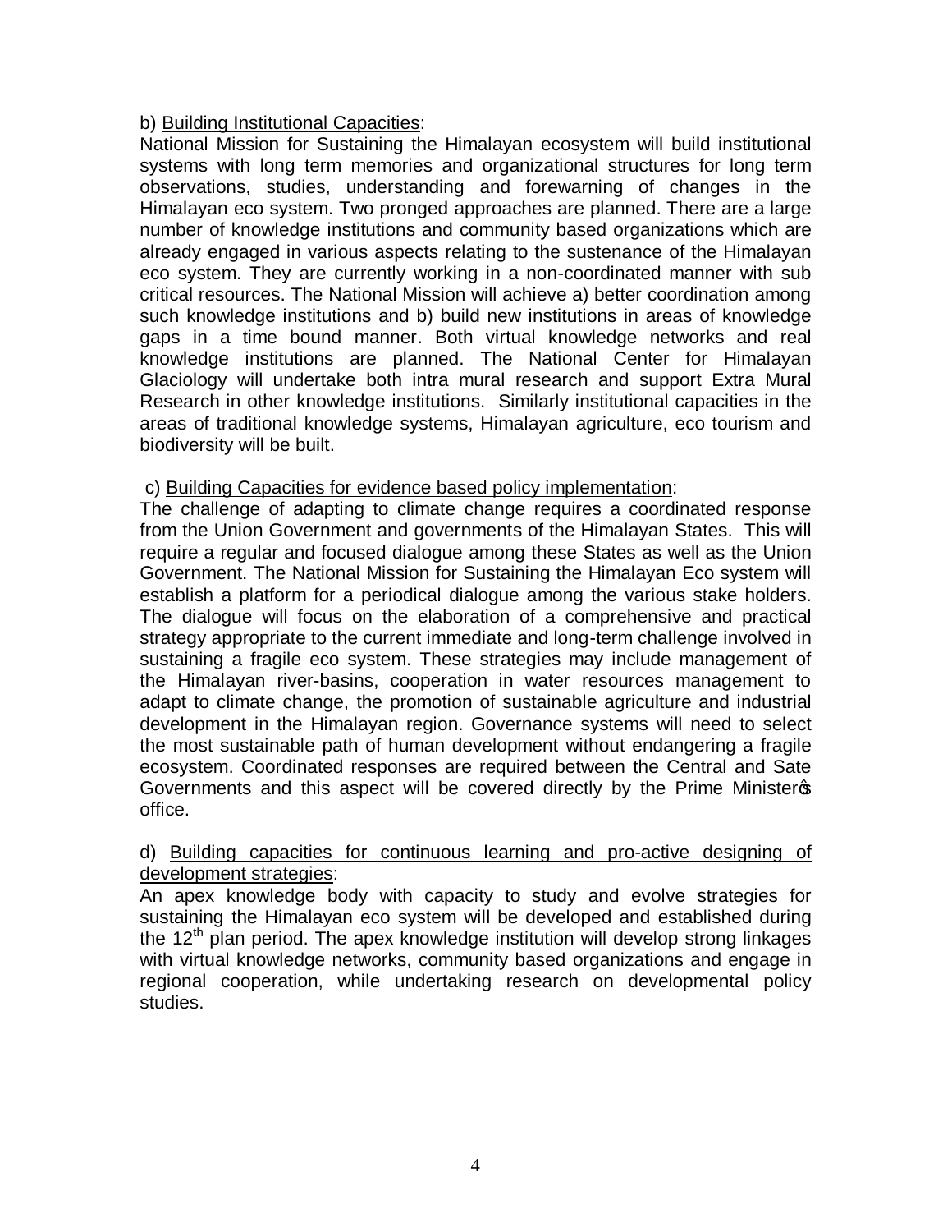b) Building Institutional Capacities:

National Mission for Sustaining the Himalayan ecosystem will build institutional systems with long term memories and organizational structures for long term observations, studies, understanding and forewarning of changes in the Himalayan eco system. Two pronged approaches are planned. There are a large number of knowledge institutions and community based organizations which are already engaged in various aspects relating to the sustenance of the Himalayan eco system. They are currently working in a non-coordinated manner with sub critical resources. The National Mission will achieve a) better coordination among such knowledge institutions and b) build new institutions in areas of knowledge gaps in a time bound manner. Both virtual knowledge networks and real knowledge institutions are planned. The National Center for Himalayan Glaciology will undertake both intra mural research and support Extra Mural Research in other knowledge institutions. Similarly institutional capacities in the areas of traditional knowledge systems, Himalayan agriculture, eco tourism and biodiversity will be built.

c) Building Capacities for evidence based policy implementation:

The challenge of adapting to climate change requires a coordinated response from the Union Government and governments of the Himalayan States. This will require a regular and focused dialogue among these States as well as the Union Government. The National Mission for Sustaining the Himalayan Eco system will establish a platform for a periodical dialogue among the various stake holders. The dialogue will focus on the elaboration of a comprehensive and practical strategy appropriate to the current immediate and long-term challenge involved in sustaining a fragile eco system. These strategies may include management of the Himalayan river-basins, cooperation in water resources management to adapt to climate change, the promotion of sustainable agriculture and industrial development in the Himalayan region. Governance systems will need to select the most sustainable path of human development without endangering a fragile ecosystem. Coordinated responses are required between the Central and Sate Governments and this aspect will be covered directly by the Prime Minister's office.

d) Building capacities for continuous learning and pro-active designing of development strategies:

An apex knowledge body with capacity to study and evolve strategies for sustaining the Himalayan eco system will be developed and established during the 12th plan period. The apex knowledge institution will develop strong linkages with virtual knowledge networks, community based organizations and engage in regional cooperation, while undertaking research on developmental policy studies.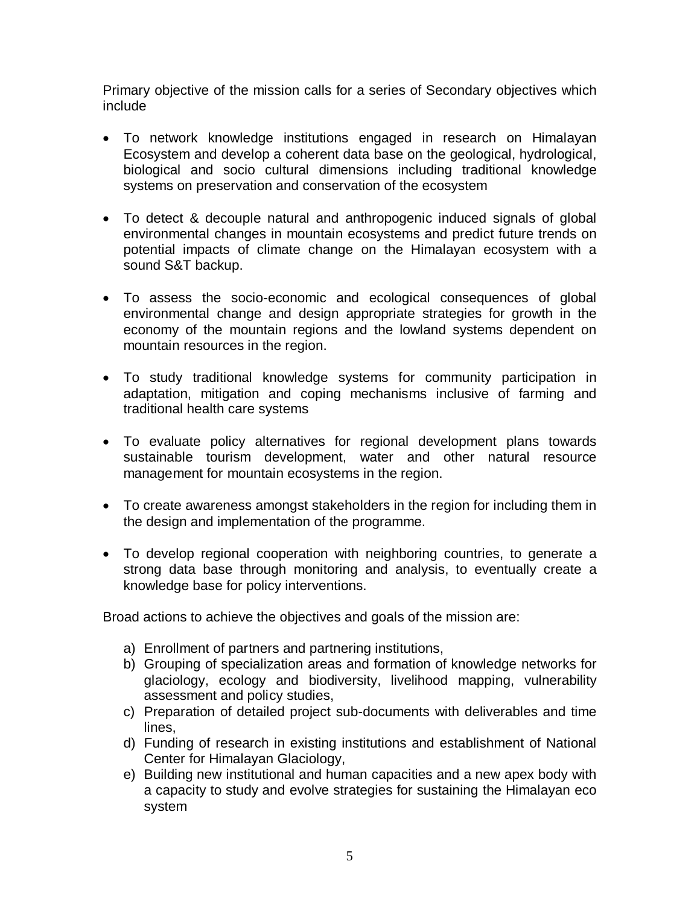Primary objective of the mission calls for a series of Secondary objectives which include

- To network knowledge institutions engaged in research on Himalayan Ecosystem and develop a coherent data base on the geological, hydrological, biological and socio cultural dimensions including traditional knowledge systems on preservation and conservation of the ecosystem

- To detect & decouple natural and anthropogenic induced signals of global environmental changes in mountain ecosystems and predict future trends on potential impacts of climate change on the Himalayan ecosystem with a sound S&T backup.

- To assess the socio-economic and ecological consequences of global environmental change and design appropriate strategies for growth in the economy of the mountain regions and the lowland systems dependent on mountain resources in the region.

- To study traditional knowledge systems for community participation in adaptation, mitigation and coping mechanisms inclusive of farming and traditional health care systems

- To evaluate policy alternatives for regional development plans towards sustainable tourism development, water and other natural resource management for mountain ecosystems in the region.

- To create awareness amongst stakeholders in the region for including them in the design and implementation of the programme.

- To develop regional cooperation with neighboring countries, to generate a strong data base through monitoring and analysis, to eventually create a knowledge base for policy interventions.

Broad actions to achieve the objectives and goals of the mission are:

a) Enrollment of partners and partnering institutions,
b) Grouping of specialization areas and formation of knowledge networks for glaciology, ecology and biodiversity, livelihood mapping, vulnerability assessment and policy studies,
c) Preparation of detailed project sub-documents with deliverables and time lines,
d) Funding of research in existing institutions and establishment of National Center for Himalayan Glaciology,
e) Building new institutional and human capacities and a new apex body with a capacity to study and evolve strategies for sustaining the Himalayan eco system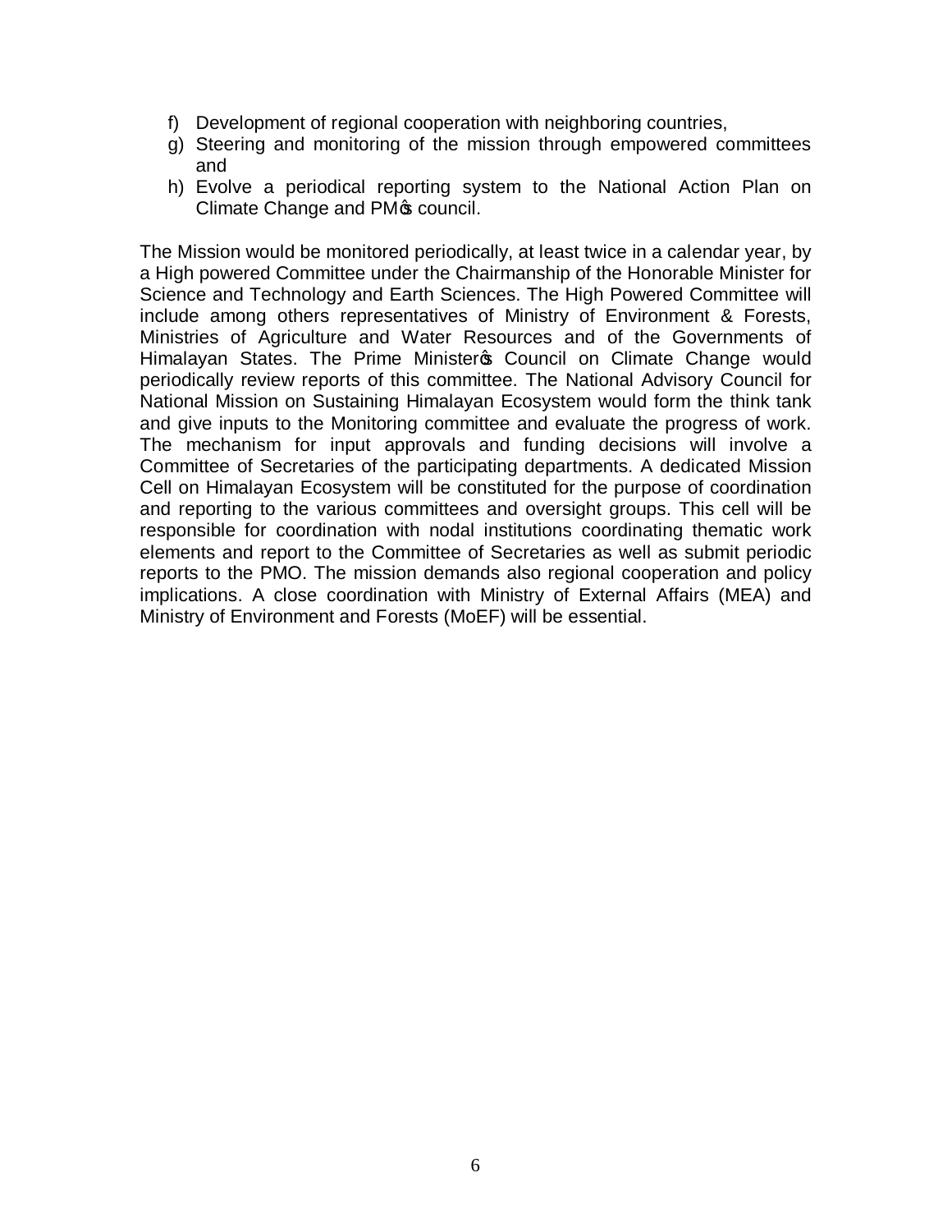f) Development of regional cooperation with neighboring countries,
g) Steering and monitoring of the mission through empowered committees and
h) Evolve a periodical reporting system to the National Action Plan on Climate Change and PM's council.

The Mission would be monitored periodically, at least twice in a calendar year, by a High powered Committee under the Chairmanship of the Honorable Minister for Science and Technology and Earth Sciences. The High Powered Committee will include among others representatives of Ministry of Environment & Forests, Ministries of Agriculture and Water Resources and of the Governments of Himalayan States. The Prime Minister's Council on Climate Change would periodically review reports of this committee. The National Advisory Council for National Mission on Sustaining Himalayan Ecosystem would form the think tank and give inputs to the Monitoring committee and evaluate the progress of work. The mechanism for input approvals and funding decisions will involve a Committee of Secretaries of the participating departments. A dedicated Mission Cell on Himalayan Ecosystem will be constituted for the purpose of coordination and reporting to the various committees and oversight groups. This cell will be responsible for coordination with nodal institutions coordinating thematic work elements and report to the Committee of Secretaries as well as submit periodic reports to the PMO. The mission demands also regional cooperation and policy implications. A close coordination with Ministry of External Affairs (MEA) and Ministry of Environment and Forests (MoEF) will be essential.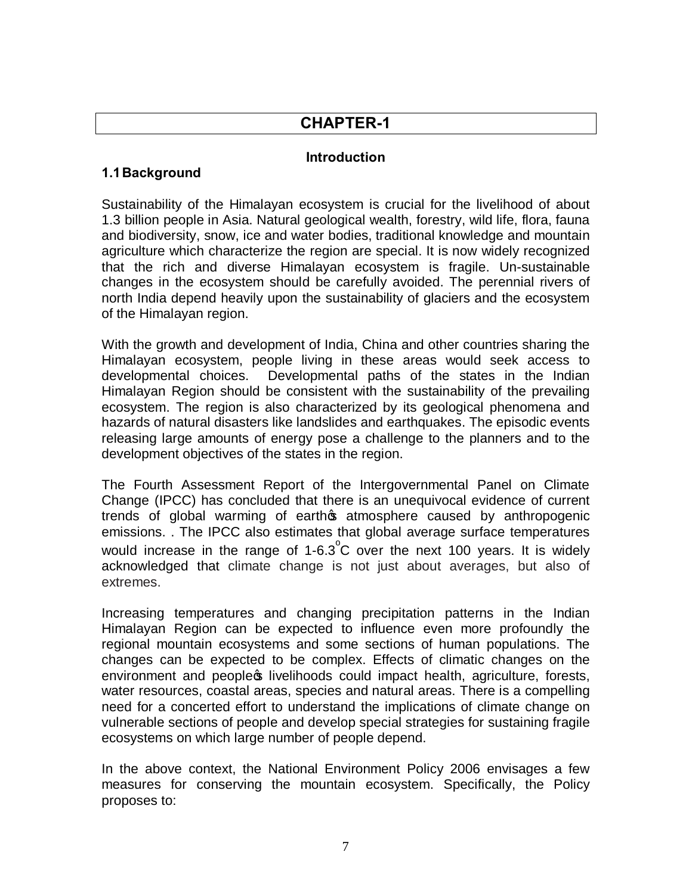# CHAPTER-1

## Introduction

### 1.1 Background

Sustainability of the Himalayan ecosystem is crucial for the livelihood of about 1.3 billion people in Asia. Natural geological wealth, forestry, wild life, flora, fauna and biodiversity, snow, ice and water bodies, traditional knowledge and mountain agriculture which characterize the region are special. It is now widely recognized that the rich and diverse Himalayan ecosystem is fragile. Un-sustainable changes in the ecosystem should be carefully avoided. The perennial rivers of north India depend heavily upon the sustainability of glaciers and the ecosystem of the Himalayan region.

With the growth and development of India, China and other countries sharing the Himalayan ecosystem, people living in these areas would seek access to developmental choices. Developmental paths of the states in the Indian Himalayan Region should be consistent with the sustainability of the prevailing ecosystem. The region is also characterized by its geological phenomena and hazards of natural disasters like landslides and earthquakes. The episodic events releasing large amounts of energy pose a challenge to the planners and to the development objectives of the states in the region.

The Fourth Assessment Report of the Intergovernmental Panel on Climate Change (IPCC) has concluded that there is an unequivocal evidence of current trends of global warming of earth's atmosphere caused by anthropogenic emissions. . The IPCC also estimates that global average surface temperatures would increase in the range of 1-6.3$^{o}$C over the next 100 years. It is widely acknowledged that climate change is not just about averages, but also of extremes.

Increasing temperatures and changing precipitation patterns in the Indian Himalayan Region can be expected to influence even more profoundly the regional mountain ecosystems and some sections of human populations. The changes can be expected to be complex. Effects of climatic changes on the environment and people's livelihoods could impact health, agriculture, forests, water resources, coastal areas, species and natural areas. There is a compelling need for a concerted effort to understand the implications of climate change on vulnerable sections of people and develop special strategies for sustaining fragile ecosystems on which large number of people depend.

In the above context, the National Environment Policy 2006 envisages a few measures for conserving the mountain ecosystem. Specifically, the Policy proposes to: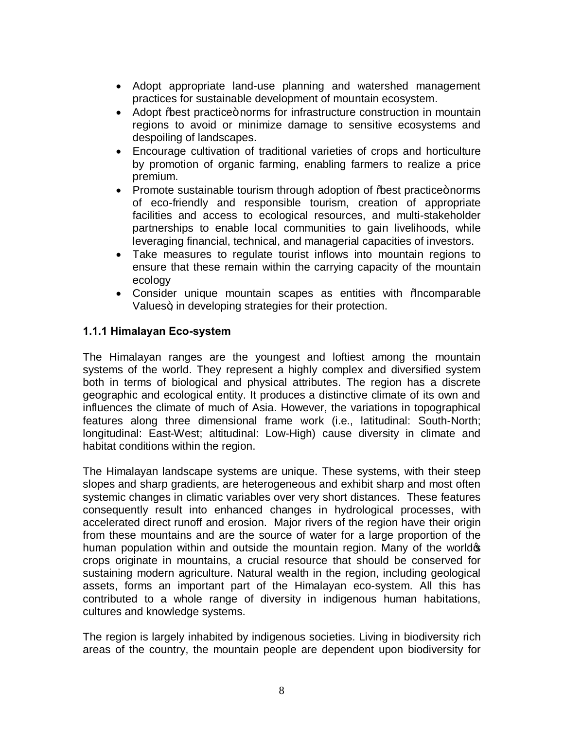- Adopt appropriate land-use planning and watershed management practices for sustainable development of mountain ecosystem.
- Adopt "best practice" norms for infrastructure construction in mountain regions to avoid or minimize damage to sensitive ecosystems and despoiling of landscapes.
- Encourage cultivation of traditional varieties of crops and horticulture by promotion of organic farming, enabling farmers to realize a price premium.
- Promote sustainable tourism through adoption of "best practice" norms of eco-friendly and responsible tourism, creation of appropriate facilities and access to ecological resources, and multi-stakeholder partnerships to enable local communities to gain livelihoods, while leveraging financial, technical, and managerial capacities of investors.
- Take measures to regulate tourist inflows into mountain regions to ensure that these remain within the carrying capacity of the mountain ecology
- Consider unique mountain scapes as entities with "Incomparable Values", in developing strategies for their protection.

### 1.1.1 Himalayan Eco-system

The Himalayan ranges are the youngest and loftiest among the mountain systems of the world. They represent a highly complex and diversified system both in terms of biological and physical attributes. The region has a discrete geographic and ecological entity. It produces a distinctive climate of its own and influences the climate of much of Asia. However, the variations in topographical features along three dimensional frame work (i.e., latitudinal: South-North; longitudinal: East-West; altitudinal: Low-High) cause diversity in climate and habitat conditions within the region.

The Himalayan landscape systems are unique. These systems, with their steep slopes and sharp gradients, are heterogeneous and exhibit sharp and most often systemic changes in climatic variables over very short distances. These features consequently result into enhanced changes in hydrological processes, with accelerated direct runoff and erosion. Major rivers of the region have their origin from these mountains and are the source of water for a large proportion of the human population within and outside the mountain region. Many of the world's crops originate in mountains, a crucial resource that should be conserved for sustaining modern agriculture. Natural wealth in the region, including geological assets, forms an important part of the Himalayan eco-system. All this has contributed to a whole range of diversity in indigenous human habitations, cultures and knowledge systems.

The region is largely inhabited by indigenous societies. Living in biodiversity rich areas of the country, the mountain people are dependent upon biodiversity for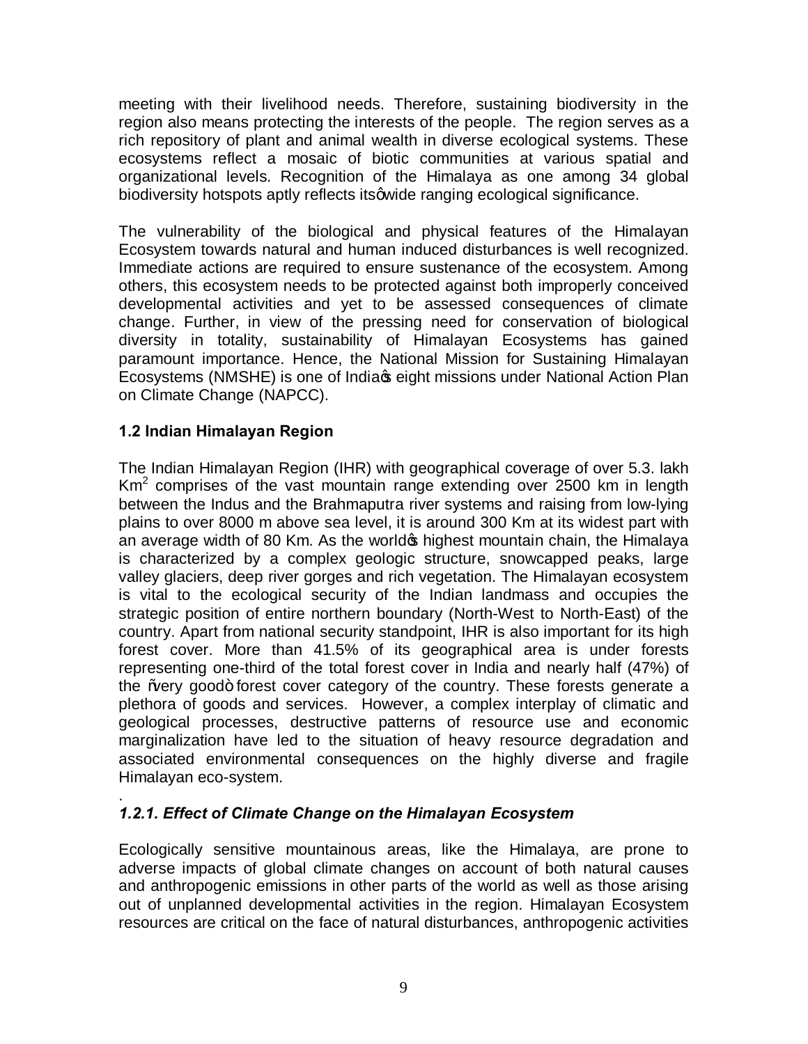meeting with their livelihood needs. Therefore, sustaining biodiversity in the region also means protecting the interests of the people. The region serves as a rich repository of plant and animal wealth in diverse ecological systems. These ecosystems reflect a mosaic of biotic communities at various spatial and organizational levels. Recognition of the Himalaya as one among 34 global biodiversity hotspots aptly reflects its' wide ranging ecological significance.

The vulnerability of the biological and physical features of the Himalayan Ecosystem towards natural and human induced disturbances is well recognized. Immediate actions are required to ensure sustenance of the ecosystem. Among others, this ecosystem needs to be protected against both improperly conceived developmental activities and yet to be assessed consequences of climate change. Further, in view of the pressing need for conservation of biological diversity in totality, sustainability of Himalayan Ecosystems has gained paramount importance. Hence, the National Mission for Sustaining Himalayan Ecosystems (NMSHE) is one of India's eight missions under National Action Plan on Climate Change (NAPCC).

### 1.2 Indian Himalayan Region

The Indian Himalayan Region (IHR) with geographical coverage of over 5.3. lakh $Km^2$ comprises of the vast mountain range extending over 2500 km in length between the Indus and the Brahmaputra river systems and raising from low-lying plains to over 8000 m above sea level, it is around 300 Km at its widest part with an average width of 80 Km. As the world's highest mountain chain, the Himalaya is characterized by a complex geologic structure, snowcapped peaks, large valley glaciers, deep river gorges and rich vegetation. The Himalayan ecosystem is vital to the ecological security of the Indian landmass and occupies the strategic position of entire northern boundary (North-West to North-East) of the country. Apart from national security standpoint, IHR is also important for its high forest cover. More than 41.5% of its geographical area is under forests representing one-third of the total forest cover in India and nearly half (47%) of the "very good" forest cover category of the country. These forests generate a plethora of goods and services. However, a complex interplay of climatic and geological processes, destructive patterns of resource use and economic marginalization have led to the situation of heavy resource degradation and associated environmental consequences on the highly diverse and fragile Himalayan eco-system.

.

#### *1.2.1. Effect of Climate Change on the Himalayan Ecosystem*

Ecologically sensitive mountainous areas, like the Himalaya, are prone to adverse impacts of global climate changes on account of both natural causes and anthropogenic emissions in other parts of the world as well as those arising out of unplanned developmental activities in the region. Himalayan Ecosystem resources are critical on the face of natural disturbances, anthropogenic activities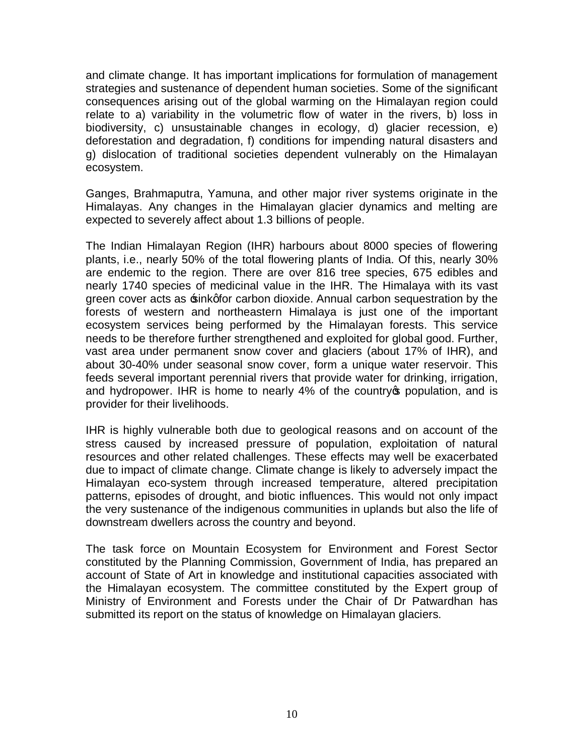and climate change. It has important implications for formulation of management strategies and sustenance of dependent human societies. Some of the significant consequences arising out of the global warming on the Himalayan region could relate to a) variability in the volumetric flow of water in the rivers, b) loss in biodiversity, c) unsustainable changes in ecology, d) glacier recession, e) deforestation and degradation, f) conditions for impending natural disasters and g) dislocation of traditional societies dependent vulnerably on the Himalayan ecosystem.

Ganges, Brahmaputra, Yamuna, and other major river systems originate in the Himalayas. Any changes in the Himalayan glacier dynamics and melting are expected to severely affect about 1.3 billions of people.

The Indian Himalayan Region (IHR) harbours about 8000 species of flowering plants, i.e., nearly 50% of the total flowering plants of India. Of this, nearly 30% are endemic to the region. There are over 816 tree species, 675 edibles and nearly 1740 species of medicinal value in the IHR. The Himalaya with its vast green cover acts as 'sink' for carbon dioxide. Annual carbon sequestration by the forests of western and northeastern Himalaya is just one of the important ecosystem services being performed by the Himalayan forests. This service needs to be therefore further strengthened and exploited for global good. Further, vast area under permanent snow cover and glaciers (about 17% of IHR), and about 30-40% under seasonal snow cover, form a unique water reservoir. This feeds several important perennial rivers that provide water for drinking, irrigation, and hydropower. IHR is home to nearly 4% of the country's population, and is provider for their livelihoods.

IHR is highly vulnerable both due to geological reasons and on account of the stress caused by increased pressure of population, exploitation of natural resources and other related challenges. These effects may well be exacerbated due to impact of climate change. Climate change is likely to adversely impact the Himalayan eco-system through increased temperature, altered precipitation patterns, episodes of drought, and biotic influences. This would not only impact the very sustenance of the indigenous communities in uplands but also the life of downstream dwellers across the country and beyond.

The task force on Mountain Ecosystem for Environment and Forest Sector constituted by the Planning Commission, Government of India, has prepared an account of State of Art in knowledge and institutional capacities associated with the Himalayan ecosystem. The committee constituted by the Expert group of Ministry of Environment and Forests under the Chair of Dr Patwardhan has submitted its report on the status of knowledge on Himalayan glaciers.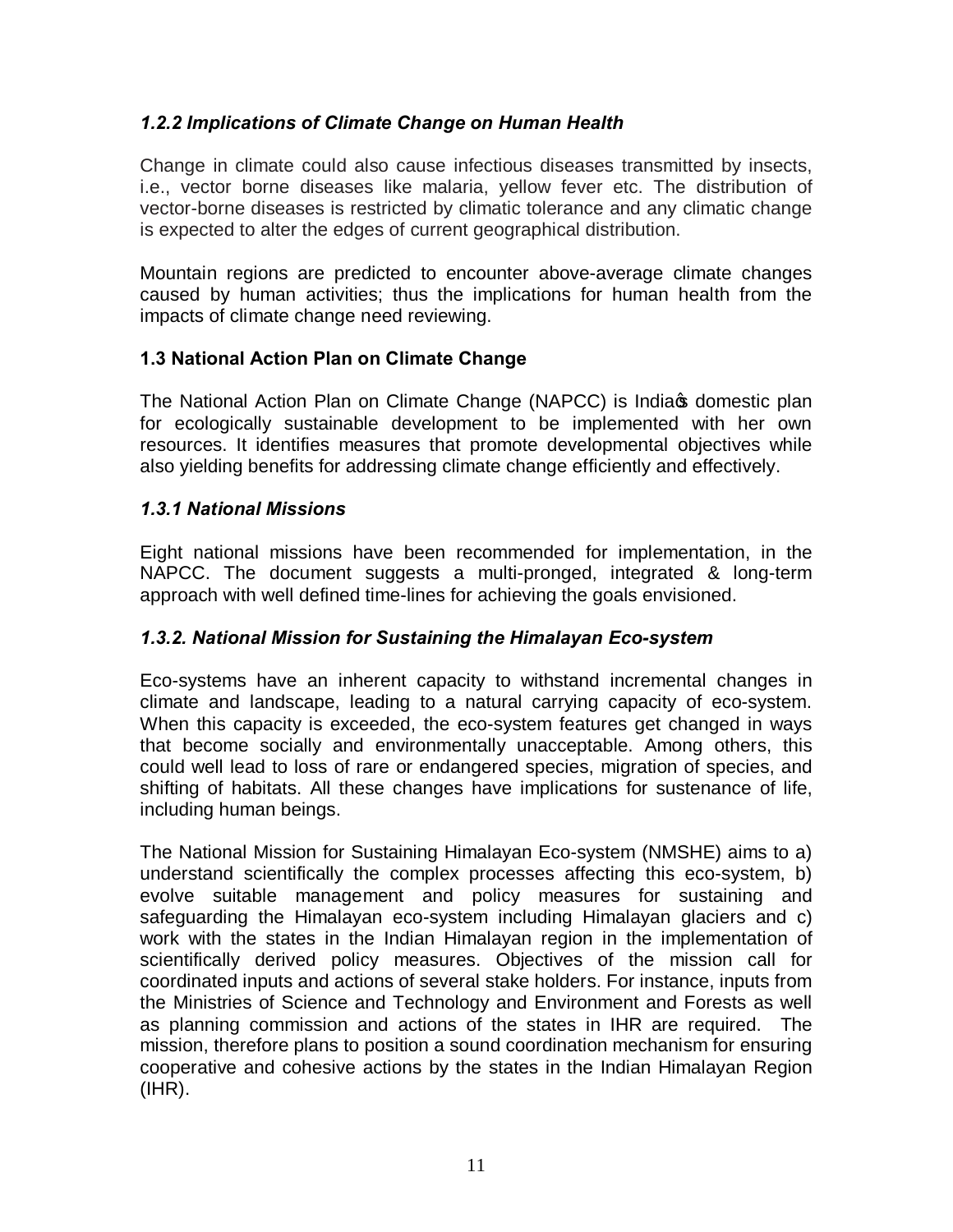### *1.2.2 Implications of Climate Change on Human Health*

Change in climate could also cause infectious diseases transmitted by insects, i.e., vector borne diseases like malaria, yellow fever etc. The distribution of vector-borne diseases is restricted by climatic tolerance and any climatic change is expected to alter the edges of current geographical distribution.

Mountain regions are predicted to encounter above-average climate changes caused by human activities; thus the implications for human health from the impacts of climate change need reviewing.

## 1.3 National Action Plan on Climate Change

The National Action Plan on Climate Change (NAPCC) is India's domestic plan for ecologically sustainable development to be implemented with her own resources. It identifies measures that promote developmental objectives while also yielding benefits for addressing climate change efficiently and effectively.

### *1.3.1 National Missions*

Eight national missions have been recommended for implementation, in the NAPCC. The document suggests a multi-pronged, integrated & long-term approach with well defined time-lines for achieving the goals envisioned.

### *1.3.2. National Mission for Sustaining the Himalayan Eco-system*

Eco-systems have an inherent capacity to withstand incremental changes in climate and landscape, leading to a natural carrying capacity of eco-system. When this capacity is exceeded, the eco-system features get changed in ways that become socially and environmentally unacceptable. Among others, this could well lead to loss of rare or endangered species, migration of species, and shifting of habitats. All these changes have implications for sustenance of life, including human beings.

The National Mission for Sustaining Himalayan Eco-system (NMSHE) aims to a) understand scientifically the complex processes affecting this eco-system, b) evolve suitable management and policy measures for sustaining and safeguarding the Himalayan eco-system including Himalayan glaciers and c) work with the states in the Indian Himalayan region in the implementation of scientifically derived policy measures. Objectives of the mission call for coordinated inputs and actions of several stake holders. For instance, inputs from the Ministries of Science and Technology and Environment and Forests as well as planning commission and actions of the states in IHR are required. The mission, therefore plans to position a sound coordination mechanism for ensuring cooperative and cohesive actions by the states in the Indian Himalayan Region (IHR).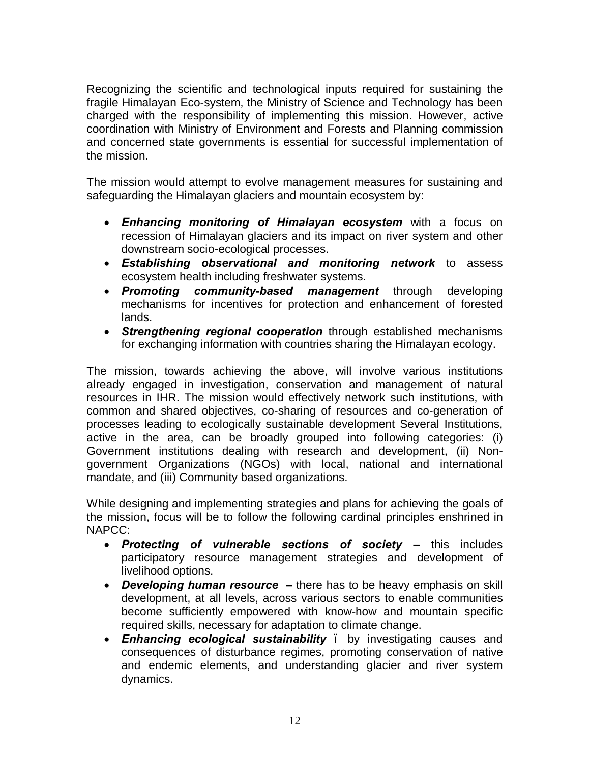Recognizing the scientific and technological inputs required for sustaining the fragile Himalayan Eco-system, the Ministry of Science and Technology has been charged with the responsibility of implementing this mission. However, active coordination with Ministry of Environment and Forests and Planning commission and concerned state governments is essential for successful implementation of the mission.

The mission would attempt to evolve management measures for sustaining and safeguarding the Himalayan glaciers and mountain ecosystem by:

- ***Enhancing monitoring of Himalayan ecosystem*** with a focus on recession of Himalayan glaciers and its impact on river system and other downstream socio-ecological processes.
- ***Establishing observational and monitoring network*** to assess ecosystem health including freshwater systems.
- ***Promoting community-based management*** through developing mechanisms for incentives for protection and enhancement of forested lands.
- ***Strengthening regional cooperation*** through established mechanisms for exchanging information with countries sharing the Himalayan ecology.

The mission, towards achieving the above, will involve various institutions already engaged in investigation, conservation and management of natural resources in IHR. The mission would effectively network such institutions, with common and shared objectives, co-sharing of resources and co-generation of processes leading to ecologically sustainable development Several Institutions, active in the area, can be broadly grouped into following categories: (i) Government institutions dealing with research and development, (ii) Non-government Organizations (NGOs) with local, national and international mandate, and (iii) Community based organizations.

While designing and implementing strategies and plans for achieving the goals of the mission, focus will be to follow the following cardinal principles enshrined in NAPCC:

- ***Protecting of vulnerable sections of society –*** this includes participatory resource management strategies and development of livelihood options.
- ***Developing human resource –*** there has to be heavy emphasis on skill development, at all levels, across various sectors to enable communities become sufficiently empowered with know-how and mountain specific required skills, necessary for adaptation to climate change.
- ***Enhancing ecological sustainability*** – by investigating causes and consequences of disturbance regimes, promoting conservation of native and endemic elements, and understanding glacier and river system dynamics.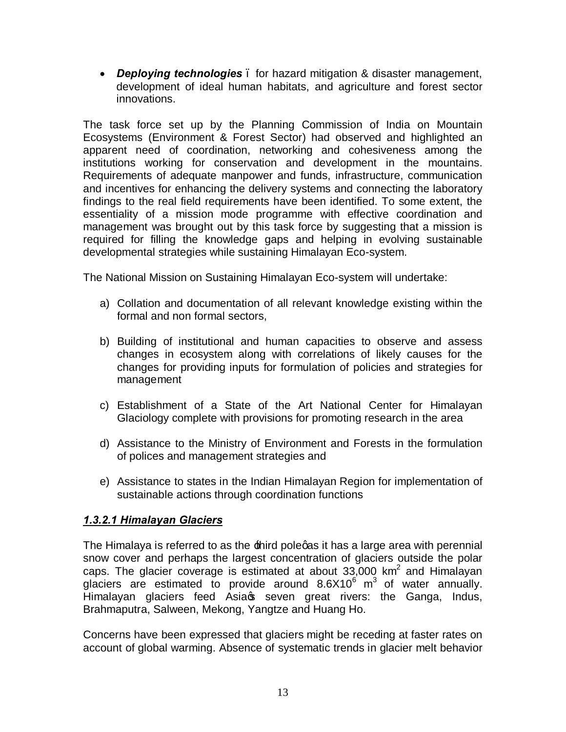- ***Deploying technologies*** – for hazard mitigation & disaster management, development of ideal human habitats, and agriculture and forest sector innovations.

The task force set up by the Planning Commission of India on Mountain Ecosystems (Environment & Forest Sector) had observed and highlighted an apparent need of coordination, networking and cohesiveness among the institutions working for conservation and development in the mountains. Requirements of adequate manpower and funds, infrastructure, communication and incentives for enhancing the delivery systems and connecting the laboratory findings to the real field requirements have been identified. To some extent, the essentiality of a mission mode programme with effective coordination and management was brought out by this task force by suggesting that a mission is required for filling the knowledge gaps and helping in evolving sustainable developmental strategies while sustaining Himalayan Eco-system.

The National Mission on Sustaining Himalayan Eco-system will undertake:

a) Collation and documentation of all relevant knowledge existing within the formal and non formal sectors,

b) Building of institutional and human capacities to observe and assess changes in ecosystem along with correlations of likely causes for the changes for providing inputs for formulation of policies and strategies for management

c) Establishment of a State of the Art National Center for Himalayan Glaciology complete with provisions for promoting research in the area

d) Assistance to the Ministry of Environment and Forests in the formulation of polices and management strategies and

e) Assistance to states in the Indian Himalayan Region for implementation of sustainable actions through coordination functions

#### ***1.3.2.1 Himalayan Glaciers***

The Himalaya is referred to as the 'third pole' as it has a large area with perennial snow cover and perhaps the largest concentration of glaciers outside the polar caps. The glacier coverage is estimated at about 33,000 $km^2$ and Himalayan glaciers are estimated to provide around $8.6 X 10^6$ $m^3$ of water annually. Himalayan glaciers feed Asia's seven great rivers: the Ganga, Indus, Brahmaputra, Salween, Mekong, Yangtze and Huang Ho.

Concerns have been expressed that glaciers might be receding at faster rates on account of global warming. Absence of systematic trends in glacier melt behavior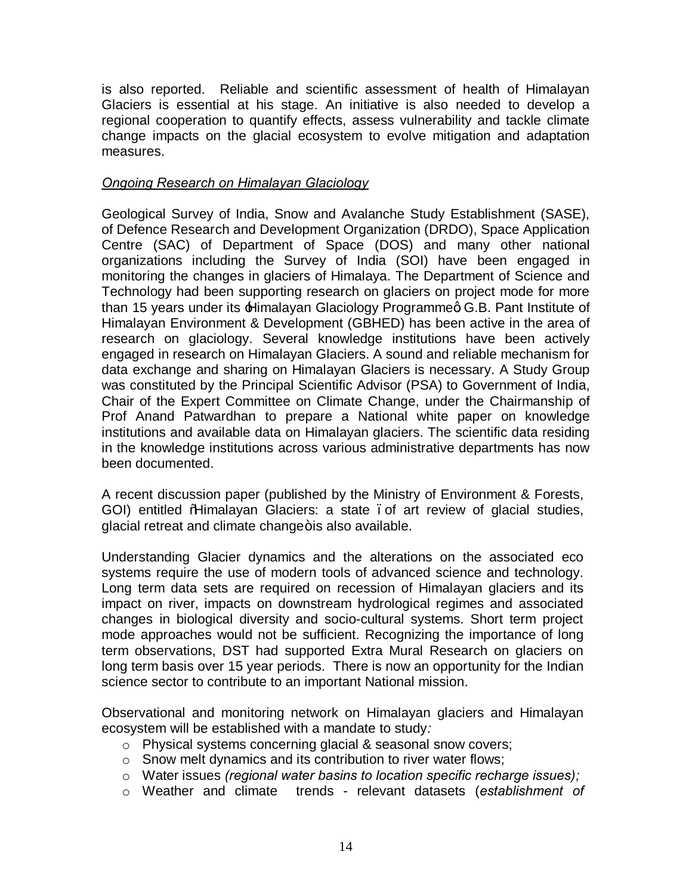is also reported. Reliable and scientific assessment of health of Himalayan Glaciers is essential at his stage. An initiative is also needed to develop a regional cooperation to quantify effects, assess vulnerability and tackle climate change impacts on the glacial ecosystem to evolve mitigation and adaptation measures.

*Ongoing Research on Himalayan Glaciology*

Geological Survey of India, Snow and Avalanche Study Establishment (SASE), of Defence Research and Development Organization (DRDO), Space Application Centre (SAC) of Department of Space (DOS) and many other national organizations including the Survey of India (SOI) have been engaged in monitoring the changes in glaciers of Himalaya. The Department of Science and Technology had been supporting research on glaciers on project mode for more than 15 years under its 'Himalayan Glaciology Programme'. G.B. Pant Institute of Himalayan Environment & Development (GBHED) has been active in the area of research on glaciology. Several knowledge institutions have been actively engaged in research on Himalayan Glaciers. A sound and reliable mechanism for data exchange and sharing on Himalayan Glaciers is necessary. A Study Group was constituted by the Principal Scientific Advisor (PSA) to Government of India, Chair of the Expert Committee on Climate Change, under the Chairmanship of Prof Anand Patwardhan to prepare a National white paper on knowledge institutions and available data on Himalayan glaciers. The scientific data residing in the knowledge institutions across various administrative departments has now been documented.

A recent discussion paper (published by the Ministry of Environment & Forests, GOI) entitled "Himalayan Glaciers: a state – of art review of glacial studies, glacial retreat and climate change" is also available.

Understanding Glacier dynamics and the alterations on the associated eco systems require the use of modern tools of advanced science and technology. Long term data sets are required on recession of Himalayan glaciers and its impact on river, impacts on downstream hydrological regimes and associated changes in biological diversity and socio-cultural systems. Short term project mode approaches would not be sufficient. Recognizing the importance of long term observations, DST had supported Extra Mural Research on glaciers on long term basis over 15 year periods. There is now an opportunity for the Indian science sector to contribute to an important National mission.

Observational and monitoring network on Himalayan glaciers and Himalayan ecosystem will be established with a mandate to study*:*

- Physical systems concerning glacial & seasonal snow covers;
- Snow melt dynamics and its contribution to river water flows;
- Water issues *(regional water basins to location specific recharge issues);*
- Weather and climate trends - relevant datasets (*establishment of*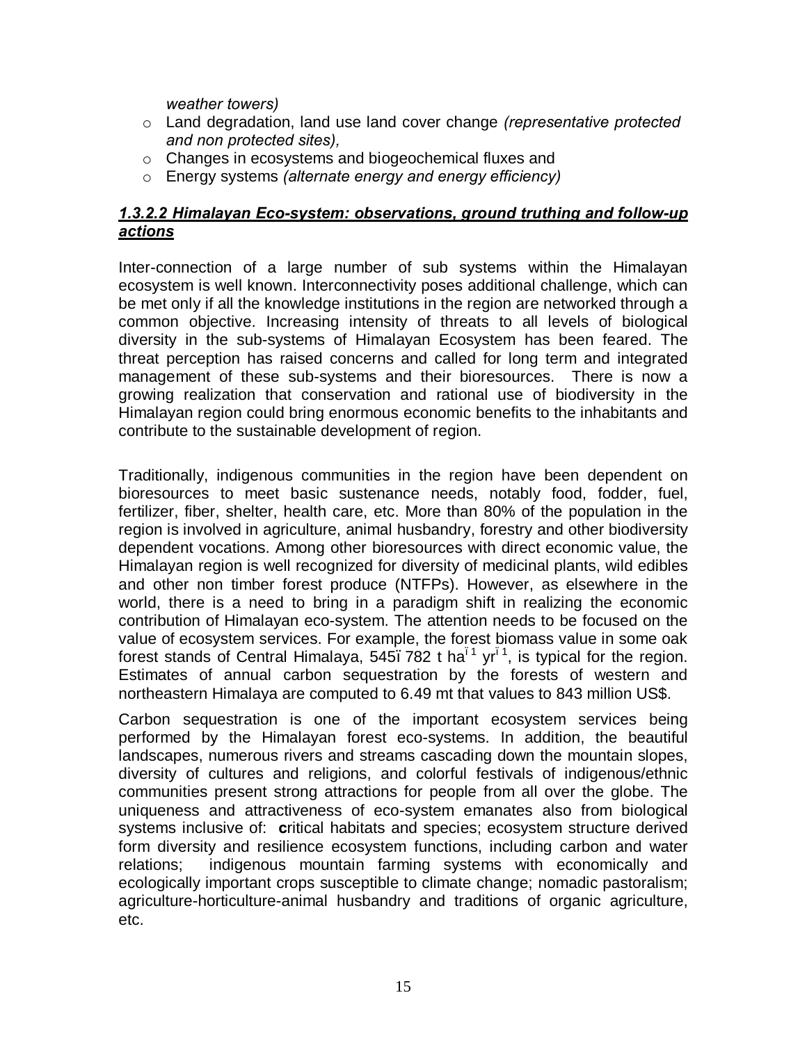*weather towers)*

- Land degradation, land use land cover change *(representative protected and non protected sites),*
- Changes in ecosystems and biogeochemical fluxes and
- Energy systems *(alternate energy and energy efficiency)*

#### ***1.3.2.2 Himalayan Eco-system: observations, ground truthing and follow-up actions***

Inter-connection of a large number of sub systems within the Himalayan ecosystem is well known. Interconnectivity poses additional challenge, which can be met only if all the knowledge institutions in the region are networked through a common objective. Increasing intensity of threats to all levels of biological diversity in the sub-systems of Himalayan Ecosystem has been feared. The threat perception has raised concerns and called for long term and integrated management of these sub-systems and their bioresources. There is now a growing realization that conservation and rational use of biodiversity in the Himalayan region could bring enormous economic benefits to the inhabitants and contribute to the sustainable development of region.

Traditionally, indigenous communities in the region have been dependent on bioresources to meet basic sustenance needs, notably food, fodder, fuel, fertilizer, fiber, shelter, health care, etc. More than 80% of the population in the region is involved in agriculture, animal husbandry, forestry and other biodiversity dependent vocations. Among other bioresources with direct economic value, the Himalayan region is well recognized for diversity of medicinal plants, wild edibles and other non timber forest produce (NTFPs). However, as elsewhere in the world, there is a need to bring in a paradigm shift in realizing the economic contribution of Himalayan eco-system. The attention needs to be focused on the value of ecosystem services. For example, the forest biomass value in some oak forest stands of Central Himalaya, 545ï 782 t $ha^{ï1}$ $yr^{ï1}$, is typical for the region. Estimates of annual carbon sequestration by the forests of western and northeastern Himalaya are computed to 6.49 mt that values to 843 million US$.

Carbon sequestration is one of the important ecosystem services being performed by the Himalayan forest eco-systems. In addition, the beautiful landscapes, numerous rivers and streams cascading down the mountain slopes, diversity of cultures and religions, and colorful festivals of indigenous/ethnic communities present strong attractions for people from all over the globe. The uniqueness and attractiveness of eco-system emanates also from biological systems inclusive of: **c**ritical habitats and species; ecosystem structure derived form diversity and resilience ecosystem functions, including carbon and water relations; indigenous mountain farming systems with economically and ecologically important crops susceptible to climate change; nomadic pastoralism; agriculture-horticulture-animal husbandry and traditions of organic agriculture, etc.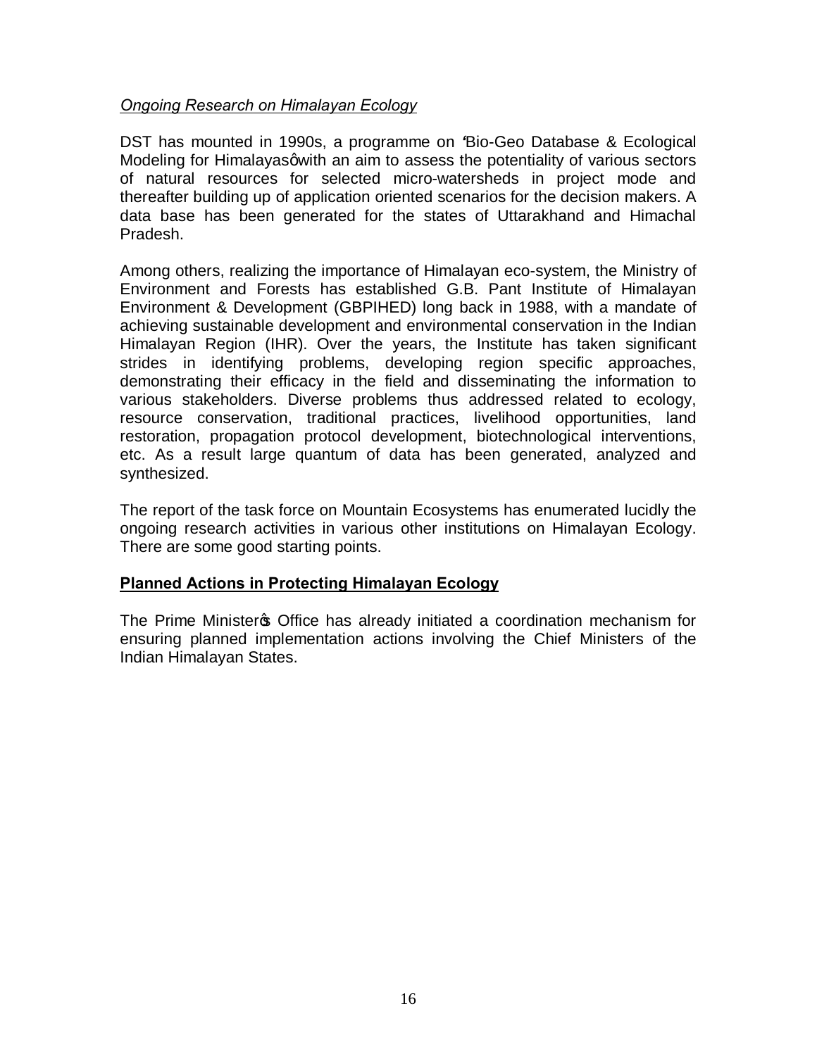*Ongoing Research on Himalayan Ecology*

DST has mounted in 1990s, a programme on 'Bio-Geo Database & Ecological Modeling for Himalayas' with an aim to assess the potentiality of various sectors of natural resources for selected micro-watersheds in project mode and thereafter building up of application oriented scenarios for the decision makers. A data base has been generated for the states of Uttarakhand and Himachal Pradesh.

Among others, realizing the importance of Himalayan eco-system, the Ministry of Environment and Forests has established G.B. Pant Institute of Himalayan Environment & Development (GBPIHED) long back in 1988, with a mandate of achieving sustainable development and environmental conservation in the Indian Himalayan Region (IHR). Over the years, the Institute has taken significant strides in identifying problems, developing region specific approaches, demonstrating their efficacy in the field and disseminating the information to various stakeholders. Diverse problems thus addressed related to ecology, resource conservation, traditional practices, livelihood opportunities, land restoration, propagation protocol development, biotechnological interventions, etc. As a result large quantum of data has been generated, analyzed and synthesized.

The report of the task force on Mountain Ecosystems has enumerated lucidly the ongoing research activities in various other institutions on Himalayan Ecology. There are some good starting points.

**Planned Actions in Protecting Himalayan Ecology**

The Prime Minister's Office has already initiated a coordination mechanism for ensuring planned implementation actions involving the Chief Ministers of the Indian Himalayan States.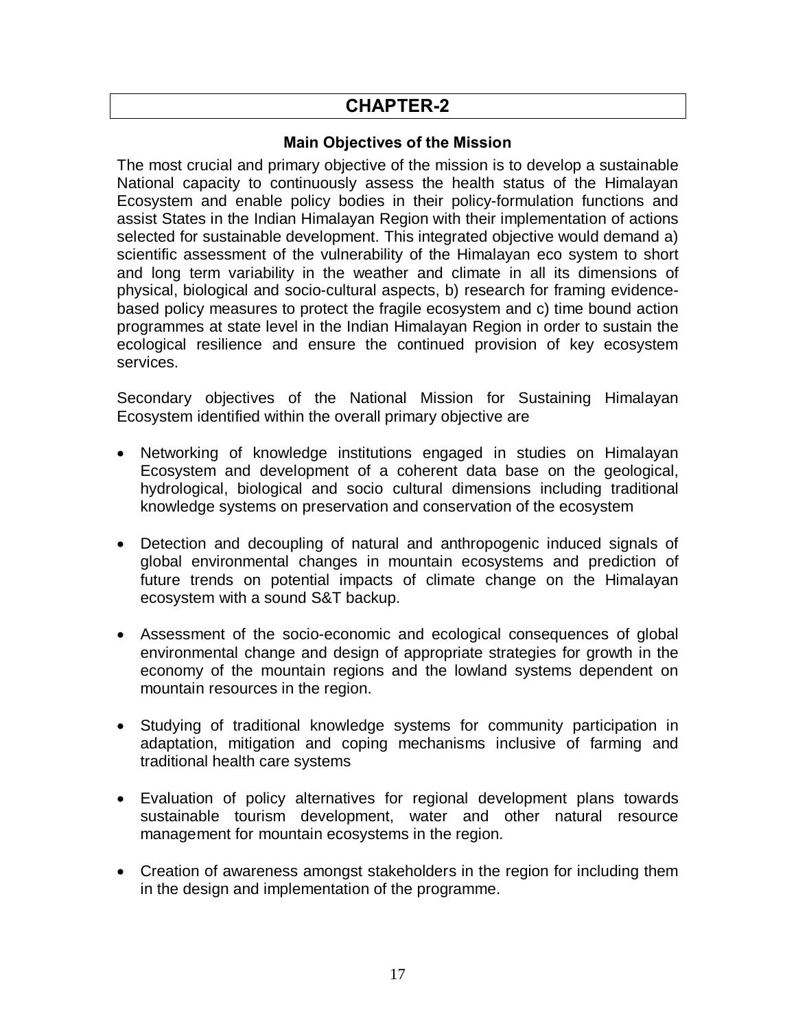# CHAPTER-2

### Main Objectives of the Mission

The most crucial and primary objective of the mission is to develop a sustainable National capacity to continuously assess the health status of the Himalayan Ecosystem and enable policy bodies in their policy-formulation functions and assist States in the Indian Himalayan Region with their implementation of actions selected for sustainable development. This integrated objective would demand a) scientific assessment of the vulnerability of the Himalayan eco system to short and long term variability in the weather and climate in all its dimensions of physical, biological and socio-cultural aspects, b) research for framing evidence-based policy measures to protect the fragile ecosystem and c) time bound action programmes at state level in the Indian Himalayan Region in order to sustain the ecological resilience and ensure the continued provision of key ecosystem services.

Secondary objectives of the National Mission for Sustaining Himalayan Ecosystem identified within the overall primary objective are

- Networking of knowledge institutions engaged in studies on Himalayan Ecosystem and development of a coherent data base on the geological, hydrological, biological and socio cultural dimensions including traditional knowledge systems on preservation and conservation of the ecosystem
- Detection and decoupling of natural and anthropogenic induced signals of global environmental changes in mountain ecosystems and prediction of future trends on potential impacts of climate change on the Himalayan ecosystem with a sound S&T backup.
- Assessment of the socio-economic and ecological consequences of global environmental change and design of appropriate strategies for growth in the economy of the mountain regions and the lowland systems dependent on mountain resources in the region.
- Studying of traditional knowledge systems for community participation in adaptation, mitigation and coping mechanisms inclusive of farming and traditional health care systems
- Evaluation of policy alternatives for regional development plans towards sustainable tourism development, water and other natural resource management for mountain ecosystems in the region.
- Creation of awareness amongst stakeholders in the region for including them in the design and implementation of the programme.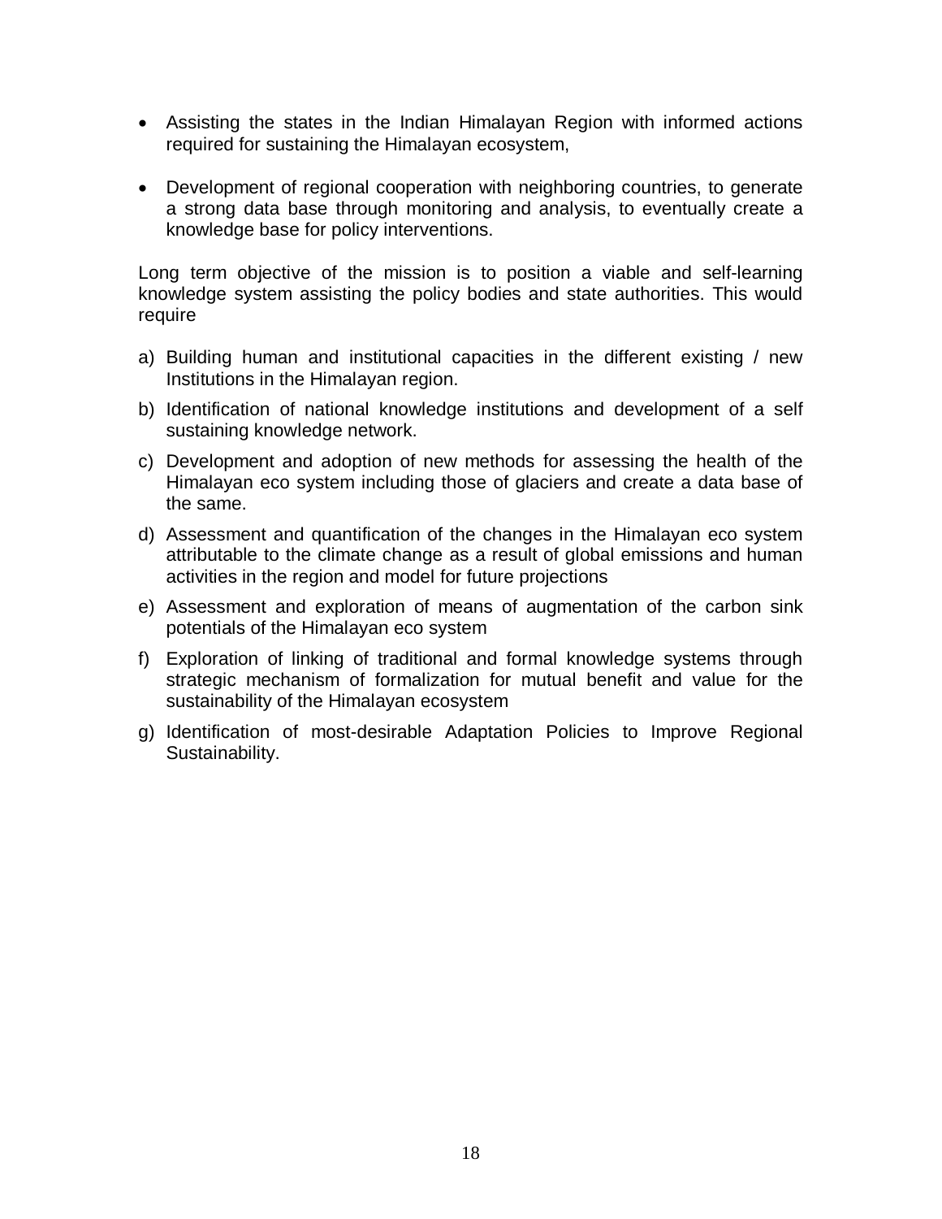- Assisting the states in the Indian Himalayan Region with informed actions required for sustaining the Himalayan ecosystem,

- Development of regional cooperation with neighboring countries, to generate a strong data base through monitoring and analysis, to eventually create a knowledge base for policy interventions.

Long term objective of the mission is to position a viable and self-learning knowledge system assisting the policy bodies and state authorities. This would require

a) Building human and institutional capacities in the different existing / new Institutions in the Himalayan region.
b) Identification of national knowledge institutions and development of a self sustaining knowledge network.
c) Development and adoption of new methods for assessing the health of the Himalayan eco system including those of glaciers and create a data base of the same.
d) Assessment and quantification of the changes in the Himalayan eco system attributable to the climate change as a result of global emissions and human activities in the region and model for future projections
e) Assessment and exploration of means of augmentation of the carbon sink potentials of the Himalayan eco system
f) Exploration of linking of traditional and formal knowledge systems through strategic mechanism of formalization for mutual benefit and value for the sustainability of the Himalayan ecosystem
g) Identification of most-desirable Adaptation Policies to Improve Regional Sustainability.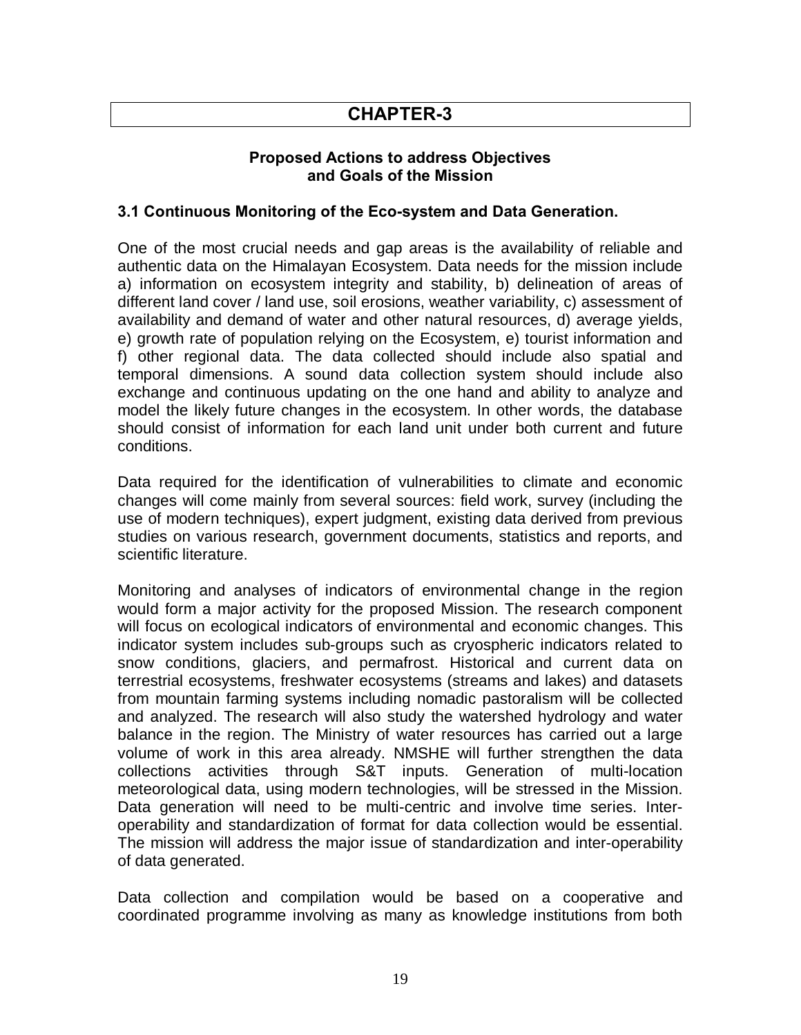# CHAPTER-3

### Proposed Actions to address Objectives and Goals of the Mission

### 3.1 Continuous Monitoring of the Eco-system and Data Generation.

One of the most crucial needs and gap areas is the availability of reliable and authentic data on the Himalayan Ecosystem. Data needs for the mission include a) information on ecosystem integrity and stability, b) delineation of areas of different land cover / land use, soil erosions, weather variability, c) assessment of availability and demand of water and other natural resources, d) average yields, e) growth rate of population relying on the Ecosystem, e) tourist information and f) other regional data. The data collected should include also spatial and temporal dimensions. A sound data collection system should include also exchange and continuous updating on the one hand and ability to analyze and model the likely future changes in the ecosystem. In other words, the database should consist of information for each land unit under both current and future conditions.

Data required for the identification of vulnerabilities to climate and economic changes will come mainly from several sources: field work, survey (including the use of modern techniques), expert judgment, existing data derived from previous studies on various research, government documents, statistics and reports, and scientific literature.

Monitoring and analyses of indicators of environmental change in the region would form a major activity for the proposed Mission. The research component will focus on ecological indicators of environmental and economic changes. This indicator system includes sub-groups such as cryospheric indicators related to snow conditions, glaciers, and permafrost. Historical and current data on terrestrial ecosystems, freshwater ecosystems (streams and lakes) and datasets from mountain farming systems including nomadic pastoralism will be collected and analyzed. The research will also study the watershed hydrology and water balance in the region. The Ministry of water resources has carried out a large volume of work in this area already. NMSHE will further strengthen the data collections activities through S&T inputs. Generation of multi-location meteorological data, using modern technologies, will be stressed in the Mission. Data generation will need to be multi-centric and involve time series. Inter-operability and standardization of format for data collection would be essential. The mission will address the major issue of standardization and inter-operability of data generated.

Data collection and compilation would be based on a cooperative and coordinated programme involving as many as knowledge institutions from both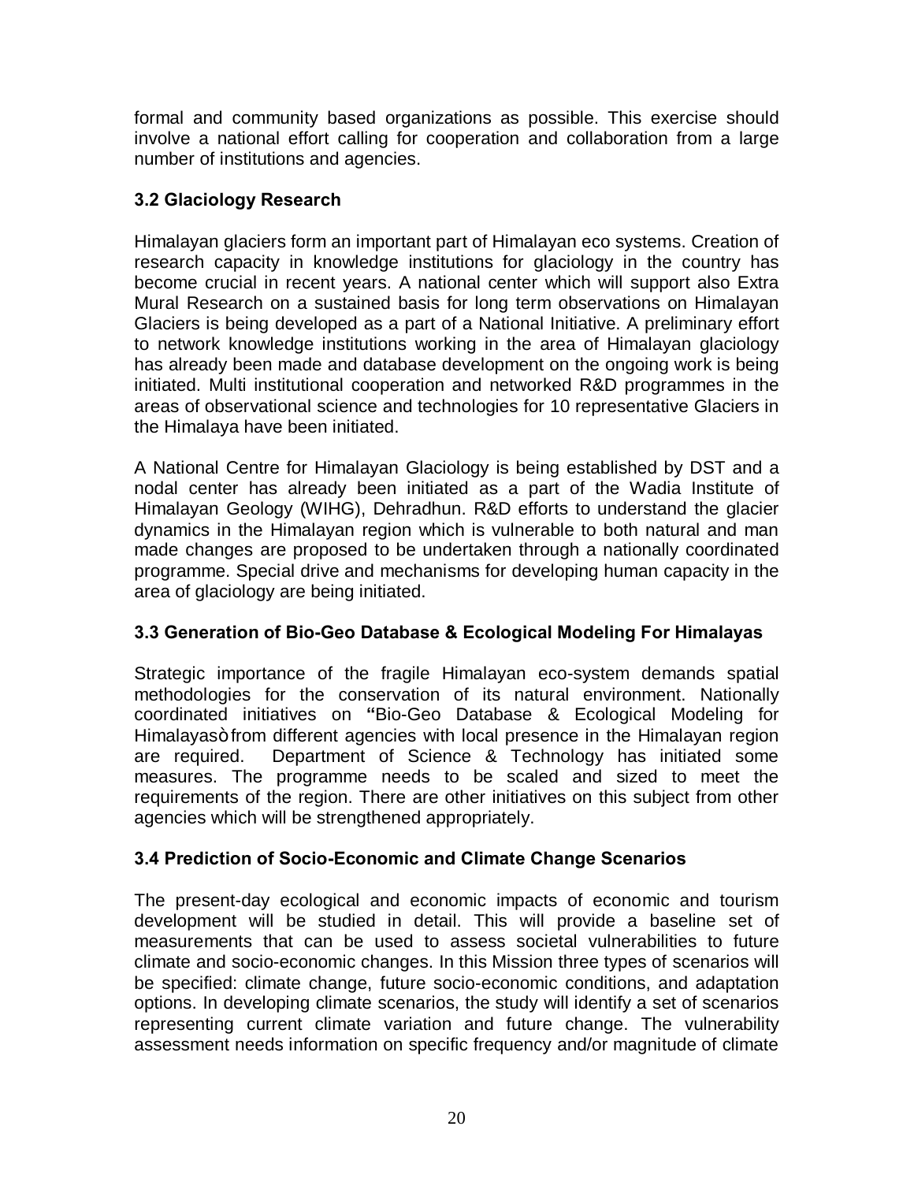formal and community based organizations as possible. This exercise should involve a national effort calling for cooperation and collaboration from a large number of institutions and agencies.

### 3.2 Glaciology Research

Himalayan glaciers form an important part of Himalayan eco systems. Creation of research capacity in knowledge institutions for glaciology in the country has become crucial in recent years. A national center which will support also Extra Mural Research on a sustained basis for long term observations on Himalayan Glaciers is being developed as a part of a National Initiative. A preliminary effort to network knowledge institutions working in the area of Himalayan glaciology has already been made and database development on the ongoing work is being initiated. Multi institutional cooperation and networked R&D programmes in the areas of observational science and technologies for 10 representative Glaciers in the Himalaya have been initiated.

A National Centre for Himalayan Glaciology is being established by DST and a nodal center has already been initiated as a part of the Wadia Institute of Himalayan Geology (WIHG), Dehradhun. R&D efforts to understand the glacier dynamics in the Himalayan region which is vulnerable to both natural and man made changes are proposed to be undertaken through a nationally coordinated programme. Special drive and mechanisms for developing human capacity in the area of glaciology are being initiated.

### 3.3 Generation of Bio-Geo Database & Ecological Modeling For Himalayas

Strategic importance of the fragile Himalayan eco-system demands spatial methodologies for the conservation of its natural environment. Nationally coordinated initiatives on **"**Bio-Geo Database & Ecological Modeling for Himalayas" from different agencies with local presence in the Himalayan region are required. Department of Science & Technology has initiated some measures. The programme needs to be scaled and sized to meet the requirements of the region. There are other initiatives on this subject from other agencies which will be strengthened appropriately.

### 3.4 Prediction of Socio-Economic and Climate Change Scenarios

The present-day ecological and economic impacts of economic and tourism development will be studied in detail. This will provide a baseline set of measurements that can be used to assess societal vulnerabilities to future climate and socio-economic changes. In this Mission three types of scenarios will be specified: climate change, future socio-economic conditions, and adaptation options. In developing climate scenarios, the study will identify a set of scenarios representing current climate variation and future change. The vulnerability assessment needs information on specific frequency and/or magnitude of climate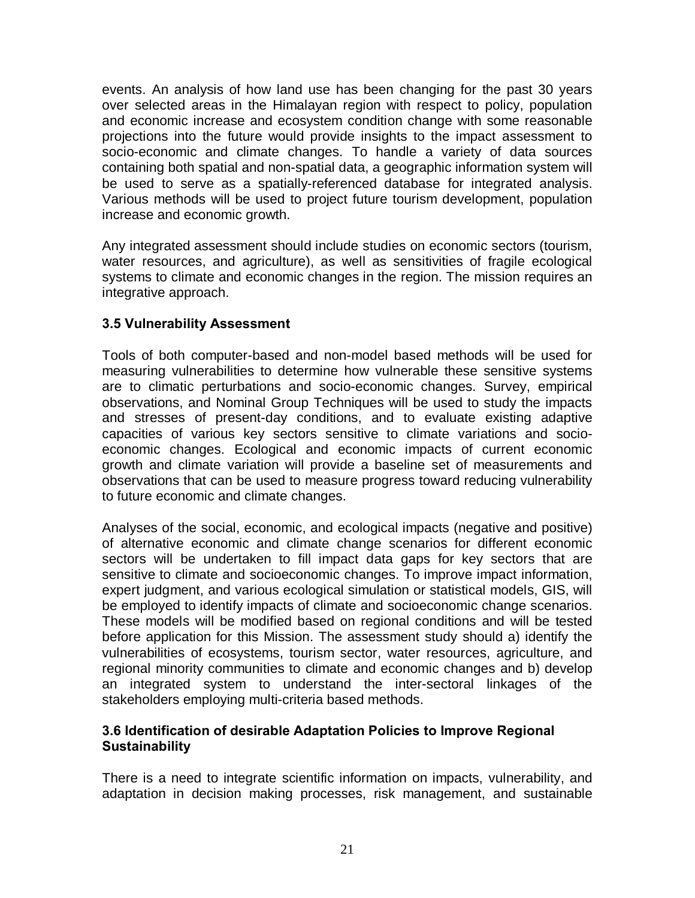events. An analysis of how land use has been changing for the past 30 years over selected areas in the Himalayan region with respect to policy, population and economic increase and ecosystem condition change with some reasonable projections into the future would provide insights to the impact assessment to socio-economic and climate changes. To handle a variety of data sources containing both spatial and non-spatial data, a geographic information system will be used to serve as a spatially-referenced database for integrated analysis. Various methods will be used to project future tourism development, population increase and economic growth.

Any integrated assessment should include studies on economic sectors (tourism, water resources, and agriculture), as well as sensitivities of fragile ecological systems to climate and economic changes in the region. The mission requires an integrative approach.

### 3.5 Vulnerability Assessment

Tools of both computer-based and non-model based methods will be used for measuring vulnerabilities to determine how vulnerable these sensitive systems are to climatic perturbations and socio-economic changes. Survey, empirical observations, and Nominal Group Techniques will be used to study the impacts and stresses of present-day conditions, and to evaluate existing adaptive capacities of various key sectors sensitive to climate variations and socio-economic changes. Ecological and economic impacts of current economic growth and climate variation will provide a baseline set of measurements and observations that can be used to measure progress toward reducing vulnerability to future economic and climate changes.

Analyses of the social, economic, and ecological impacts (negative and positive) of alternative economic and climate change scenarios for different economic sectors will be undertaken to fill impact data gaps for key sectors that are sensitive to climate and socioeconomic changes. To improve impact information, expert judgment, and various ecological simulation or statistical models, GIS, will be employed to identify impacts of climate and socioeconomic change scenarios. These models will be modified based on regional conditions and will be tested before application for this Mission. The assessment study should a) identify the vulnerabilities of ecosystems, tourism sector, water resources, agriculture, and regional minority communities to climate and economic changes and b) develop an integrated system to understand the inter-sectoral linkages of the stakeholders employing multi-criteria based methods.

### 3.6 Identification of desirable Adaptation Policies to Improve Regional Sustainability

There is a need to integrate scientific information on impacts, vulnerability, and adaptation in decision making processes, risk management, and sustainable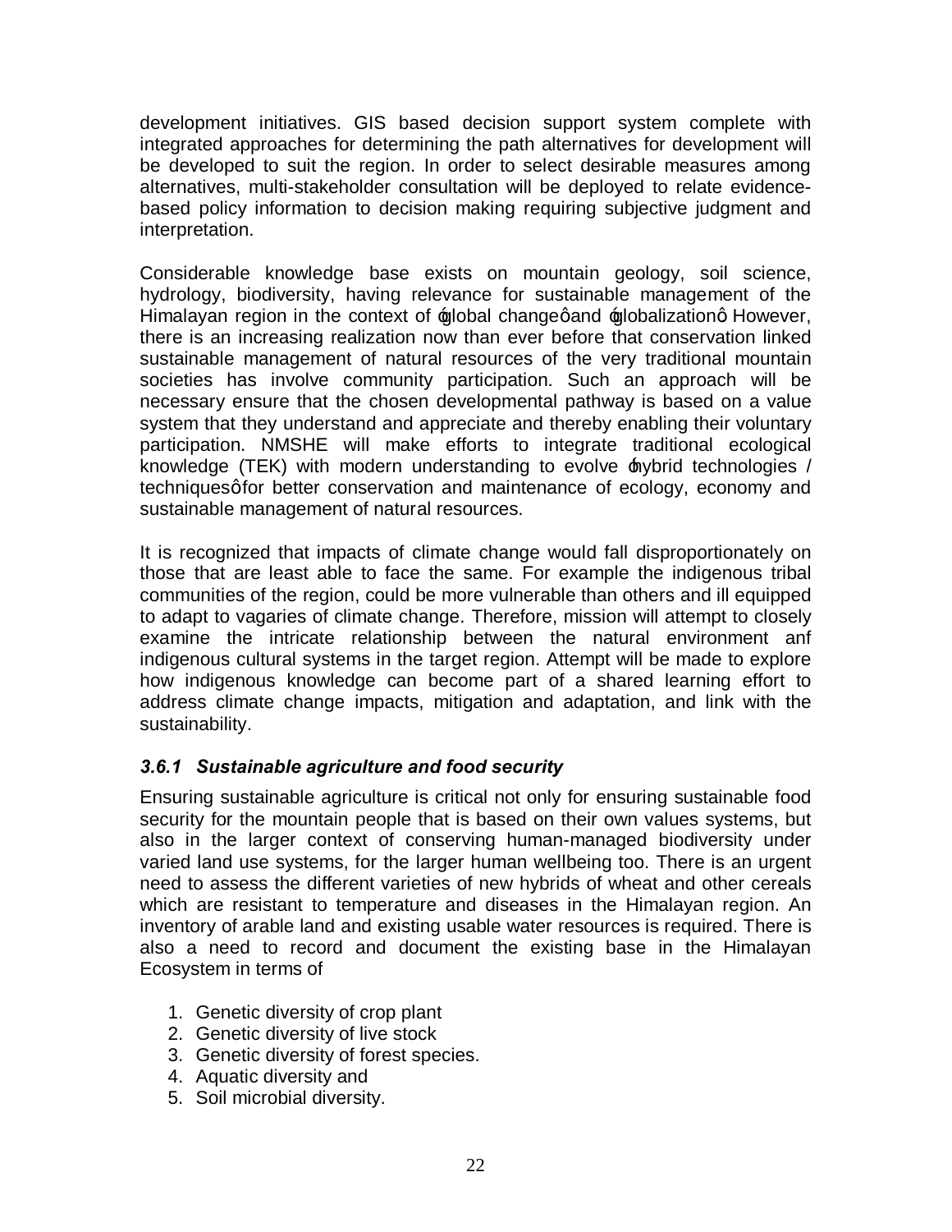development initiatives. GIS based decision support system complete with integrated approaches for determining the path alternatives for development will be developed to suit the region. In order to select desirable measures among alternatives, multi-stakeholder consultation will be deployed to relate evidence-based policy information to decision making requiring subjective judgment and interpretation.

Considerable knowledge base exists on mountain geology, soil science, hydrology, biodiversity, having relevance for sustainable management of the Himalayan region in the context of 'global change' and 'globalization'. However, there is an increasing realization now than ever before that conservation linked sustainable management of natural resources of the very traditional mountain societies has involve community participation. Such an approach will be necessary ensure that the chosen developmental pathway is based on a value system that they understand and appreciate and thereby enabling their voluntary participation. NMSHE will make efforts to integrate traditional ecological knowledge (TEK) with modern understanding to evolve 'hybrid technologies / techniques' for better conservation and maintenance of ecology, economy and sustainable management of natural resources.

It is recognized that impacts of climate change would fall disproportionately on those that are least able to face the same. For example the indigenous tribal communities of the region, could be more vulnerable than others and ill equipped to adapt to vagaries of climate change. Therefore, mission will attempt to closely examine the intricate relationship between the natural environment anf indigenous cultural systems in the target region. Attempt will be made to explore how indigenous knowledge can become part of a shared learning effort to address climate change impacts, mitigation and adaptation, and link with the sustainability.

### *3.6.1 Sustainable agriculture and food security*

Ensuring sustainable agriculture is critical not only for ensuring sustainable food security for the mountain people that is based on their own values systems, but also in the larger context of conserving human-managed biodiversity under varied land use systems, for the larger human wellbeing too. There is an urgent need to assess the different varieties of new hybrids of wheat and other cereals which are resistant to temperature and diseases in the Himalayan region. An inventory of arable land and existing usable water resources is required. There is also a need to record and document the existing base in the Himalayan Ecosystem in terms of

1. Genetic diversity of crop plant
2. Genetic diversity of live stock
3. Genetic diversity of forest species.
4. Aquatic diversity and
5. Soil microbial diversity.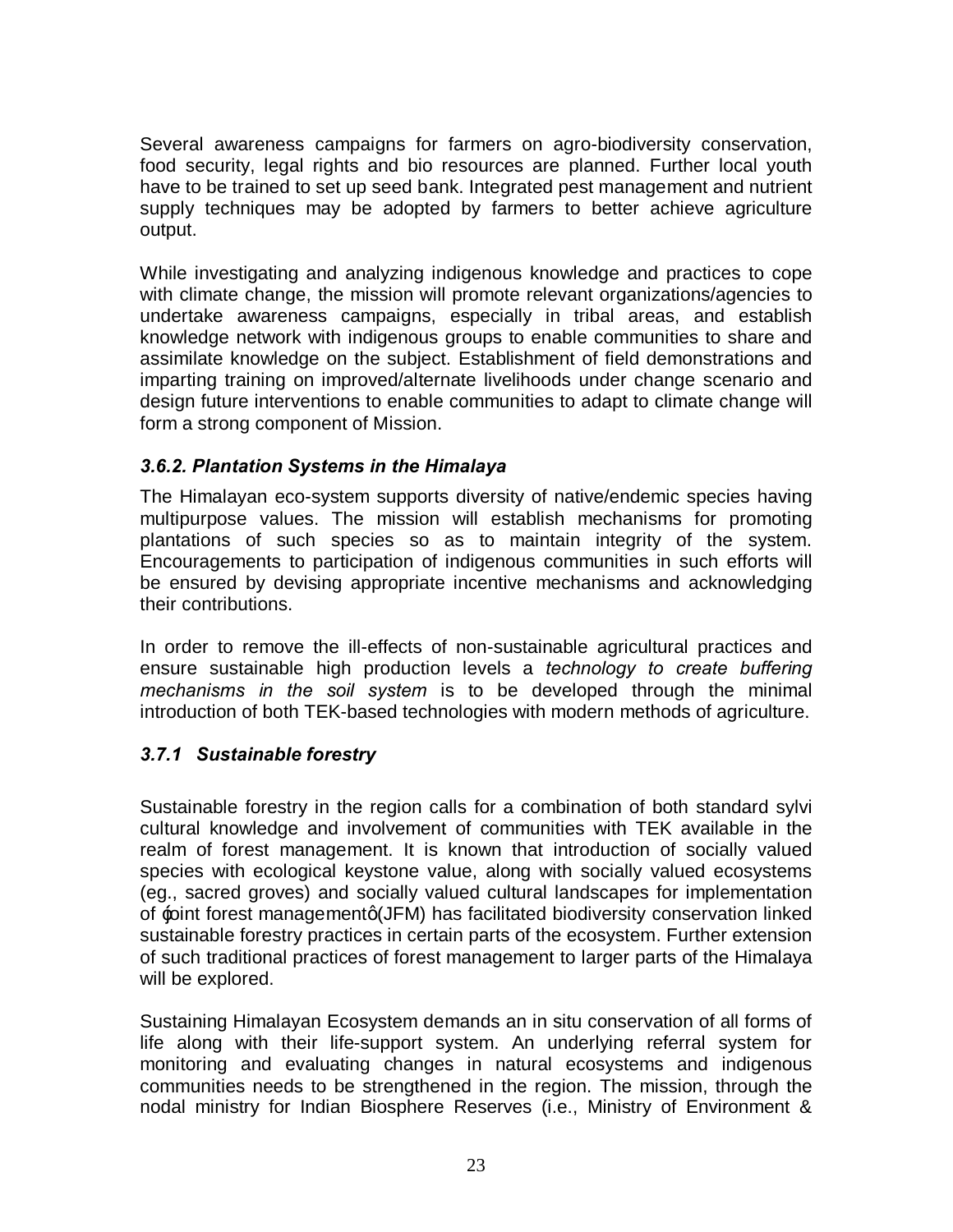Several awareness campaigns for farmers on agro-biodiversity conservation, food security, legal rights and bio resources are planned. Further local youth have to be trained to set up seed bank. Integrated pest management and nutrient supply techniques may be adopted by farmers to better achieve agriculture output.

While investigating and analyzing indigenous knowledge and practices to cope with climate change, the mission will promote relevant organizations/agencies to undertake awareness campaigns, especially in tribal areas, and establish knowledge network with indigenous groups to enable communities to share and assimilate knowledge on the subject. Establishment of field demonstrations and imparting training on improved/alternate livelihoods under change scenario and design future interventions to enable communities to adapt to climate change will form a strong component of Mission.

### *3.6.2. Plantation Systems in the Himalaya*

The Himalayan eco-system supports diversity of native/endemic species having multipurpose values. The mission will establish mechanisms for promoting plantations of such species so as to maintain integrity of the system. Encouragements to participation of indigenous communities in such efforts will be ensured by devising appropriate incentive mechanisms and acknowledging their contributions.

In order to remove the ill-effects of non-sustainable agricultural practices and ensure sustainable high production levels a *technology to create buffering mechanisms in the soil system* is to be developed through the minimal introduction of both TEK-based technologies with modern methods of agriculture.

### *3.7.1 Sustainable forestry*

Sustainable forestry in the region calls for a combination of both standard sylvi cultural knowledge and involvement of communities with TEK available in the realm of forest management. It is known that introduction of socially valued species with ecological keystone value, along with socially valued ecosystems (eg., sacred groves) and socially valued cultural landscapes for implementation of 'joint forest management' (JFM) has facilitated biodiversity conservation linked sustainable forestry practices in certain parts of the ecosystem. Further extension of such traditional practices of forest management to larger parts of the Himalaya will be explored.

Sustaining Himalayan Ecosystem demands an in situ conservation of all forms of life along with their life-support system. An underlying referral system for monitoring and evaluating changes in natural ecosystems and indigenous communities needs to be strengthened in the region. The mission, through the nodal ministry for Indian Biosphere Reserves (i.e., Ministry of Environment &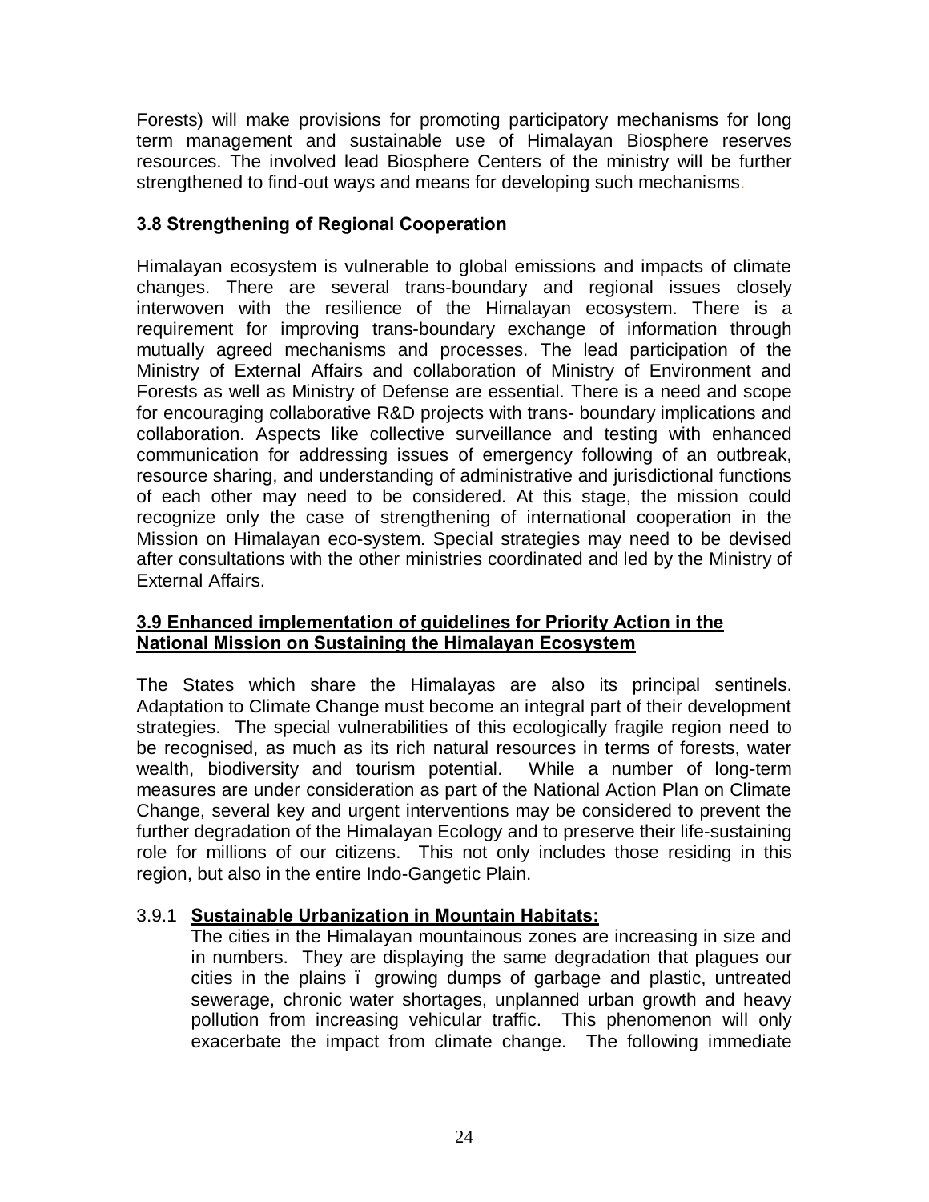Forests) will make provisions for promoting participatory mechanisms for long term management and sustainable use of Himalayan Biosphere reserves resources. The involved lead Biosphere Centers of the ministry will be further strengthened to find-out ways and means for developing such mechanisms.

### 3.8 Strengthening of Regional Cooperation

Himalayan ecosystem is vulnerable to global emissions and impacts of climate changes. There are several trans-boundary and regional issues closely interwoven with the resilience of the Himalayan ecosystem. There is a requirement for improving trans-boundary exchange of information through mutually agreed mechanisms and processes. The lead participation of the Ministry of External Affairs and collaboration of Ministry of Environment and Forests as well as Ministry of Defense are essential. There is a need and scope for encouraging collaborative R&D projects with trans- boundary implications and collaboration. Aspects like collective surveillance and testing with enhanced communication for addressing issues of emergency following of an outbreak, resource sharing, and understanding of administrative and jurisdictional functions of each other may need to be considered. At this stage, the mission could recognize only the case of strengthening of international cooperation in the Mission on Himalayan eco-system. Special strategies may need to be devised after consultations with the other ministries coordinated and led by the Ministry of External Affairs.

### 3.9 Enhanced implementation of guidelines for Priority Action in the National Mission on Sustaining the Himalayan Ecosystem

The States which share the Himalayas are also its principal sentinels. Adaptation to Climate Change must become an integral part of their development strategies. The special vulnerabilities of this ecologically fragile region need to be recognised, as much as its rich natural resources in terms of forests, water wealth, biodiversity and tourism potential. While a number of long-term measures are under consideration as part of the National Action Plan on Climate Change, several key and urgent interventions may be considered to prevent the further degradation of the Himalayan Ecology and to preserve their life-sustaining role for millions of our citizens. This not only includes those residing in this region, but also in the entire Indo-Gangetic Plain.

#### 3.9.1 Sustainable Urbanization in Mountain Habitats:

The cities in the Himalayan mountainous zones are increasing in size and in numbers. They are displaying the same degradation that plagues our cities in the plains – growing dumps of garbage and plastic, untreated sewerage, chronic water shortages, unplanned urban growth and heavy pollution from increasing vehicular traffic. This phenomenon will only exacerbate the impact from climate change. The following immediate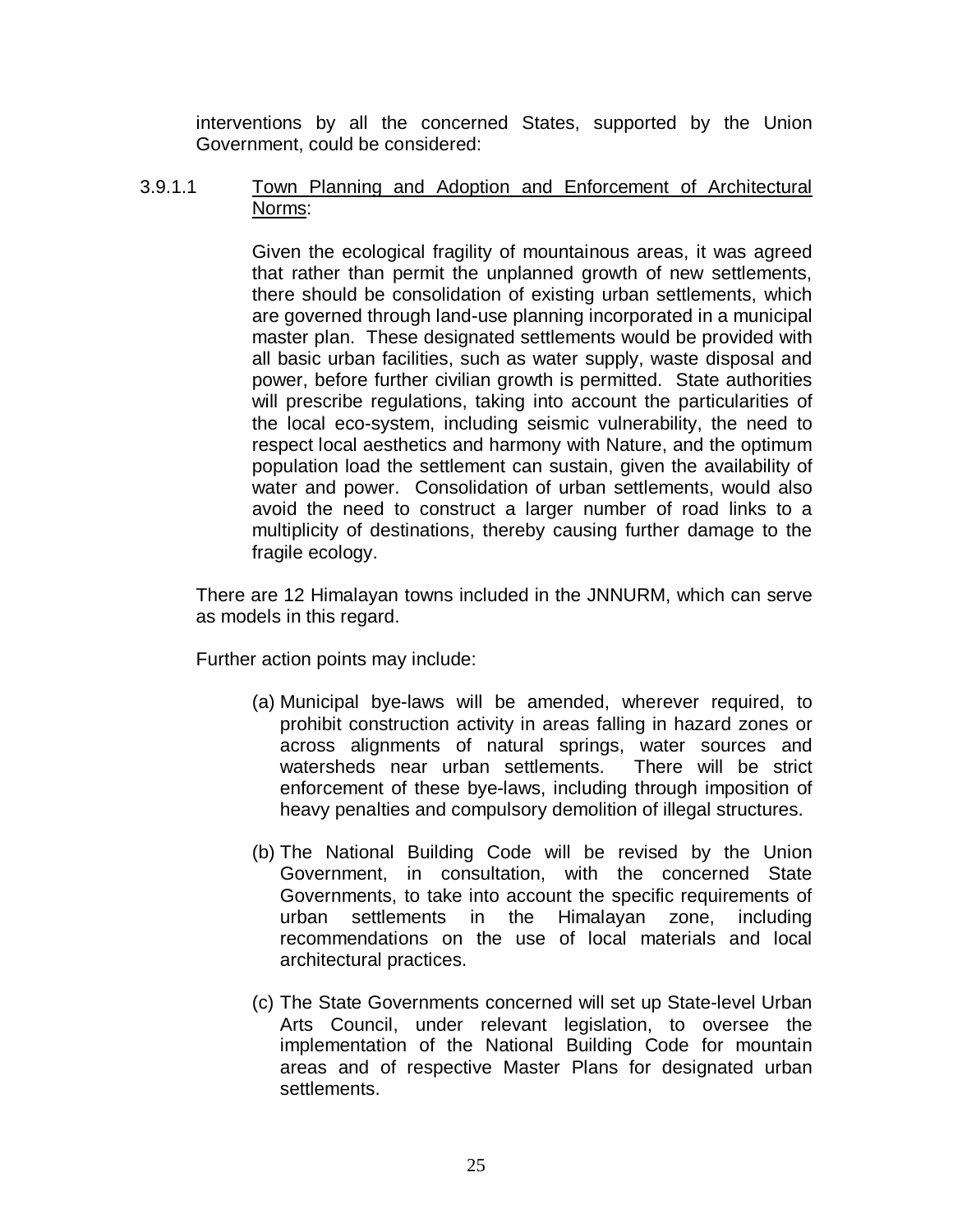interventions by all the concerned States, supported by the Union Government, could be considered:

3.9.1.1 Town Planning and Adoption and Enforcement of Architectural Norms:

Given the ecological fragility of mountainous areas, it was agreed that rather than permit the unplanned growth of new settlements, there should be consolidation of existing urban settlements, which are governed through land-use planning incorporated in a municipal master plan. These designated settlements would be provided with all basic urban facilities, such as water supply, waste disposal and power, before further civilian growth is permitted. State authorities will prescribe regulations, taking into account the particularities of the local eco-system, including seismic vulnerability, the need to respect local aesthetics and harmony with Nature, and the optimum population load the settlement can sustain, given the availability of water and power. Consolidation of urban settlements, would also avoid the need to construct a larger number of road links to a multiplicity of destinations, thereby causing further damage to the fragile ecology.

There are 12 Himalayan towns included in the JNNURM, which can serve as models in this regard.

Further action points may include:

(a) Municipal bye-laws will be amended, wherever required, to prohibit construction activity in areas falling in hazard zones or across alignments of natural springs, water sources and watersheds near urban settlements. There will be strict enforcement of these bye-laws, including through imposition of heavy penalties and compulsory demolition of illegal structures.

(b) The National Building Code will be revised by the Union Government, in consultation, with the concerned State Governments, to take into account the specific requirements of urban settlements in the Himalayan zone, including recommendations on the use of local materials and local architectural practices.

(c) The State Governments concerned will set up State-level Urban Arts Council, under relevant legislation, to oversee the implementation of the National Building Code for mountain areas and of respective Master Plans for designated urban settlements.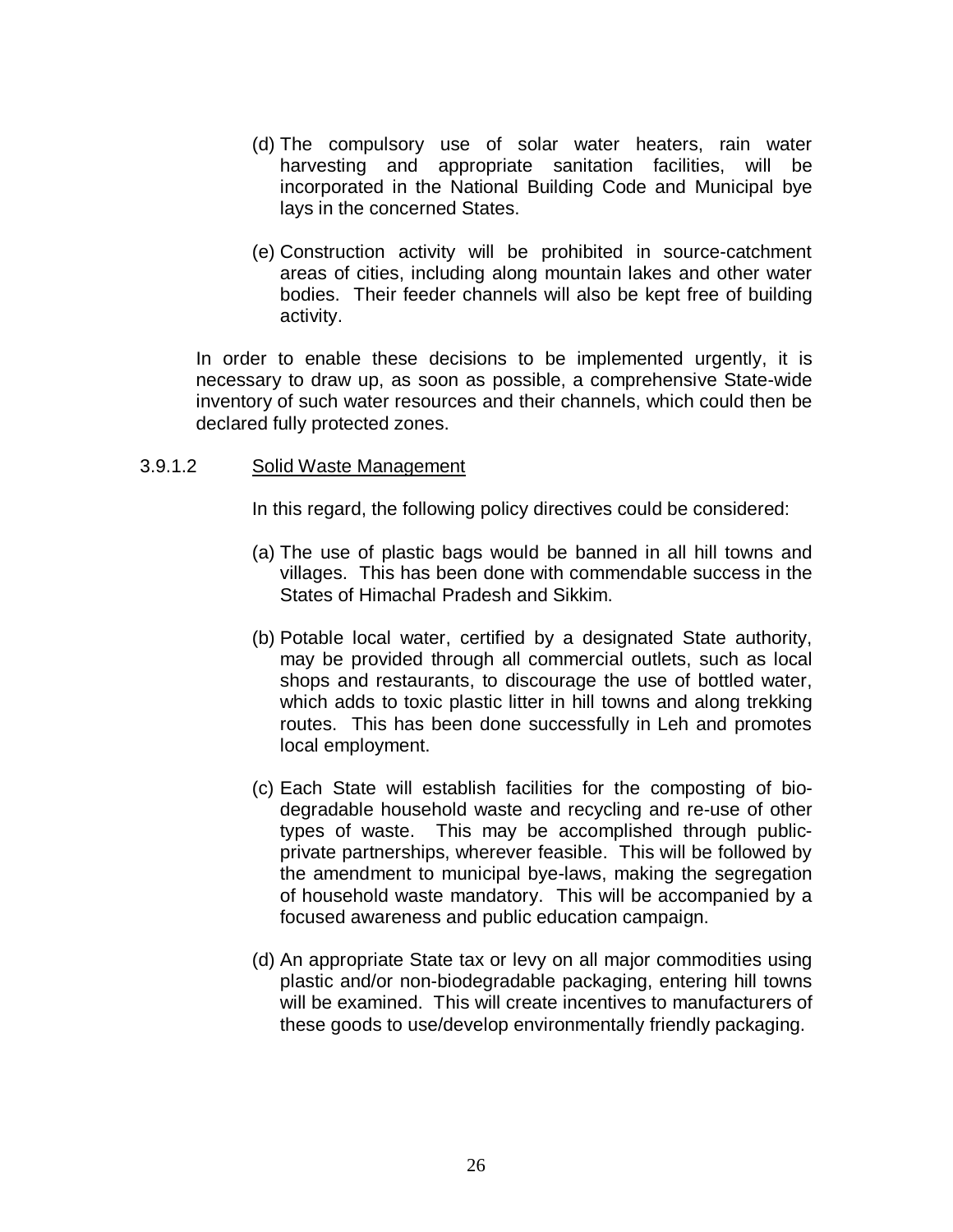(d) The compulsory use of solar water heaters, rain water harvesting and appropriate sanitation facilities, will be incorporated in the National Building Code and Municipal bye lays in the concerned States.

(e) Construction activity will be prohibited in source-catchment areas of cities, including along mountain lakes and other water bodies. Their feeder channels will also be kept free of building activity.

In order to enable these decisions to be implemented urgently, it is necessary to draw up, as soon as possible, a comprehensive State-wide inventory of such water resources and their channels, which could then be declared fully protected zones.

### 3.9.1.2 Solid Waste Management

In this regard, the following policy directives could be considered:

(a) The use of plastic bags would be banned in all hill towns and villages. This has been done with commendable success in the States of Himachal Pradesh and Sikkim.

(b) Potable local water, certified by a designated State authority, may be provided through all commercial outlets, such as local shops and restaurants, to discourage the use of bottled water, which adds to toxic plastic litter in hill towns and along trekking routes. This has been done successfully in Leh and promotes local employment.

(c) Each State will establish facilities for the composting of bio-degradable household waste and recycling and re-use of other types of waste. This may be accomplished through public-private partnerships, wherever feasible. This will be followed by the amendment to municipal bye-laws, making the segregation of household waste mandatory. This will be accompanied by a focused awareness and public education campaign.

(d) An appropriate State tax or levy on all major commodities using plastic and/or non-biodegradable packaging, entering hill towns will be examined. This will create incentives to manufacturers of these goods to use/develop environmentally friendly packaging.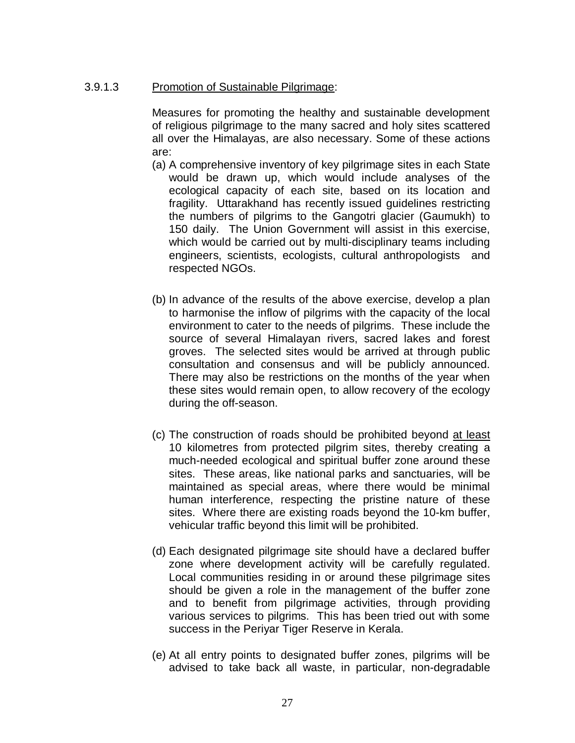3.9.1.3 <u>Promotion of Sustainable Pilgrimage</u>:

Measures for promoting the healthy and sustainable development of religious pilgrimage to the many sacred and holy sites scattered all over the Himalayas, are also necessary. Some of these actions are:

(a) A comprehensive inventory of key pilgrimage sites in each State would be drawn up, which would include analyses of the ecological capacity of each site, based on its location and fragility. Uttarakhand has recently issued guidelines restricting the numbers of pilgrims to the Gangotri glacier (Gaumukh) to 150 daily. The Union Government will assist in this exercise, which would be carried out by multi-disciplinary teams including engineers, scientists, ecologists, cultural anthropologists and respected NGOs.

(b) In advance of the results of the above exercise, develop a plan to harmonise the inflow of pilgrims with the capacity of the local environment to cater to the needs of pilgrims. These include the source of several Himalayan rivers, sacred lakes and forest groves. The selected sites would be arrived at through public consultation and consensus and will be publicly announced. There may also be restrictions on the months of the year when these sites would remain open, to allow recovery of the ecology during the off-season.

(c) The construction of roads should be prohibited beyond <u>at least</u> 10 kilometres from protected pilgrim sites, thereby creating a much-needed ecological and spiritual buffer zone around these sites. These areas, like national parks and sanctuaries, will be maintained as special areas, where there would be minimal human interference, respecting the pristine nature of these sites. Where there are existing roads beyond the 10-km buffer, vehicular traffic beyond this limit will be prohibited.

(d) Each designated pilgrimage site should have a declared buffer zone where development activity will be carefully regulated. Local communities residing in or around these pilgrimage sites should be given a role in the management of the buffer zone and to benefit from pilgrimage activities, through providing various services to pilgrims. This has been tried out with some success in the Periyar Tiger Reserve in Kerala.

(e) At all entry points to designated buffer zones, pilgrims will be advised to take back all waste, in particular, non-degradable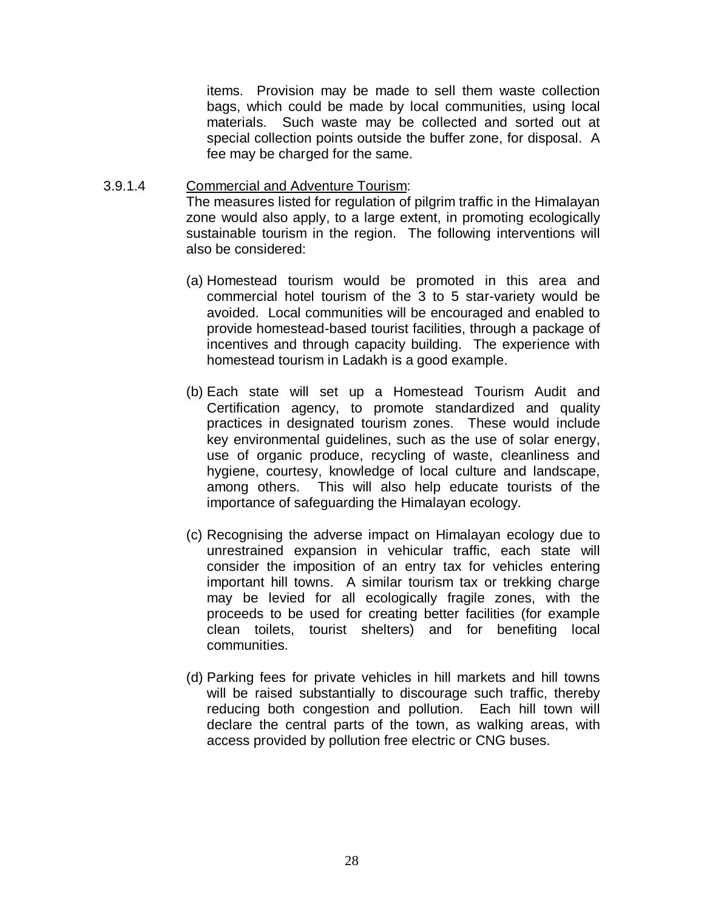items. Provision may be made to sell them waste collection bags, which could be made by local communities, using local materials. Such waste may be collected and sorted out at special collection points outside the buffer zone, for disposal. A fee may be charged for the same.

3.9.1.4 Commercial and Adventure Tourism:

The measures listed for regulation of pilgrim traffic in the Himalayan zone would also apply, to a large extent, in promoting ecologically sustainable tourism in the region. The following interventions will also be considered:

(a) Homestead tourism would be promoted in this area and commercial hotel tourism of the 3 to 5 star-variety would be avoided. Local communities will be encouraged and enabled to provide homestead-based tourist facilities, through a package of incentives and through capacity building. The experience with homestead tourism in Ladakh is a good example.

(b) Each state will set up a Homestead Tourism Audit and Certification agency, to promote standardized and quality practices in designated tourism zones. These would include key environmental guidelines, such as the use of solar energy, use of organic produce, recycling of waste, cleanliness and hygiene, courtesy, knowledge of local culture and landscape, among others. This will also help educate tourists of the importance of safeguarding the Himalayan ecology.

(c) Recognising the adverse impact on Himalayan ecology due to unrestrained expansion in vehicular traffic, each state will consider the imposition of an entry tax for vehicles entering important hill towns. A similar tourism tax or trekking charge may be levied for all ecologically fragile zones, with the proceeds to be used for creating better facilities (for example clean toilets, tourist shelters) and for benefiting local communities.

(d) Parking fees for private vehicles in hill markets and hill towns will be raised substantially to discourage such traffic, thereby reducing both congestion and pollution. Each hill town will declare the central parts of the town, as walking areas, with access provided by pollution free electric or CNG buses.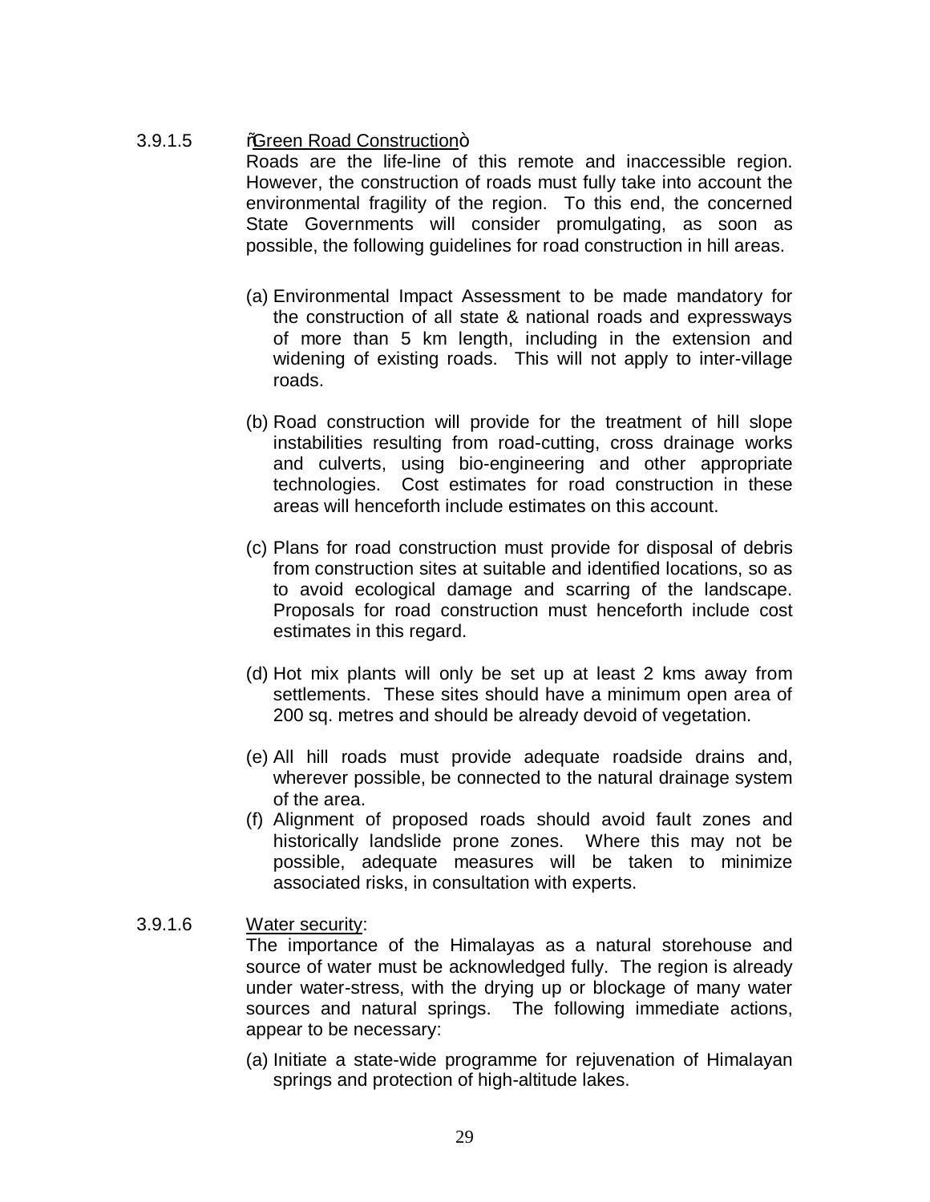3.9.1.5 "Green Road Construction"

Roads are the life-line of this remote and inaccessible region. However, the construction of roads must fully take into account the environmental fragility of the region. To this end, the concerned State Governments will consider promulgating, as soon as possible, the following guidelines for road construction in hill areas.

(a) Environmental Impact Assessment to be made mandatory for the construction of all state & national roads and expressways of more than 5 km length, including in the extension and widening of existing roads. This will not apply to inter-village roads.

(b) Road construction will provide for the treatment of hill slope instabilities resulting from road-cutting, cross drainage works and culverts, using bio-engineering and other appropriate technologies. Cost estimates for road construction in these areas will henceforth include estimates on this account.

(c) Plans for road construction must provide for disposal of debris from construction sites at suitable and identified locations, so as to avoid ecological damage and scarring of the landscape. Proposals for road construction must henceforth include cost estimates in this regard.

(d) Hot mix plants will only be set up at least 2 kms away from settlements. These sites should have a minimum open area of 200 sq. metres and should be already devoid of vegetation.

(e) All hill roads must provide adequate roadside drains and, wherever possible, be connected to the natural drainage system of the area.

(f) Alignment of proposed roads should avoid fault zones and historically landslide prone zones. Where this may not be possible, adequate measures will be taken to minimize associated risks, in consultation with experts.

3.9.1.6 Water security:

The importance of the Himalayas as a natural storehouse and source of water must be acknowledged fully. The region is already under water-stress, with the drying up or blockage of many water sources and natural springs. The following immediate actions, appear to be necessary:

(a) Initiate a state-wide programme for rejuvenation of Himalayan springs and protection of high-altitude lakes.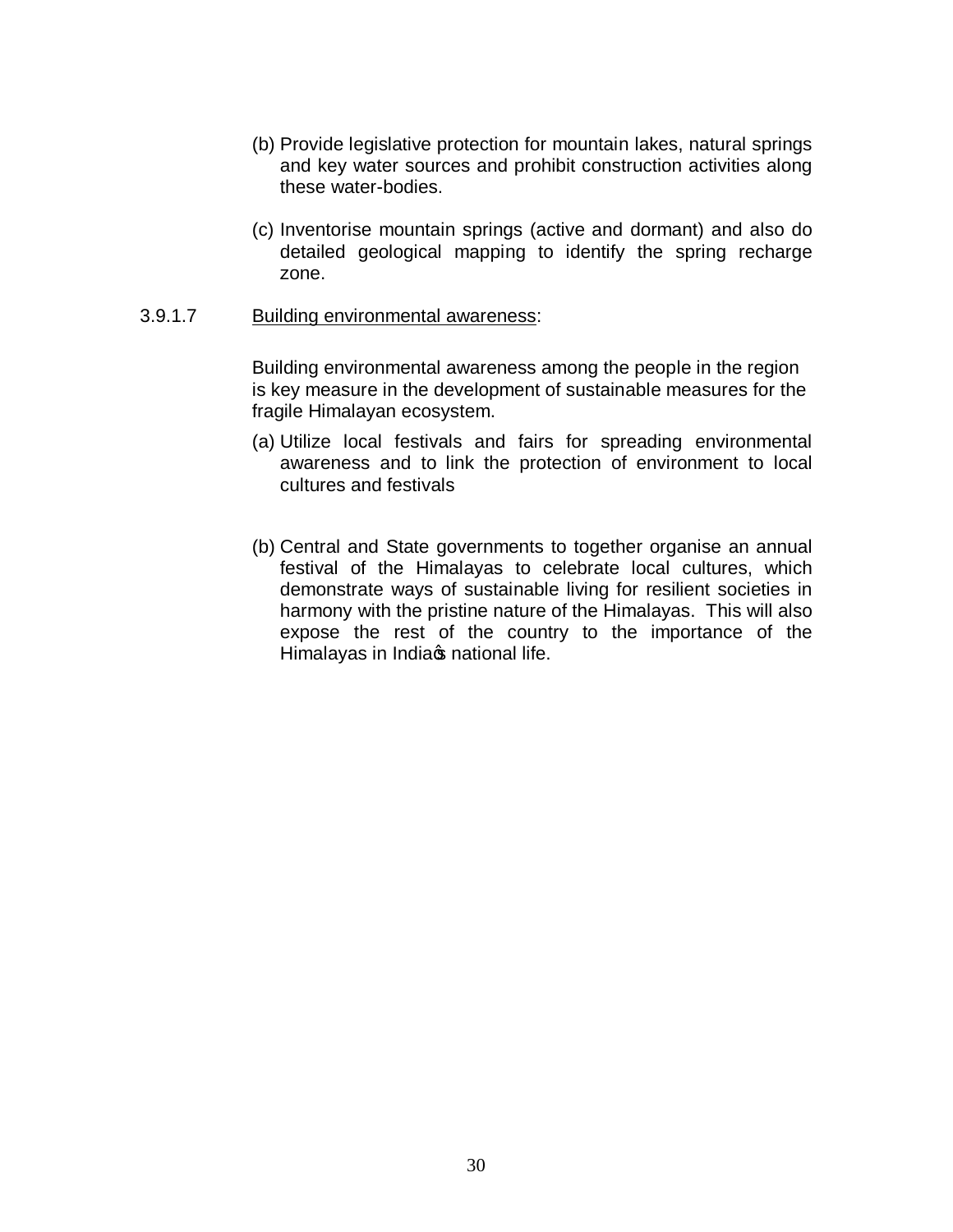(b) Provide legislative protection for mountain lakes, natural springs and key water sources and prohibit construction activities along these water-bodies.

(c) Inventorise mountain springs (active and dormant) and also do detailed geological mapping to identify the spring recharge zone.

3.9.1.7 Building environmental awareness:

Building environmental awareness among the people in the region is key measure in the development of sustainable measures for the fragile Himalayan ecosystem.

(a) Utilize local festivals and fairs for spreading environmental awareness and to link the protection of environment to local cultures and festivals

(b) Central and State governments to together organise an annual festival of the Himalayas to celebrate local cultures, which demonstrate ways of sustainable living for resilient societies in harmony with the pristine nature of the Himalayas. This will also expose the rest of the country to the importance of the Himalayas in India's national life.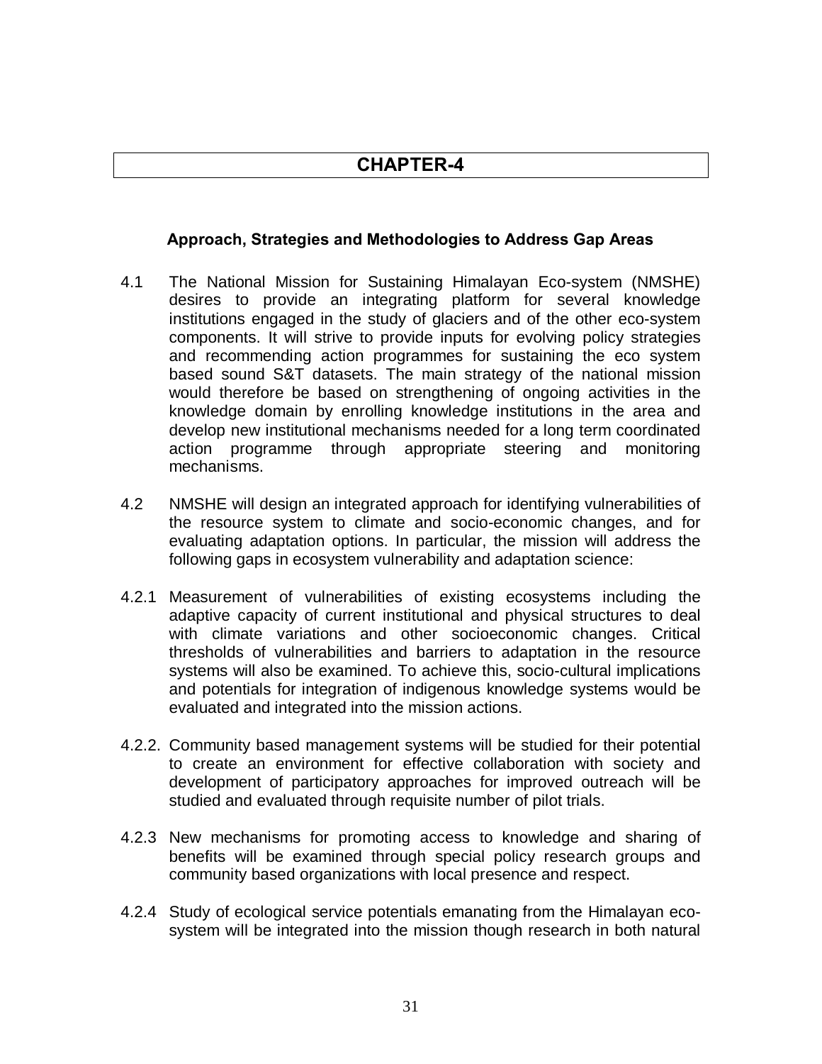# CHAPTER-4

## Approach, Strategies and Methodologies to Address Gap Areas

4.1 The National Mission for Sustaining Himalayan Eco-system (NMSHE) desires to provide an integrating platform for several knowledge institutions engaged in the study of glaciers and of the other eco-system components. It will strive to provide inputs for evolving policy strategies and recommending action programmes for sustaining the eco system based sound S&T datasets. The main strategy of the national mission would therefore be based on strengthening of ongoing activities in the knowledge domain by enrolling knowledge institutions in the area and develop new institutional mechanisms needed for a long term coordinated action programme through appropriate steering and monitoring mechanisms.

4.2 NMSHE will design an integrated approach for identifying vulnerabilities of the resource system to climate and socio-economic changes, and for evaluating adaptation options. In particular, the mission will address the following gaps in ecosystem vulnerability and adaptation science:

4.2.1 Measurement of vulnerabilities of existing ecosystems including the adaptive capacity of current institutional and physical structures to deal with climate variations and other socioeconomic changes. Critical thresholds of vulnerabilities and barriers to adaptation in the resource systems will also be examined. To achieve this, socio-cultural implications and potentials for integration of indigenous knowledge systems would be evaluated and integrated into the mission actions.

4.2.2. Community based management systems will be studied for their potential to create an environment for effective collaboration with society and development of participatory approaches for improved outreach will be studied and evaluated through requisite number of pilot trials.

4.2.3 New mechanisms for promoting access to knowledge and sharing of benefits will be examined through special policy research groups and community based organizations with local presence and respect.

4.2.4 Study of ecological service potentials emanating from the Himalayan eco-system will be integrated into the mission though research in both natural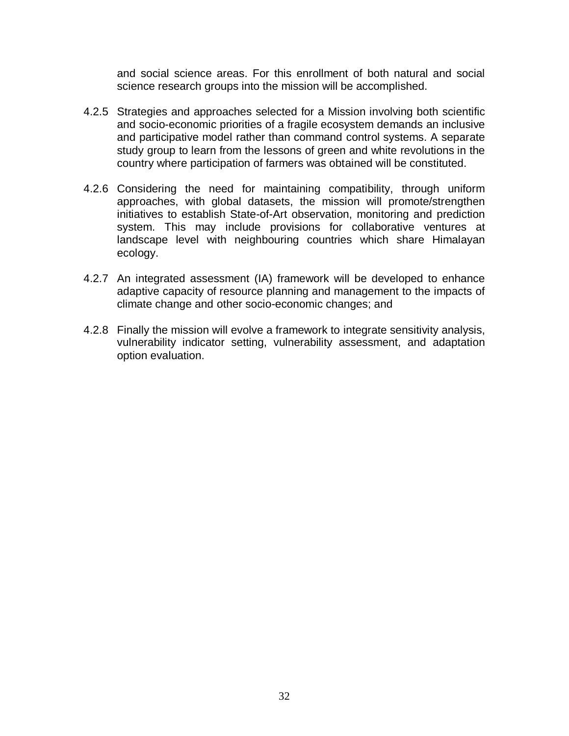and social science areas. For this enrollment of both natural and social science research groups into the mission will be accomplished.

4.2.5 Strategies and approaches selected for a Mission involving both scientific and socio-economic priorities of a fragile ecosystem demands an inclusive and participative model rather than command control systems. A separate study group to learn from the lessons of green and white revolutions in the country where participation of farmers was obtained will be constituted.

4.2.6 Considering the need for maintaining compatibility, through uniform approaches, with global datasets, the mission will promote/strengthen initiatives to establish State-of-Art observation, monitoring and prediction system. This may include provisions for collaborative ventures at landscape level with neighbouring countries which share Himalayan ecology.

4.2.7 An integrated assessment (IA) framework will be developed to enhance adaptive capacity of resource planning and management to the impacts of climate change and other socio-economic changes; and

4.2.8 Finally the mission will evolve a framework to integrate sensitivity analysis, vulnerability indicator setting, vulnerability assessment, and adaptation option evaluation.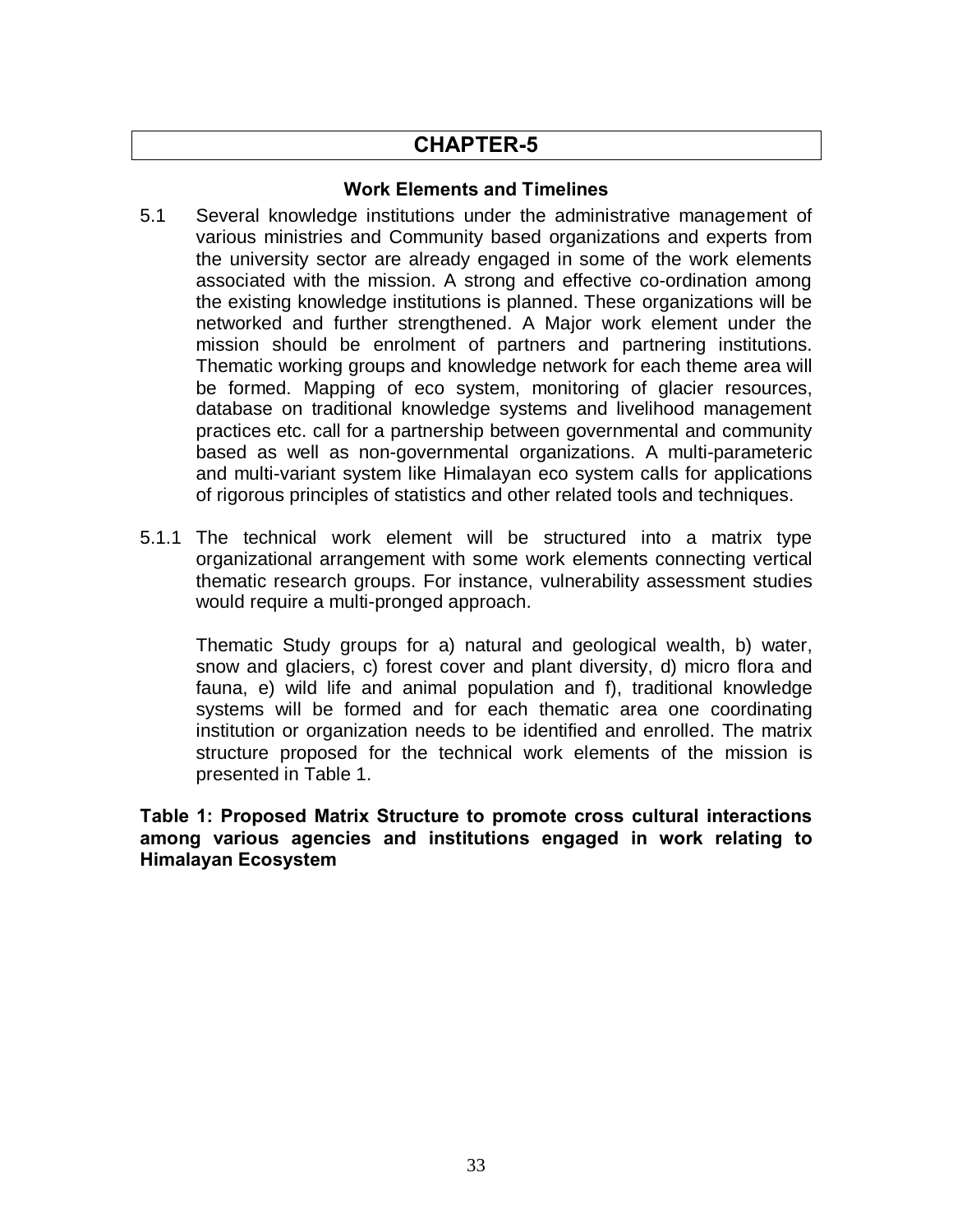# CHAPTER-5

### Work Elements and Timelines

5.1 Several knowledge institutions under the administrative management of various ministries and Community based organizations and experts from the university sector are already engaged in some of the work elements associated with the mission. A strong and effective co-ordination among the existing knowledge institutions is planned. These organizations will be networked and further strengthened. A Major work element under the mission should be enrolment of partners and partnering institutions. Thematic working groups and knowledge network for each theme area will be formed. Mapping of eco system, monitoring of glacier resources, database on traditional knowledge systems and livelihood management practices etc. call for a partnership between governmental and community based as well as non-governmental organizations. A multi-parameteric and multi-variant system like Himalayan eco system calls for applications of rigorous principles of statistics and other related tools and techniques.

5.1.1 The technical work element will be structured into a matrix type organizational arrangement with some work elements connecting vertical thematic research groups. For instance, vulnerability assessment studies would require a multi-pronged approach.

Thematic Study groups for a) natural and geological wealth, b) water, snow and glaciers, c) forest cover and plant diversity, d) micro flora and fauna, e) wild life and animal population and f), traditional knowledge systems will be formed and for each thematic area one coordinating institution or organization needs to be identified and enrolled. The matrix structure proposed for the technical work elements of the mission is presented in Table 1.

**Table 1: Proposed Matrix Structure to promote cross cultural interactions among various agencies and institutions engaged in work relating to Himalayan Ecosystem**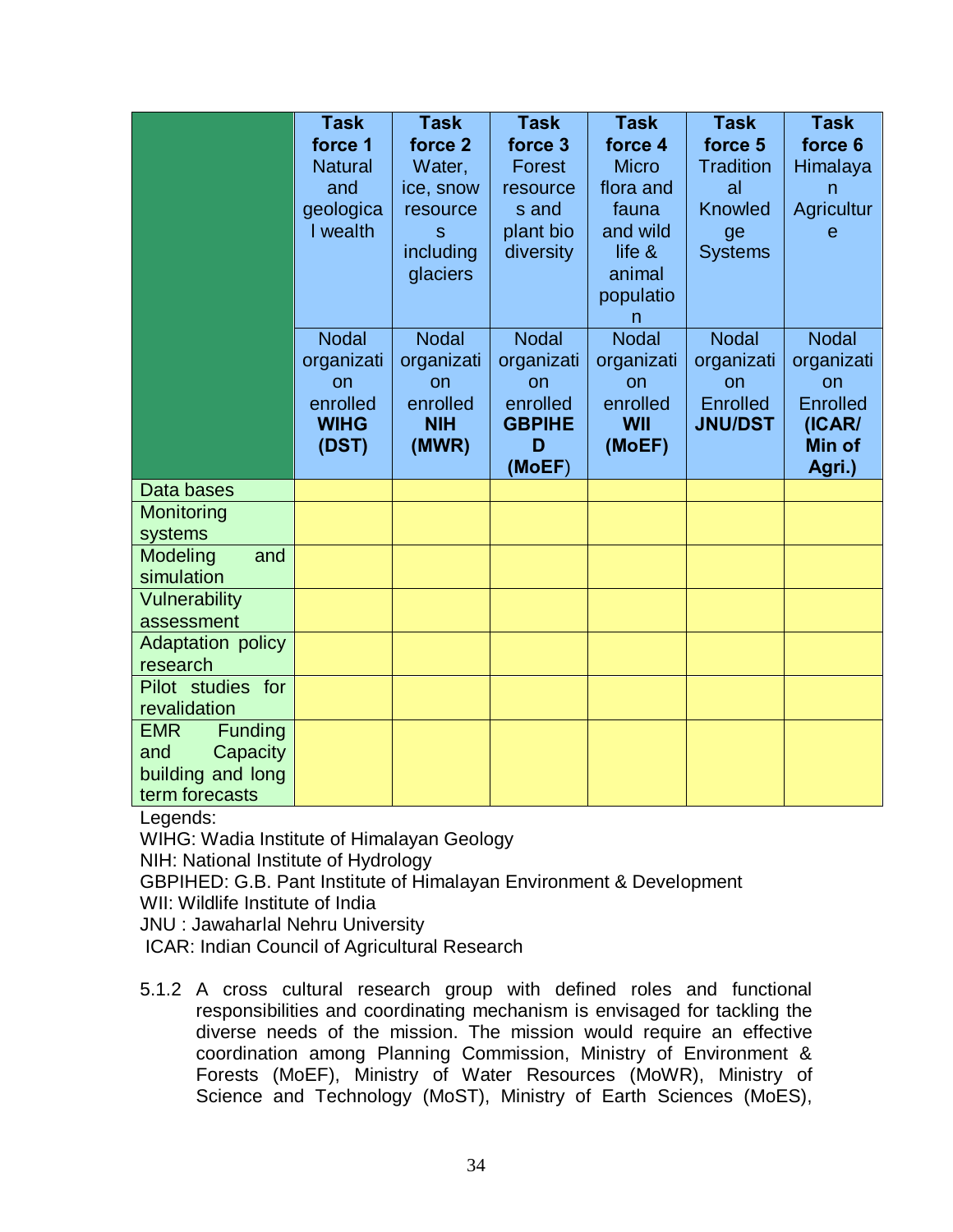| | **Task force 1** Natural and geological wealth | **Task force 2** Water, ice, snow resources including glaciers | **Task force 3** Forest resources and plant bio diversity | **Task force 4** Micro flora and fauna and wild life & animal population | **Task force 5** Traditional Knowledge Systems | **Task force 6** Himalayan Agriculture |
|---|---|---|---|---|---|---|
| | Nodal organization enrolled **WIHG (DST)** | Nodal organization enrolled **NIH (MWR)** | Nodal organization enrolled **GBPIHED (MoEF)** | Nodal organization enrolled **WII (MoEF)** | Nodal organization Enrolled **JNU/DST** | Nodal organization Enrolled **(ICAR/ Min of Agri.)** |
| Data bases | | | | | | |
| Monitoring systems | | | | | | |
| Modeling and simulation | | | | | | |
| Vulnerability assessment | | | | | | |
| Adaptation policy research | | | | | | |
| Pilot studies for revalidation | | | | | | |
| EMR Funding and Capacity building and long term forecasts | | | | | | |

Legends:
WIHG: Wadia Institute of Himalayan Geology
NIH: National Institute of Hydrology
GBPIHED: G.B. Pant Institute of Himalayan Environment & Development
WII: Wildlife Institute of India
JNU : Jawaharlal Nehru University
ICAR: Indian Council of Agricultural Research

5.1.2 A cross cultural research group with defined roles and functional responsibilities and coordinating mechanism is envisaged for tackling the diverse needs of the mission. The mission would require an effective coordination among Planning Commission, Ministry of Environment & Forests (MoEF), Ministry of Water Resources (MoWR), Ministry of Science and Technology (MoST), Ministry of Earth Sciences (MoES),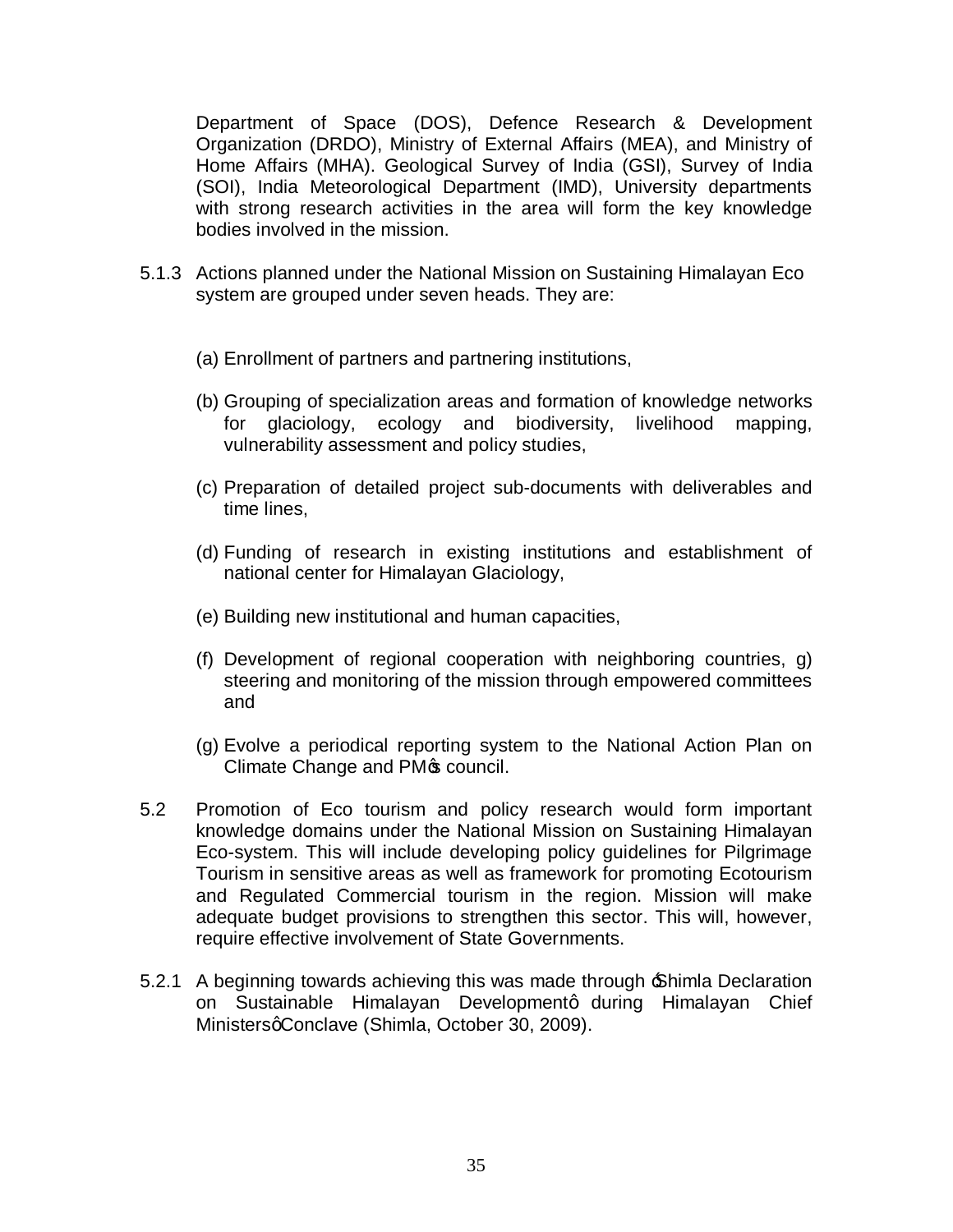Department of Space (DOS), Defence Research & Development Organization (DRDO), Ministry of External Affairs (MEA), and Ministry of Home Affairs (MHA). Geological Survey of India (GSI), Survey of India (SOI), India Meteorological Department (IMD), University departments with strong research activities in the area will form the key knowledge bodies involved in the mission.

5.1.3 Actions planned under the National Mission on Sustaining Himalayan Eco system are grouped under seven heads. They are:

(a) Enrollment of partners and partnering institutions,

(b) Grouping of specialization areas and formation of knowledge networks for glaciology, ecology and biodiversity, livelihood mapping, vulnerability assessment and policy studies,

(c) Preparation of detailed project sub-documents with deliverables and time lines,

(d) Funding of research in existing institutions and establishment of national center for Himalayan Glaciology,

(e) Building new institutional and human capacities,

(f) Development of regional cooperation with neighboring countries, g) steering and monitoring of the mission through empowered committees and

(g) Evolve a periodical reporting system to the National Action Plan on Climate Change and PM's council.

5.2 Promotion of Eco tourism and policy research would form important knowledge domains under the National Mission on Sustaining Himalayan Eco-system. This will include developing policy guidelines for Pilgrimage Tourism in sensitive areas as well as framework for promoting Ecotourism and Regulated Commercial tourism in the region. Mission will make adequate budget provisions to strengthen this sector. This will, however, require effective involvement of State Governments.

5.2.1 A beginning towards achieving this was made through 'Shimla Declaration on Sustainable Himalayan Development' during Himalayan Chief Ministers' Conclave (Shimla, October 30, 2009).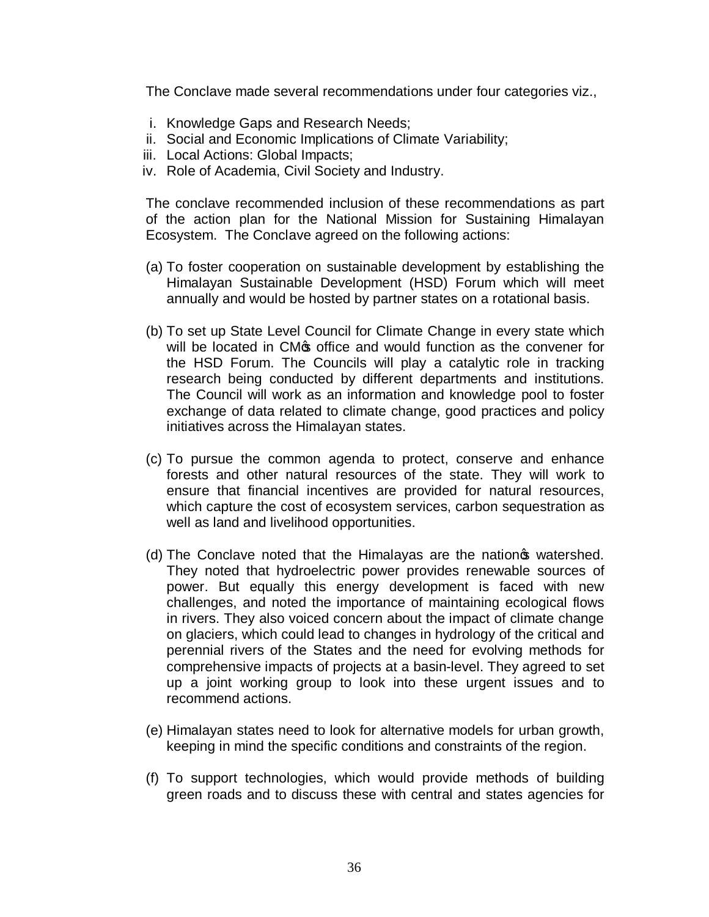The Conclave made several recommendations under four categories viz.,

i. Knowledge Gaps and Research Needs;
ii. Social and Economic Implications of Climate Variability;
iii. Local Actions: Global Impacts;
iv. Role of Academia, Civil Society and Industry.

The conclave recommended inclusion of these recommendations as part of the action plan for the National Mission for Sustaining Himalayan Ecosystem. The Conclave agreed on the following actions:

(a) To foster cooperation on sustainable development by establishing the Himalayan Sustainable Development (HSD) Forum which will meet annually and would be hosted by partner states on a rotational basis.

(b) To set up State Level Council for Climate Change in every state which will be located in CM's office and would function as the convener for the HSD Forum. The Councils will play a catalytic role in tracking research being conducted by different departments and institutions. The Council will work as an information and knowledge pool to foster exchange of data related to climate change, good practices and policy initiatives across the Himalayan states.

(c) To pursue the common agenda to protect, conserve and enhance forests and other natural resources of the state. They will work to ensure that financial incentives are provided for natural resources, which capture the cost of ecosystem services, carbon sequestration as well as land and livelihood opportunities.

(d) The Conclave noted that the Himalayas are the nation's watershed. They noted that hydroelectric power provides renewable sources of power. But equally this energy development is faced with new challenges, and noted the importance of maintaining ecological flows in rivers. They also voiced concern about the impact of climate change on glaciers, which could lead to changes in hydrology of the critical and perennial rivers of the States and the need for evolving methods for comprehensive impacts of projects at a basin-level. They agreed to set up a joint working group to look into these urgent issues and to recommend actions.

(e) Himalayan states need to look for alternative models for urban growth, keeping in mind the specific conditions and constraints of the region.

(f) To support technologies, which would provide methods of building green roads and to discuss these with central and states agencies for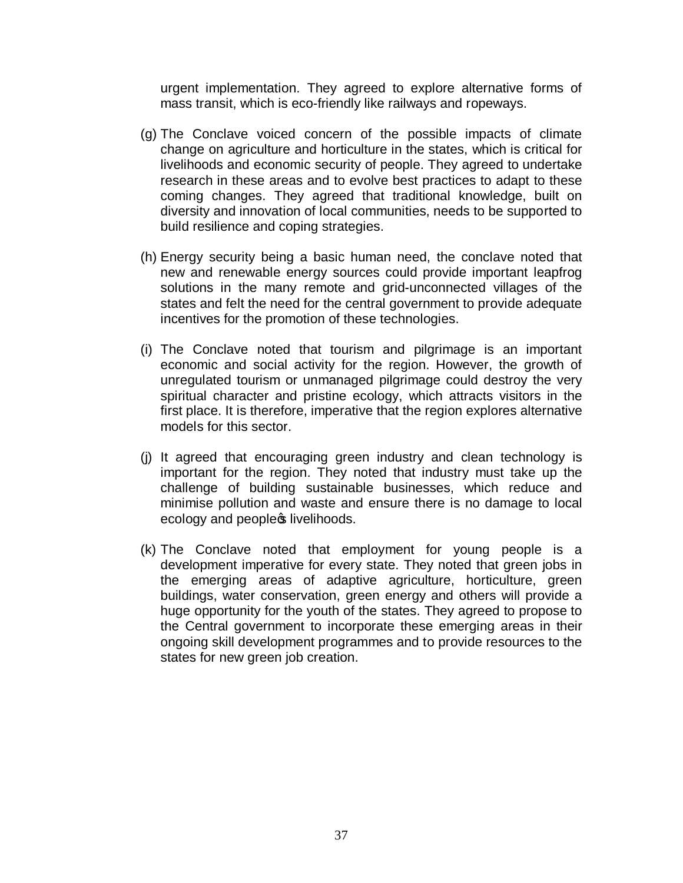urgent implementation. They agreed to explore alternative forms of mass transit, which is eco-friendly like railways and ropeways.

(g) The Conclave voiced concern of the possible impacts of climate change on agriculture and horticulture in the states, which is critical for livelihoods and economic security of people. They agreed to undertake research in these areas and to evolve best practices to adapt to these coming changes. They agreed that traditional knowledge, built on diversity and innovation of local communities, needs to be supported to build resilience and coping strategies.

(h) Energy security being a basic human need, the conclave noted that new and renewable energy sources could provide important leapfrog solutions in the many remote and grid-unconnected villages of the states and felt the need for the central government to provide adequate incentives for the promotion of these technologies.

(i) The Conclave noted that tourism and pilgrimage is an important economic and social activity for the region. However, the growth of unregulated tourism or unmanaged pilgrimage could destroy the very spiritual character and pristine ecology, which attracts visitors in the first place. It is therefore, imperative that the region explores alternative models for this sector.

(j) It agreed that encouraging green industry and clean technology is important for the region. They noted that industry must take up the challenge of building sustainable businesses, which reduce and minimise pollution and waste and ensure there is no damage to local ecology and people's livelihoods.

(k) The Conclave noted that employment for young people is a development imperative for every state. They noted that green jobs in the emerging areas of adaptive agriculture, horticulture, green buildings, water conservation, green energy and others will provide a huge opportunity for the youth of the states. They agreed to propose to the Central government to incorporate these emerging areas in their ongoing skill development programmes and to provide resources to the states for new green job creation.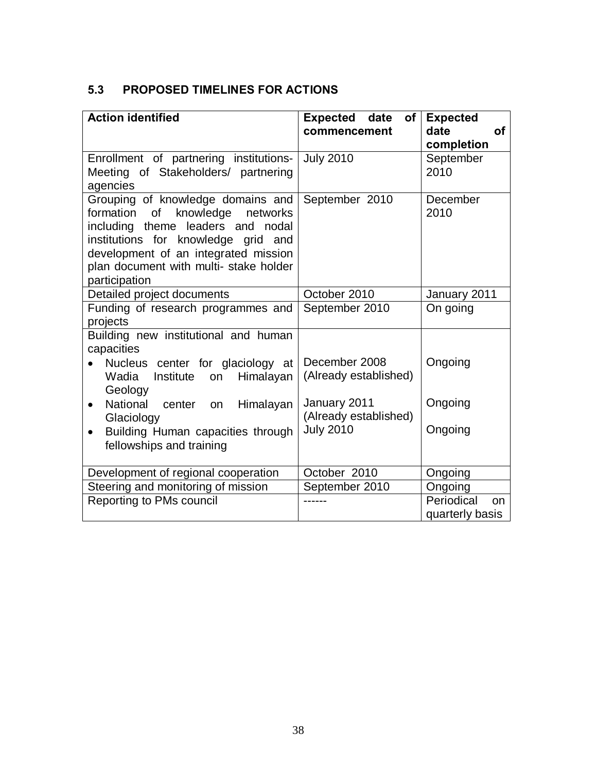## 5.3 PROPOSED TIMELINES FOR ACTIONS

| Action identified | Expected date of commencement | Expected date of completion |
|---|---|---|
| Enrollment of partnering institutions- Meeting of Stakeholders/ partnering agencies | July 2010 | September 2010 |
| Grouping of knowledge domains and formation of knowledge networks including theme leaders and nodal institutions for knowledge grid and development of an integrated mission plan document with multi- stake holder participation | September 2010 | December 2010 |
| Detailed project documents | October 2010 | January 2011 |
| Funding of research programmes and projects | September 2010 | On going |
| Building new institutional and human capacities | | |
| • Nucleus center for glaciology at Wadia Institute on Himalayan Geology | December 2008 (Already established) | Ongoing |
| • National center on Himalayan Glaciology | January 2011 (Already established) | Ongoing |
| • Building Human capacities through fellowships and training | July 2010 | Ongoing |
| Development of regional cooperation | October 2010 | Ongoing |
| Steering and monitoring of mission | September 2010 | Ongoing |
| Reporting to PMs council | ------ | Periodical on quarterly basis |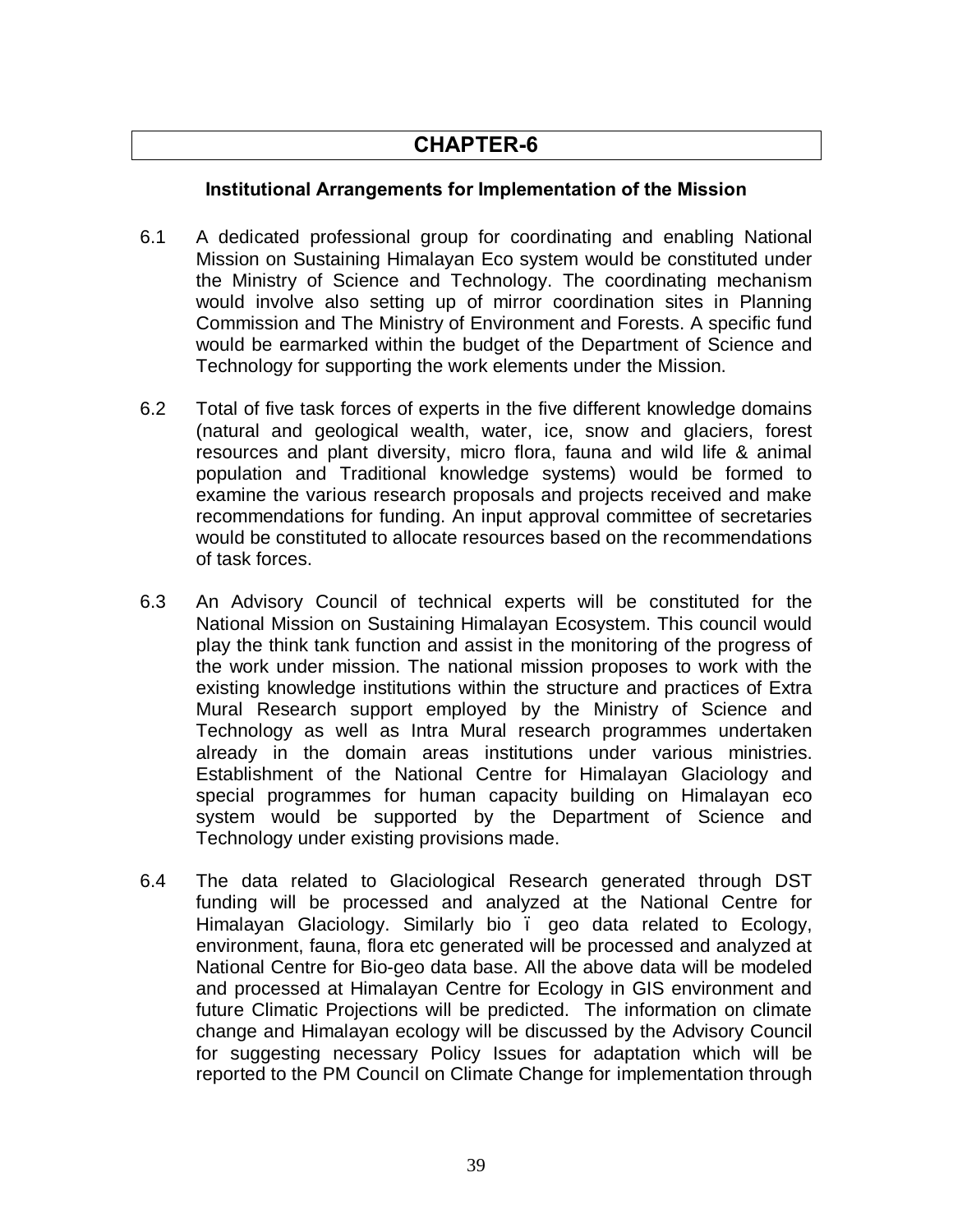# CHAPTER-6

## Institutional Arrangements for Implementation of the Mission

6.1 A dedicated professional group for coordinating and enabling National Mission on Sustaining Himalayan Eco system would be constituted under the Ministry of Science and Technology. The coordinating mechanism would involve also setting up of mirror coordination sites in Planning Commission and The Ministry of Environment and Forests. A specific fund would be earmarked within the budget of the Department of Science and Technology for supporting the work elements under the Mission.

6.2 Total of five task forces of experts in the five different knowledge domains (natural and geological wealth, water, ice, snow and glaciers, forest resources and plant diversity, micro flora, fauna and wild life & animal population and Traditional knowledge systems) would be formed to examine the various research proposals and projects received and make recommendations for funding. An input approval committee of secretaries would be constituted to allocate resources based on the recommendations of task forces.

6.3 An Advisory Council of technical experts will be constituted for the National Mission on Sustaining Himalayan Ecosystem. This council would play the think tank function and assist in the monitoring of the progress of the work under mission. The national mission proposes to work with the existing knowledge institutions within the structure and practices of Extra Mural Research support employed by the Ministry of Science and Technology as well as Intra Mural research programmes undertaken already in the domain areas institutions under various ministries. Establishment of the National Centre for Himalayan Glaciology and special programmes for human capacity building on Himalayan eco system would be supported by the Department of Science and Technology under existing provisions made.

6.4 The data related to Glaciological Research generated through DST funding will be processed and analyzed at the National Centre for Himalayan Glaciology. Similarly bio ï geo data related to Ecology, environment, fauna, flora etc generated will be processed and analyzed at National Centre for Bio-geo data base. All the above data will be modeled and processed at Himalayan Centre for Ecology in GIS environment and future Climatic Projections will be predicted. The information on climate change and Himalayan ecology will be discussed by the Advisory Council for suggesting necessary Policy Issues for adaptation which will be reported to the PM Council on Climate Change for implementation through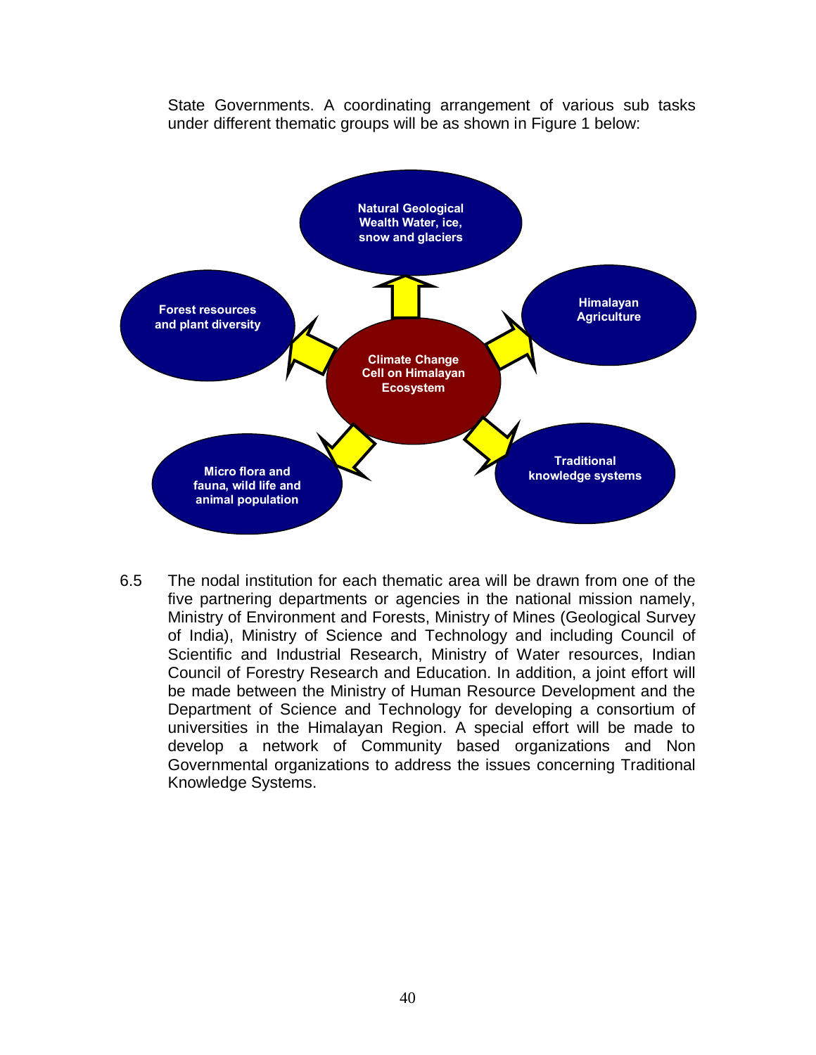State Governments. A coordinating arrangement of various sub tasks under different thematic groups will be as shown in Figure 1 below:

Climate Change Cell on Himalayan Ecosystem

Natural Geological Wealth Water, ice, snow and glaciers

Himalayan Agriculture

Traditional knowledge systems

Micro flora and fauna, wild life and animal population

Forest resources and plant diversity

6.5 The nodal institution for each thematic area will be drawn from one of the five partnering departments or agencies in the national mission namely, Ministry of Environment and Forests, Ministry of Mines (Geological Survey of India), Ministry of Science and Technology and including Council of Scientific and Industrial Research, Ministry of Water resources, Indian Council of Forestry Research and Education. In addition, a joint effort will be made between the Ministry of Human Resource Development and the Department of Science and Technology for developing a consortium of universities in the Himalayan Region. A special effort will be made to develop a network of Community based organizations and Non Governmental organizations to address the issues concerning Traditional Knowledge Systems.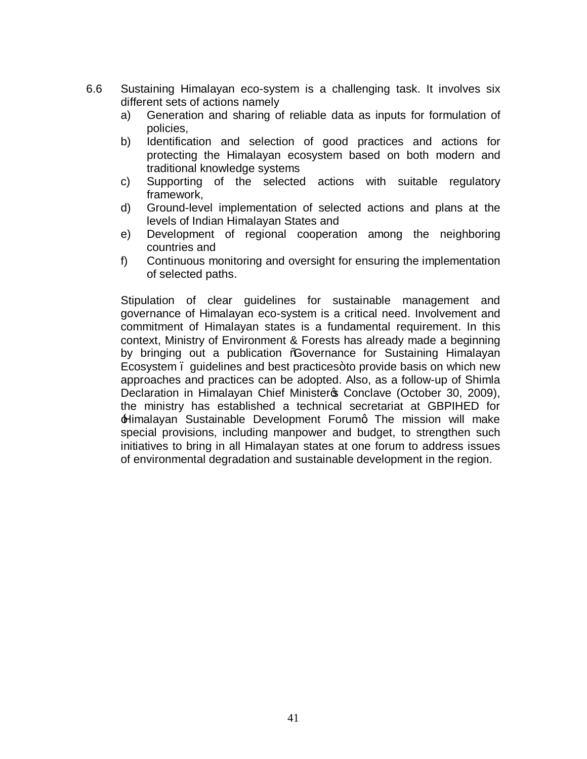6.6 Sustaining Himalayan eco-system is a challenging task. It involves six different sets of actions namely

a) Generation and sharing of reliable data as inputs for formulation of policies,
b) Identification and selection of good practices and actions for protecting the Himalayan ecosystem based on both modern and traditional knowledge systems
c) Supporting of the selected actions with suitable regulatory framework,
d) Ground-level implementation of selected actions and plans at the levels of Indian Himalayan States and
e) Development of regional cooperation among the neighboring countries and
f) Continuous monitoring and oversight for ensuring the implementation of selected paths.

Stipulation of clear guidelines for sustainable management and governance of Himalayan eco-system is a critical need. Involvement and commitment of Himalayan states is a fundamental requirement. In this context, Ministry of Environment & Forests has already made a beginning by bringing out a publication "Governance for Sustaining Himalayan Ecosystem – guidelines and best practices" to provide basis on which new approaches and practices can be adopted. Also, as a follow-up of Shimla Declaration in Himalayan Chief Minister's Conclave (October 30, 2009), the ministry has established a technical secretariat at GBPIHED for 'Himalayan Sustainable Development Forum'. The mission will make special provisions, including manpower and budget, to strengthen such initiatives to bring in all Himalayan states at one forum to address issues of environmental degradation and sustainable development in the region.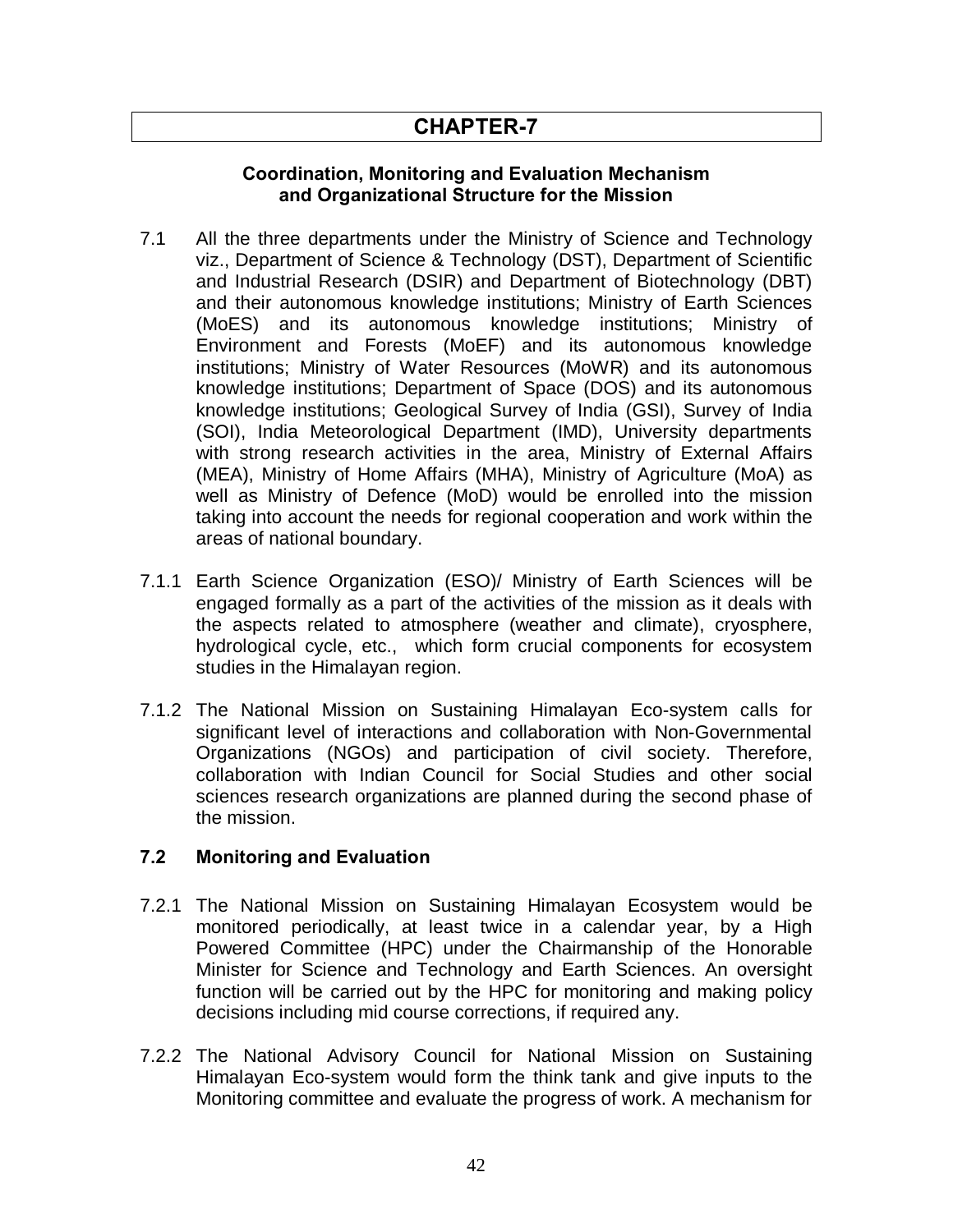# CHAPTER-7

### Coordination, Monitoring and Evaluation Mechanism and Organizational Structure for the Mission

7.1 All the three departments under the Ministry of Science and Technology viz., Department of Science & Technology (DST), Department of Scientific and Industrial Research (DSIR) and Department of Biotechnology (DBT) and their autonomous knowledge institutions; Ministry of Earth Sciences (MoES) and its autonomous knowledge institutions; Ministry of Environment and Forests (MoEF) and its autonomous knowledge institutions; Ministry of Water Resources (MoWR) and its autonomous knowledge institutions; Department of Space (DOS) and its autonomous knowledge institutions; Geological Survey of India (GSI), Survey of India (SOI), India Meteorological Department (IMD), University departments with strong research activities in the area, Ministry of External Affairs (MEA), Ministry of Home Affairs (MHA), Ministry of Agriculture (MoA) as well as Ministry of Defence (MoD) would be enrolled into the mission taking into account the needs for regional cooperation and work within the areas of national boundary.

7.1.1 Earth Science Organization (ESO)/ Ministry of Earth Sciences will be engaged formally as a part of the activities of the mission as it deals with the aspects related to atmosphere (weather and climate), cryosphere, hydrological cycle, etc., which form crucial components for ecosystem studies in the Himalayan region.

7.1.2 The National Mission on Sustaining Himalayan Eco-system calls for significant level of interactions and collaboration with Non-Governmental Organizations (NGOs) and participation of civil society. Therefore, collaboration with Indian Council for Social Studies and other social sciences research organizations are planned during the second phase of the mission.

### 7.2 Monitoring and Evaluation

7.2.1 The National Mission on Sustaining Himalayan Ecosystem would be monitored periodically, at least twice in a calendar year, by a High Powered Committee (HPC) under the Chairmanship of the Honorable Minister for Science and Technology and Earth Sciences. An oversight function will be carried out by the HPC for monitoring and making policy decisions including mid course corrections, if required any.

7.2.2 The National Advisory Council for National Mission on Sustaining Himalayan Eco-system would form the think tank and give inputs to the Monitoring committee and evaluate the progress of work. A mechanism for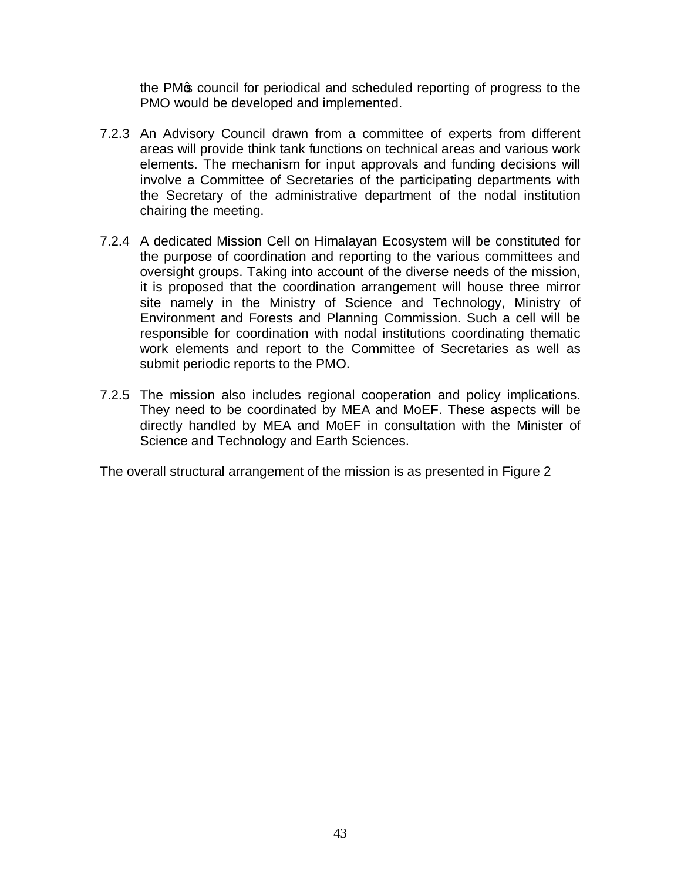the PM's council for periodical and scheduled reporting of progress to the PMO would be developed and implemented.

7.2.3 An Advisory Council drawn from a committee of experts from different areas will provide think tank functions on technical areas and various work elements. The mechanism for input approvals and funding decisions will involve a Committee of Secretaries of the participating departments with the Secretary of the administrative department of the nodal institution chairing the meeting.

7.2.4 A dedicated Mission Cell on Himalayan Ecosystem will be constituted for the purpose of coordination and reporting to the various committees and oversight groups. Taking into account of the diverse needs of the mission, it is proposed that the coordination arrangement will house three mirror site namely in the Ministry of Science and Technology, Ministry of Environment and Forests and Planning Commission. Such a cell will be responsible for coordination with nodal institutions coordinating thematic work elements and report to the Committee of Secretaries as well as submit periodic reports to the PMO.

7.2.5 The mission also includes regional cooperation and policy implications. They need to be coordinated by MEA and MoEF. These aspects will be directly handled by MEA and MoEF in consultation with the Minister of Science and Technology and Earth Sciences.

The overall structural arrangement of the mission is as presented in Figure 2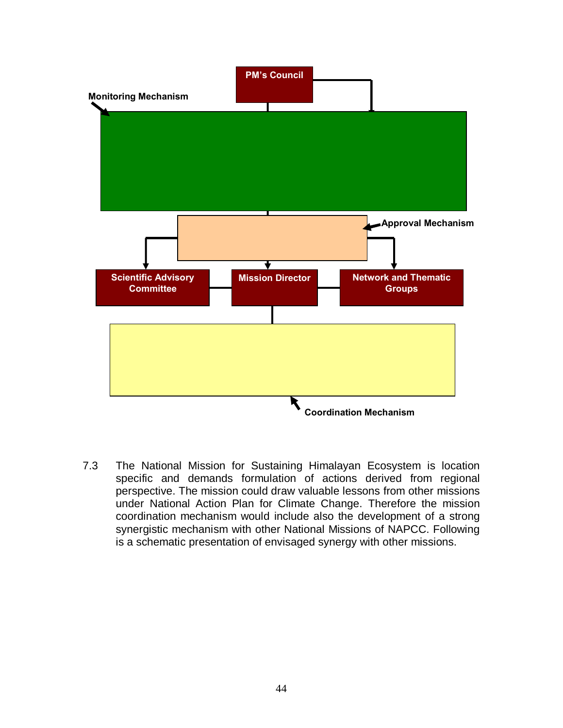PM's Council

Monitoring Mechanism

Approval Mechanism

Scientific Advisory Committee

Mission Director

Network and Thematic Groups

Coordination Mechanism

7.3 The National Mission for Sustaining Himalayan Ecosystem is location specific and demands formulation of actions derived from regional perspective. The mission could draw valuable lessons from other missions under National Action Plan for Climate Change. Therefore the mission coordination mechanism would include also the development of a strong synergistic mechanism with other National Missions of NAPCC. Following is a schematic presentation of envisaged synergy with other missions.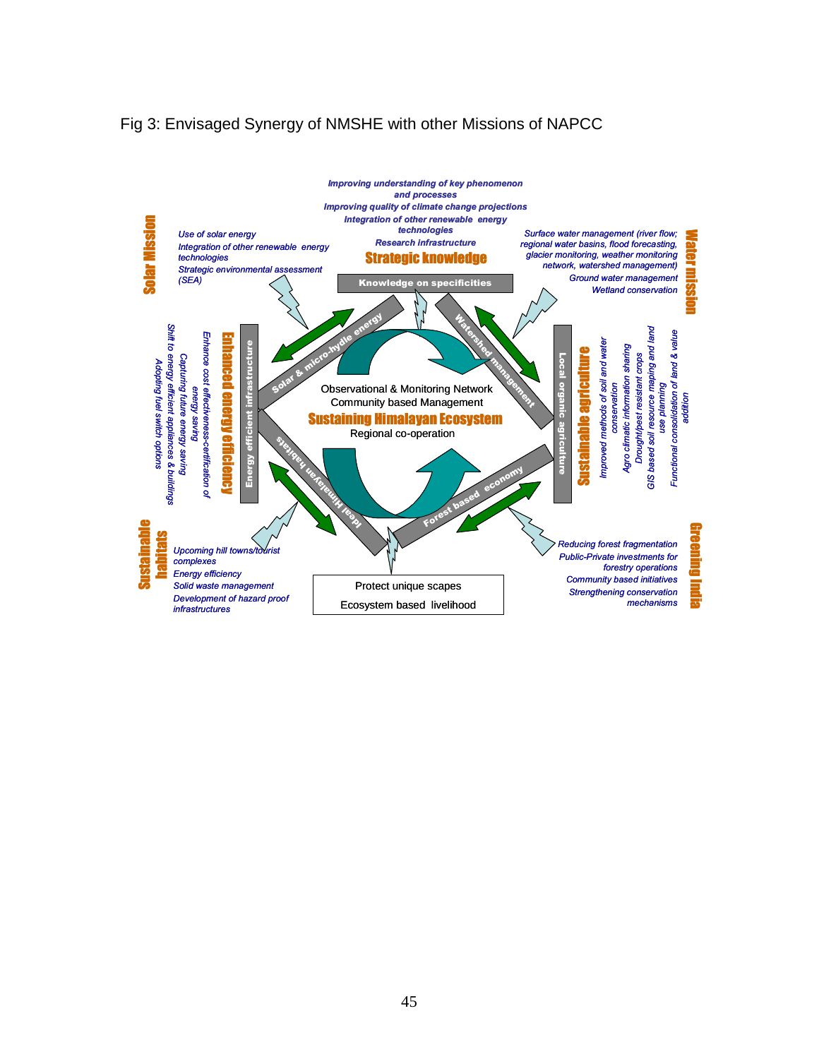Fig 3: Envisaged Synergy of NMSHE with other Missions of NAPCC

**Strategic knowledge**

*Improving understanding of key phenomenon and processes*
*Improving quality of climate change projections*
*Integration of other renewable energy technologies*
*Research infrastructure*

**Solar Mission**

*Use of solar energy*
*Integration of other renewable energy technologies*
*Strategic environmental assessment (SEA)*

**Water mission**

*Surface water management (river flow; regional water basins, flood forecasting, glacier monitoring, weather monitoring network, watershed management)*
*Ground water management*
*Wetland conservation*

**Enhanced energy efficiency**

*Shift to energy efficient appliances & buildings*
*Adopting fuel switch options*
*Capturing future energy saving*
*Enhance cost effectiveness-certification of energy saving*

**Sustainable agriculture**

*Improved methods of soil and water conservation*
*Agro climatic information sharing*
*Drought/pest resistant crops*
*GIS based soil resource mapping and land use planning*
*Functional consolidation of land & value addition*

**Sustainable habitats**

*Upcoming hill towns/tourist complexes*
*Energy efficiency*
*Solid waste management*
*Development of hazard proof infrastructures*

**Greening India**

*Reducing forest fragmentation*
*Public-Private investments for forestry operations*
*Community based initiatives*
*Strengthening conservation mechanisms*

Knowledge on specificities

Solar & micro-hydle energy

Watershed management

Energy efficient infrastructure

Local organic agriculture

Ideal Himalayan habitats

Forest based economy

Observational & Monitoring Network
Community based Management
**Sustaining Himalayan Ecosystem**
Regional co-operation

Protect unique scapes
Ecosystem based livelihood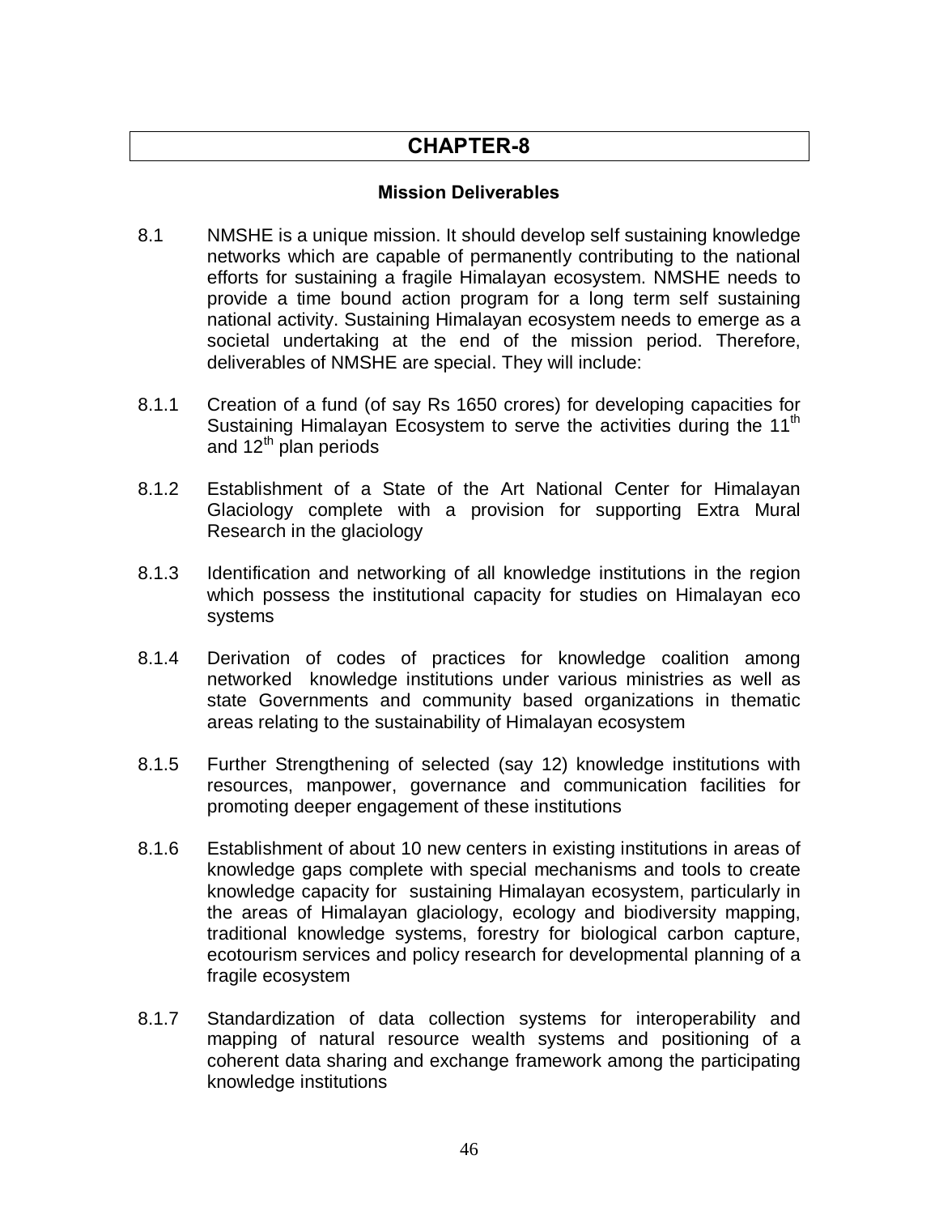# CHAPTER-8

### Mission Deliverables

8.1 NMSHE is a unique mission. It should develop self sustaining knowledge networks which are capable of permanently contributing to the national efforts for sustaining a fragile Himalayan ecosystem. NMSHE needs to provide a time bound action program for a long term self sustaining national activity. Sustaining Himalayan ecosystem needs to emerge as a societal undertaking at the end of the mission period. Therefore, deliverables of NMSHE are special. They will include:

8.1.1 Creation of a fund (of say Rs 1650 crores) for developing capacities for Sustaining Himalayan Ecosystem to serve the activities during the 11th and 12th plan periods

8.1.2 Establishment of a State of the Art National Center for Himalayan Glaciology complete with a provision for supporting Extra Mural Research in the glaciology

8.1.3 Identification and networking of all knowledge institutions in the region which possess the institutional capacity for studies on Himalayan eco systems

8.1.4 Derivation of codes of practices for knowledge coalition among networked knowledge institutions under various ministries as well as state Governments and community based organizations in thematic areas relating to the sustainability of Himalayan ecosystem

8.1.5 Further Strengthening of selected (say 12) knowledge institutions with resources, manpower, governance and communication facilities for promoting deeper engagement of these institutions

8.1.6 Establishment of about 10 new centers in existing institutions in areas of knowledge gaps complete with special mechanisms and tools to create knowledge capacity for sustaining Himalayan ecosystem, particularly in the areas of Himalayan glaciology, ecology and biodiversity mapping, traditional knowledge systems, forestry for biological carbon capture, ecotourism services and policy research for developmental planning of a fragile ecosystem

8.1.7 Standardization of data collection systems for interoperability and mapping of natural resource wealth systems and positioning of a coherent data sharing and exchange framework among the participating knowledge institutions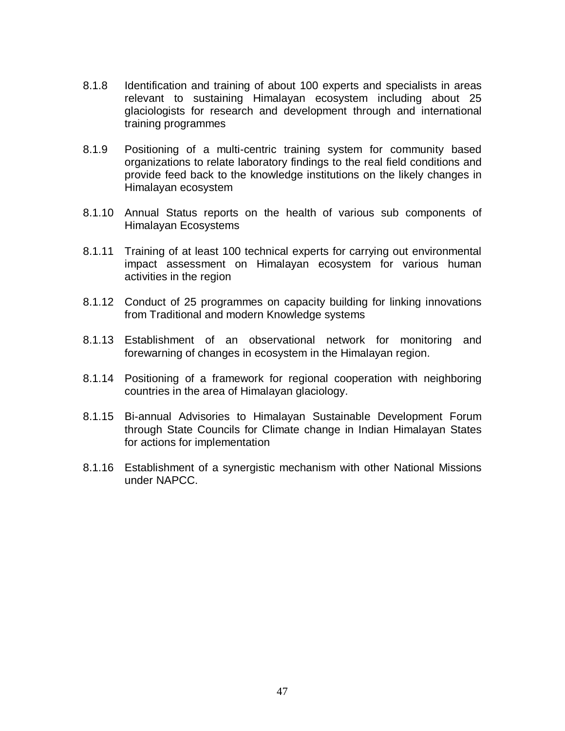8.1.8 Identification and training of about 100 experts and specialists in areas relevant to sustaining Himalayan ecosystem including about 25 glaciologists for research and development through and international training programmes

8.1.9 Positioning of a multi-centric training system for community based organizations to relate laboratory findings to the real field conditions and provide feed back to the knowledge institutions on the likely changes in Himalayan ecosystem

8.1.10 Annual Status reports on the health of various sub components of Himalayan Ecosystems

8.1.11 Training of at least 100 technical experts for carrying out environmental impact assessment on Himalayan ecosystem for various human activities in the region

8.1.12 Conduct of 25 programmes on capacity building for linking innovations from Traditional and modern Knowledge systems

8.1.13 Establishment of an observational network for monitoring and forewarning of changes in ecosystem in the Himalayan region.

8.1.14 Positioning of a framework for regional cooperation with neighboring countries in the area of Himalayan glaciology.

8.1.15 Bi-annual Advisories to Himalayan Sustainable Development Forum through State Councils for Climate change in Indian Himalayan States for actions for implementation

8.1.16 Establishment of a synergistic mechanism with other National Missions under NAPCC.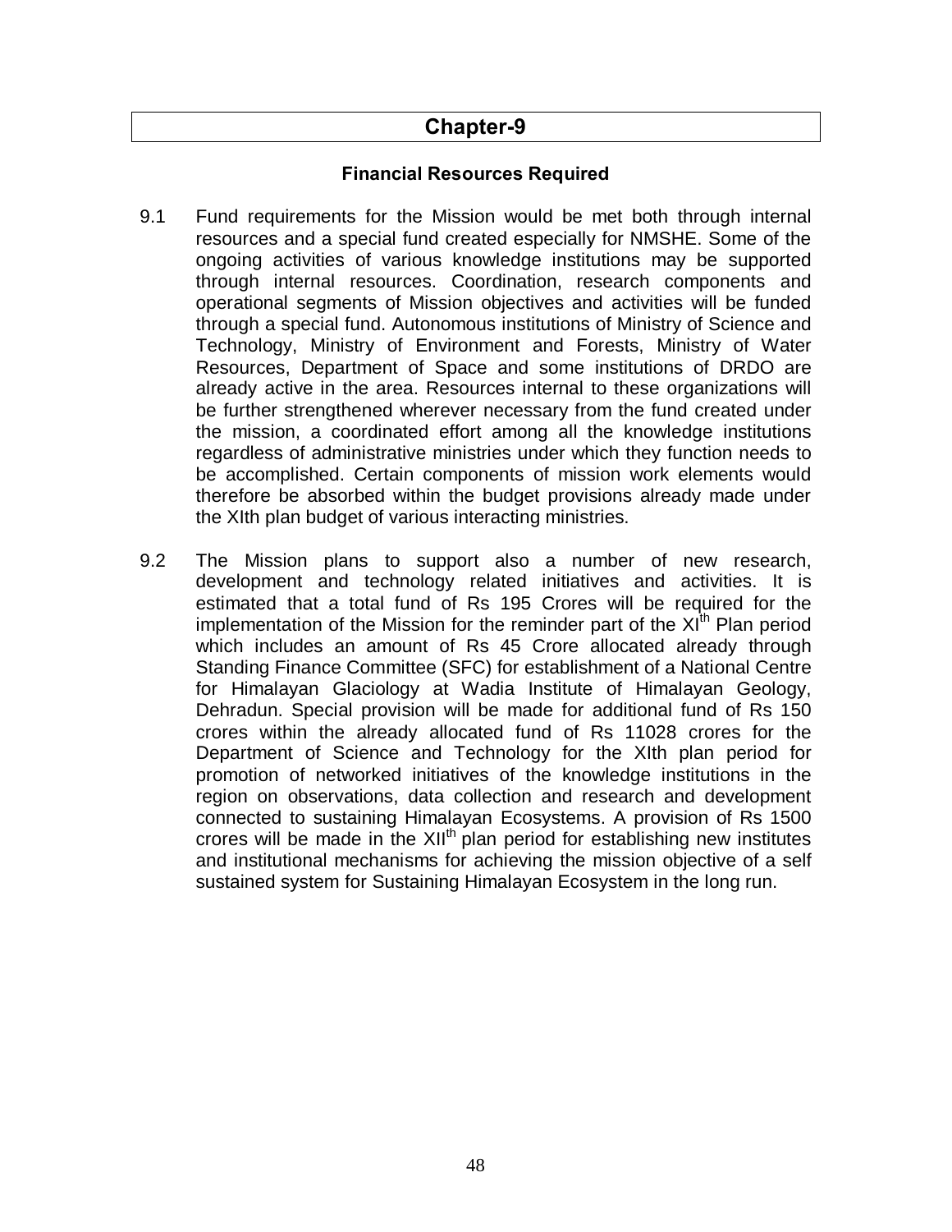# Chapter-9

## Financial Resources Required

9.1 Fund requirements for the Mission would be met both through internal resources and a special fund created especially for NMSHE. Some of the ongoing activities of various knowledge institutions may be supported through internal resources. Coordination, research components and operational segments of Mission objectives and activities will be funded through a special fund. Autonomous institutions of Ministry of Science and Technology, Ministry of Environment and Forests, Ministry of Water Resources, Department of Space and some institutions of DRDO are already active in the area. Resources internal to these organizations will be further strengthened wherever necessary from the fund created under the mission, a coordinated effort among all the knowledge institutions regardless of administrative ministries under which they function needs to be accomplished. Certain components of mission work elements would therefore be absorbed within the budget provisions already made under the XIth plan budget of various interacting ministries.

9.2 The Mission plans to support also a number of new research, development and technology related initiatives and activities. It is estimated that a total fund of Rs 195 Crores will be required for the implementation of the Mission for the reminder part of the XIth Plan period which includes an amount of Rs 45 Crore allocated already through Standing Finance Committee (SFC) for establishment of a National Centre for Himalayan Glaciology at Wadia Institute of Himalayan Geology, Dehradun. Special provision will be made for additional fund of Rs 150 crores within the already allocated fund of Rs 11028 crores for the Department of Science and Technology for the XIth plan period for promotion of networked initiatives of the knowledge institutions in the region on observations, data collection and research and development connected to sustaining Himalayan Ecosystems. A provision of Rs 1500 crores will be made in the XIIth plan period for establishing new institutes and institutional mechanisms for achieving the mission objective of a self sustained system for Sustaining Himalayan Ecosystem in the long run.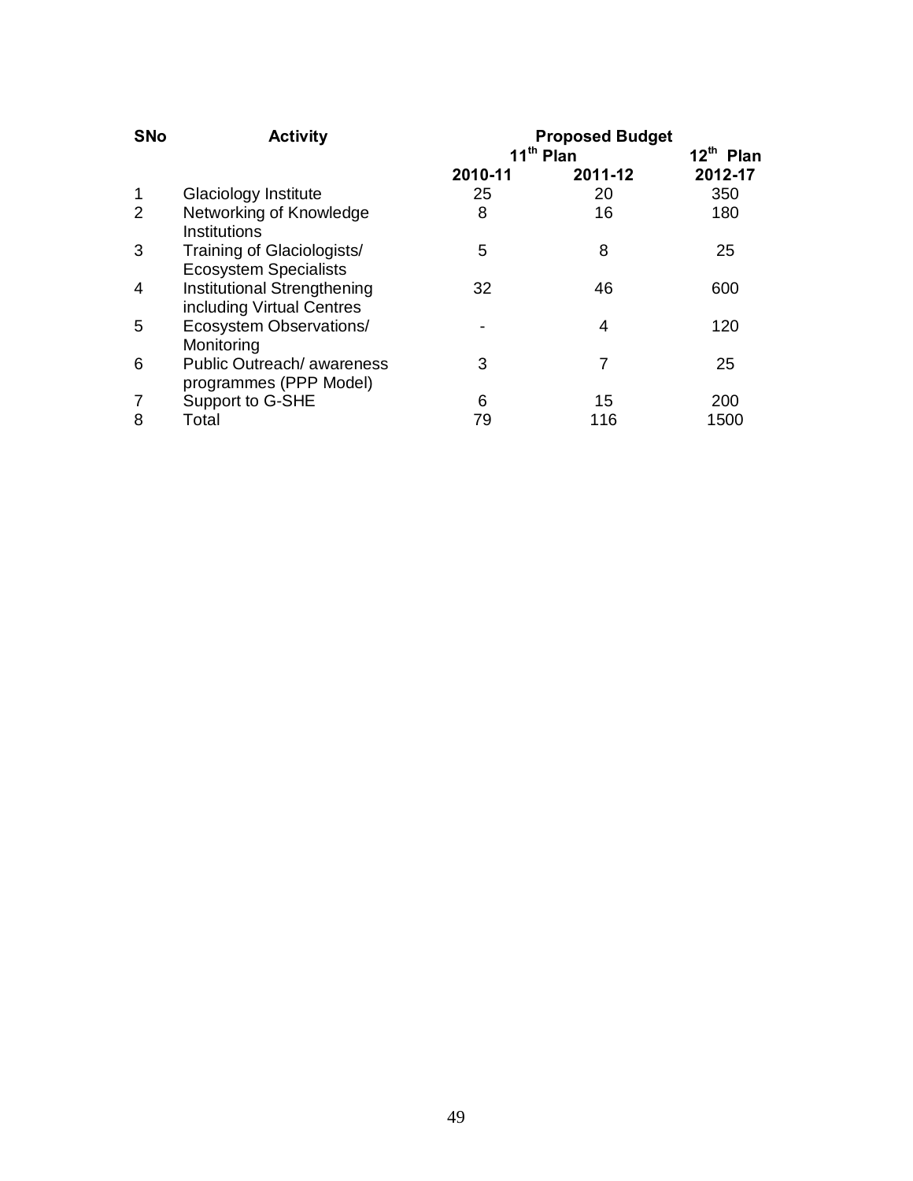| SNo | Activity | Proposed Budget | | |
|---|---|---|---|---|
| | | 11[th] Plan | | 12[th] Plan |
| | | 2010-11 | 2011-12 | 2012-17 |
| 1 | Glaciology Institute | 25 | 20 | 350 |
| 2 | Networking of Knowledge Institutions | 8 | 16 | 180 |
| 3 | Training of Glaciologists/ Ecosystem Specialists | 5 | 8 | 25 |
| 4 | Institutional Strengthening including Virtual Centres | 32 | 46 | 600 |
| 5 | Ecosystem Observations/ Monitoring | - | 4 | 120 |
| 6 | Public Outreach/ awareness programmes (PPP Model) | 3 | 7 | 25 |
| 7 | Support to G-SHE | 6 | 15 | 200 |
| 8 | Total | 79 | 116 | 1500 |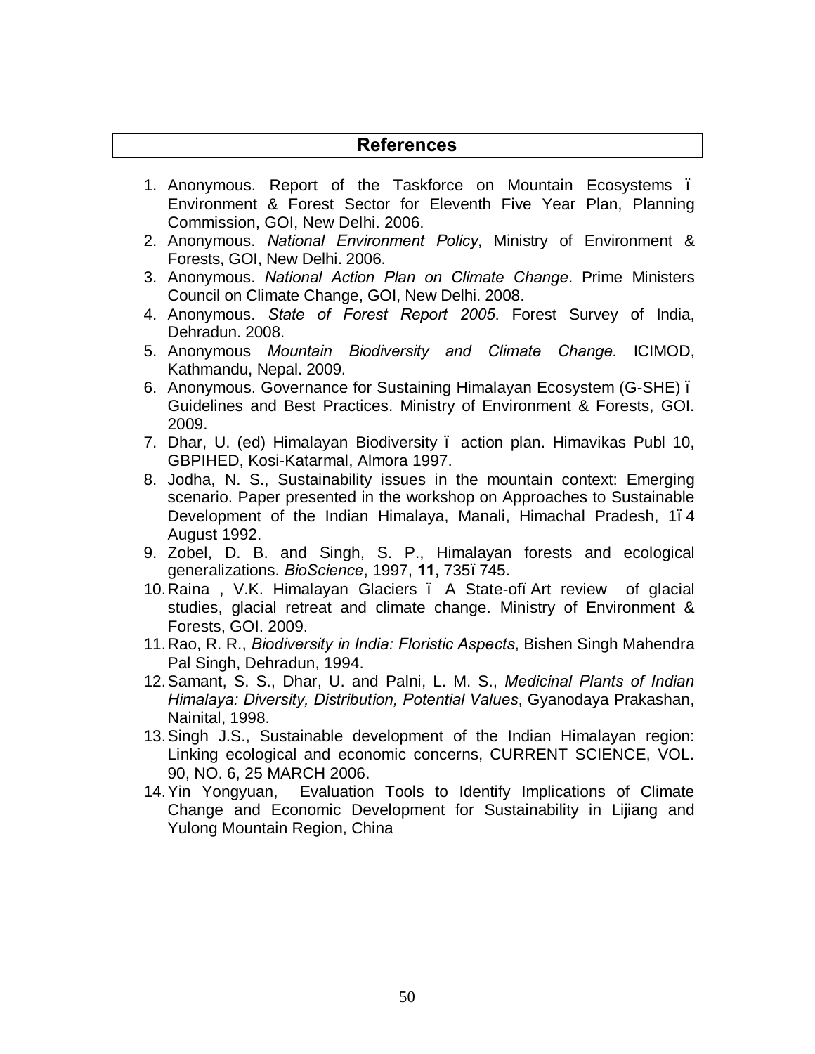## References

1. Anonymous. Report of the Taskforce on Mountain Ecosystems – Environment & Forest Sector for Eleventh Five Year Plan, Planning Commission, GOI, New Delhi. 2006.
2. Anonymous. *National Environment Policy*, Ministry of Environment & Forests, GOI, New Delhi. 2006.
3. Anonymous. *National Action Plan on Climate Change*. Prime Ministers Council on Climate Change, GOI, New Delhi. 2008.
4. Anonymous. *State of Forest Report 2005*. Forest Survey of India, Dehradun. 2008.
5. Anonymous *Mountain Biodiversity and Climate Change*. ICIMOD, Kathmandu, Nepal. 2009.
6. Anonymous. Governance for Sustaining Himalayan Ecosystem (G-SHE) – Guidelines and Best Practices. Ministry of Environment & Forests, GOI. 2009.
7. Dhar, U. (ed) Himalayan Biodiversity – action plan. Himavikas Publ 10, GBPIHED, Kosi-Katarmal, Almora 1997.
8. Jodha, N. S., Sustainability issues in the mountain context: Emerging scenario. Paper presented in the workshop on Approaches to Sustainable Development of the Indian Himalaya, Manali, Himachal Pradesh, 1–4 August 1992.
9. Zobel, D. B. and Singh, S. P., Himalayan forests and ecological generalizations. *BioScience*, 1997, **11**, 735–745.
10. Raina , V.K. Himalayan Glaciers – A State-of–Art review of glacial studies, glacial retreat and climate change. Ministry of Environment & Forests, GOI. 2009.
11. Rao, R. R., *Biodiversity in India: Floristic Aspects*, Bishen Singh Mahendra Pal Singh, Dehradun, 1994.
12. Samant, S. S., Dhar, U. and Palni, L. M. S., *Medicinal Plants of Indian Himalaya: Diversity, Distribution, Potential Values*, Gyanodaya Prakashan, Nainital, 1998.
13. Singh J.S., Sustainable development of the Indian Himalayan region: Linking ecological and economic concerns, CURRENT SCIENCE, VOL. 90, NO. 6, 25 MARCH 2006.
14. Yin Yongyuan, Evaluation Tools to Identify Implications of Climate Change and Economic Development for Sustainability in Lijiang and Yulong Mountain Region, China